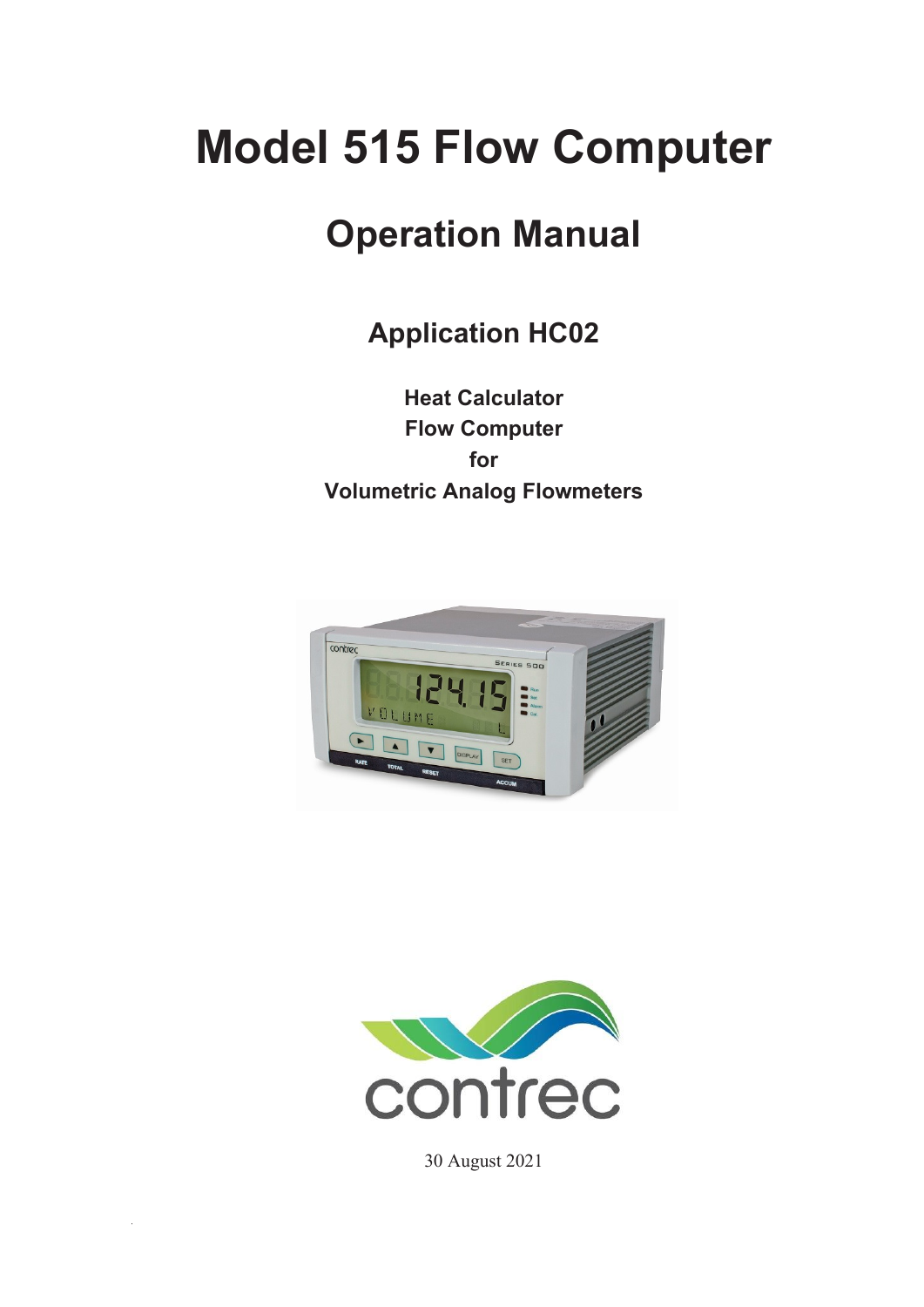# Model 515 Flow Computer

## Operation Manual

### Application HC02

**Heat Calculator**
**Flow Computer**
**for**
**Volumetric Analog Flowmeters**

30 August 2021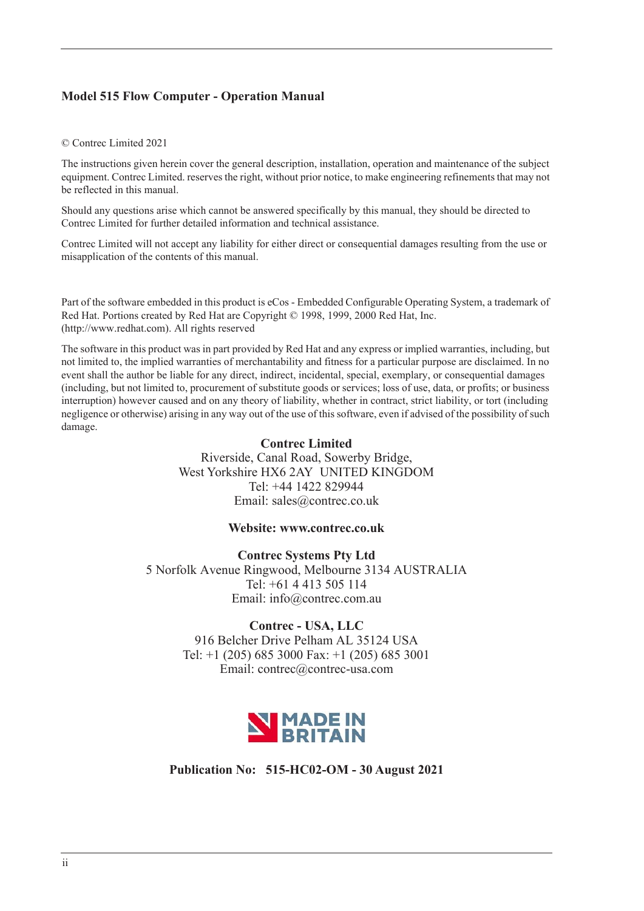**Model 515 Flow Computer - Operation Manual**

© Contrec Limited 2021

The instructions given herein cover the general description, installation, operation and maintenance of the subject equipment. Contrec Limited. reserves the right, without prior notice, to make engineering refinements that may not be reflected in this manual.

Should any questions arise which cannot be answered specifically by this manual, they should be directed to Contrec Limited for further detailed information and technical assistance.

Contrec Limited will not accept any liability for either direct or consequential damages resulting from the use or misapplication of the contents of this manual.

Part of the software embedded in this product is eCos - Embedded Configurable Operating System, a trademark of Red Hat. Portions created by Red Hat are Copyright © 1998, 1999, 2000 Red Hat, Inc. (http://www.redhat.com). All rights reserved

The software in this product was in part provided by Red Hat and any express or implied warranties, including, but not limited to, the implied warranties of merchantability and fitness for a particular purpose are disclaimed. In no event shall the author be liable for any direct, indirect, incidental, special, exemplary, or consequential damages (including, but not limited to, procurement of substitute goods or services; loss of use, data, or profits; or business interruption) however caused and on any theory of liability, whether in contract, strict liability, or tort (including negligence or otherwise) arising in any way out of the use of this software, even if advised of the possibility of such damage.

**Contrec Limited**
Riverside, Canal Road, Sowerby Bridge,
West Yorkshire HX6 2AY UNITED KINGDOM
Tel: +44 1422 829944
Email: sales@contrec.co.uk

**Website: www.contrec.co.uk**

**Contrec Systems Pty Ltd**
5 Norfolk Avenue Ringwood, Melbourne 3134 AUSTRALIA
Tel: +61 4 413 505 114
Email: info@contrec.com.au

**Contrec - USA, LLC**
916 Belcher Drive Pelham AL 35124 USA
Tel: +1 (205) 685 3000 Fax: +1 (205) 685 3001
Email: contrec@contrec-usa.com

MADE IN BRITAIN

**Publication No: 515-HC02-OM - 30 August 2021**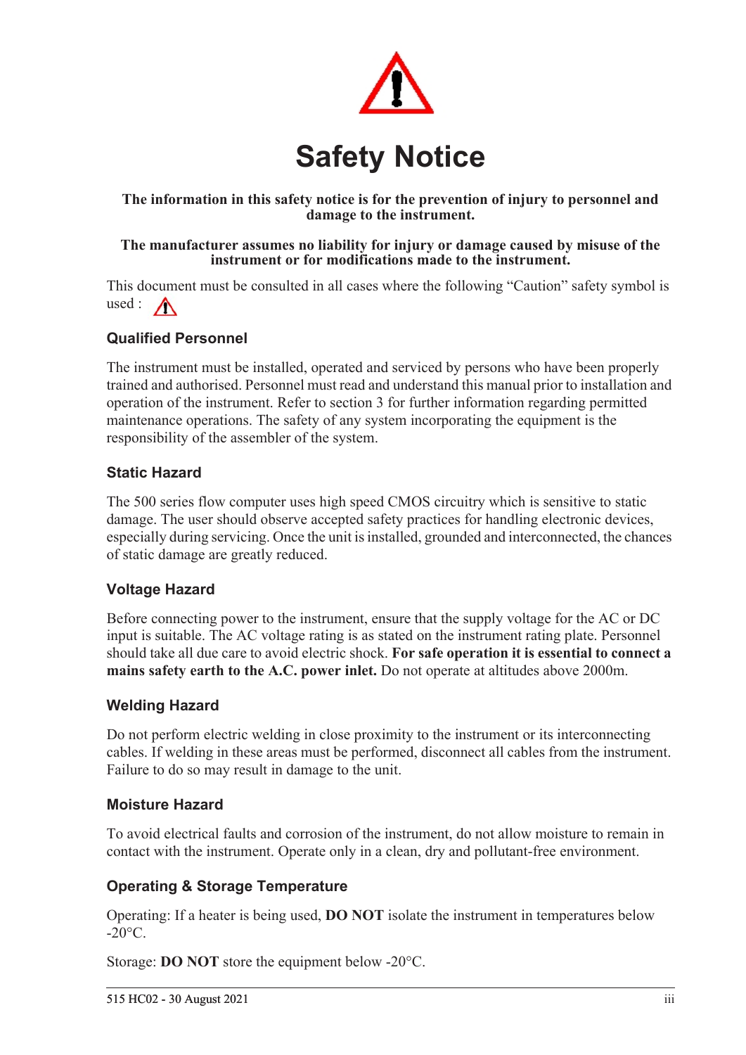# Safety Notice

**The information in this safety notice is for the prevention of injury to personnel and damage to the instrument.**

**The manufacturer assumes no liability for injury or damage caused by misuse of the instrument or for modifications made to the instrument.**

This document must be consulted in all cases where the following “Caution” safety symbol is used :

### Qualified Personnel

The instrument must be installed, operated and serviced by persons who have been properly trained and authorised. Personnel must read and understand this manual prior to installation and operation of the instrument. Refer to section 3 for further information regarding permitted maintenance operations. The safety of any system incorporating the equipment is the responsibility of the assembler of the system.

### Static Hazard

The 500 series flow computer uses high speed CMOS circuitry which is sensitive to static damage. The user should observe accepted safety practices for handling electronic devices, especially during servicing. Once the unit is installed, grounded and interconnected, the chances of static damage are greatly reduced.

### Voltage Hazard

Before connecting power to the instrument, ensure that the supply voltage for the AC or DC input is suitable. The AC voltage rating is as stated on the instrument rating plate. Personnel should take all due care to avoid electric shock. **For safe operation it is essential to connect a mains safety earth to the A.C. power inlet.** Do not operate at altitudes above 2000m.

### Welding Hazard

Do not perform electric welding in close proximity to the instrument or its interconnecting cables. If welding in these areas must be performed, disconnect all cables from the instrument. Failure to do so may result in damage to the unit.

### Moisture Hazard

To avoid electrical faults and corrosion of the instrument, do not allow moisture to remain in contact with the instrument. Operate only in a clean, dry and pollutant-free environment.

### Operating & Storage Temperature

Operating: If a heater is being used, **DO NOT** isolate the instrument in temperatures below -20°C.

Storage: **DO NOT** store the equipment below -20°C.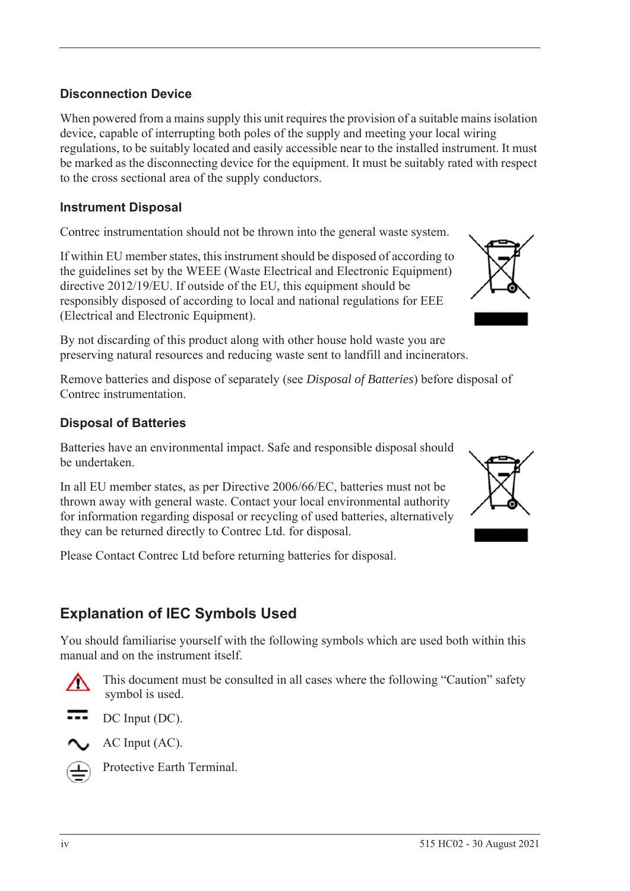### Disconnection Device

When powered from a mains supply this unit requires the provision of a suitable mains isolation device, capable of interrupting both poles of the supply and meeting your local wiring regulations, to be suitably located and easily accessible near to the installed instrument. It must be marked as the disconnecting device for the equipment. It must be suitably rated with respect to the cross sectional area of the supply conductors.

### Instrument Disposal

Contrec instrumentation should not be thrown into the general waste system.

If within EU member states, this instrument should be disposed of according to the guidelines set by the WEEE (Waste Electrical and Electronic Equipment) directive 2012/19/EU. If outside of the EU, this equipment should be responsibly disposed of according to local and national regulations for EEE (Electrical and Electronic Equipment).

By not discarding of this product along with other house hold waste you are preserving natural resources and reducing waste sent to landfill and incinerators.

Remove batteries and dispose of separately (see *Disposal of Batteries*) before disposal of Contrec instrumentation.

### Disposal of Batteries

Batteries have an environmental impact. Safe and responsible disposal should be undertaken.

In all EU member states, as per Directive 2006/66/EC, batteries must not be thrown away with general waste. Contact your local environmental authority for information regarding disposal or recycling of used batteries, alternatively they can be returned directly to Contrec Ltd. for disposal.

Please Contact Contrec Ltd before returning batteries for disposal.

## Explanation of IEC Symbols Used

You should familiarise yourself with the following symbols which are used both within this manual and on the instrument itself.

⚠ This document must be consulted in all cases where the following “Caution” safety symbol is used.

⎓ DC Input (DC).

∿ AC Input (AC).

⏚ Protective Earth Terminal.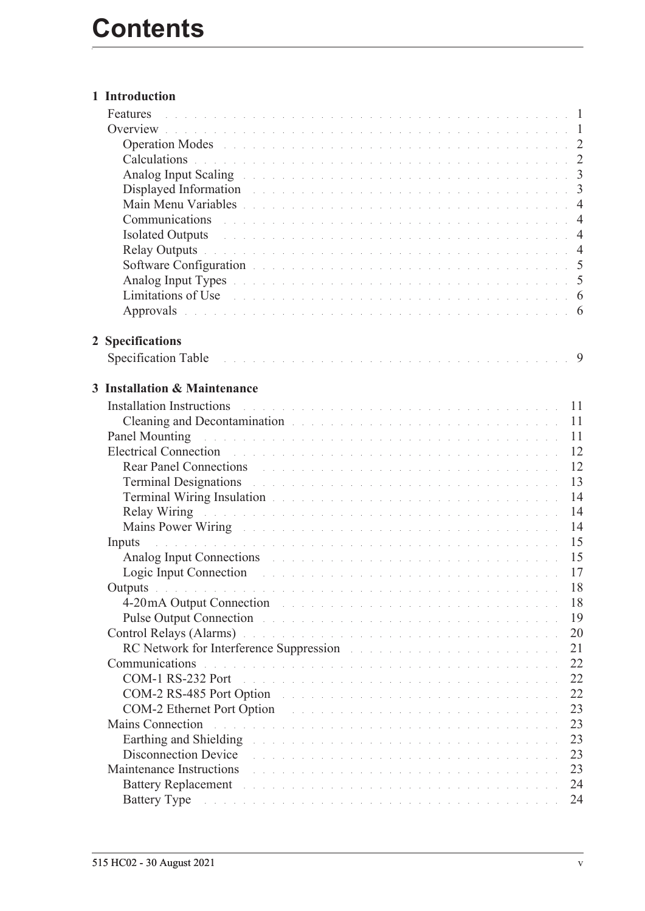# Contents

## 1 Introduction

- Features . . . 1
- Overview . . . 1
  - Operation Modes . . . 2
  - Calculations . . . 2
  - Analog Input Scaling . . . 3
  - Displayed Information . . . 3
  - Main Menu Variables . . . 4
  - Communications . . . 4
  - Isolated Outputs . . . 4
  - Relay Outputs . . . 4
  - Software Configuration . . . 5
  - Analog Input Types . . . 5
  - Limitations of Use . . . 6
  - Approvals . . . 6

## 2 Specifications

- Specification Table . . . 9

## 3 Installation & Maintenance

- Installation Instructions . . . 11
  - Cleaning and Decontamination . . . 11
- Panel Mounting . . . 11
- Electrical Connection . . . 12
  - Rear Panel Connections . . . 12
  - Terminal Designations . . . 13
  - Terminal Wiring Insulation . . . 14
  - Relay Wiring . . . 14
  - Mains Power Wiring . . . 14
- Inputs . . . 15
  - Analog Input Connections . . . 15
  - Logic Input Connection . . . 17
- Outputs . . . 18
  - 4-20mA Output Connection . . . 18
  - Pulse Output Connection . . . 19
- Control Relays (Alarms) . . . 20
  - RC Network for Interference Suppression . . . 21
- Communications . . . 22
  - COM-1 RS-232 Port . . . 22
  - COM-2 RS-485 Port Option . . . 22
  - COM-2 Ethernet Port Option . . . 23
- Mains Connection . . . 23
  - Earthing and Shielding . . . 23
  - Disconnection Device . . . 23
- Maintenance Instructions . . . 23
  - Battery Replacement . . . 24
  - Battery Type . . . 24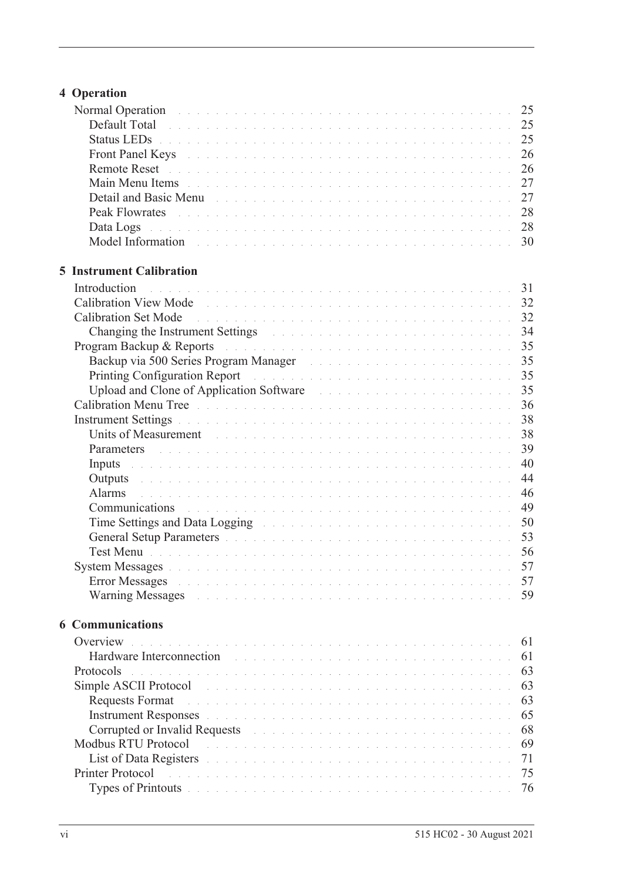## 4 Operation

Normal Operation . . . . . . . . . . . . . . . . . . . . . . . . . . . . . . . . . . . . . . . 25
    Default Total . . . . . . . . . . . . . . . . . . . . . . . . . . . . . . . . . . . . . . . 25
    Status LEDs . . . . . . . . . . . . . . . . . . . . . . . . . . . . . . . . . . . . . . . 25
    Front Panel Keys . . . . . . . . . . . . . . . . . . . . . . . . . . . . . . . . . . . . . . . 26
    Remote Reset . . . . . . . . . . . . . . . . . . . . . . . . . . . . . . . . . . . . . . . 26
    Main Menu Items . . . . . . . . . . . . . . . . . . . . . . . . . . . . . . . . . . . . . . . 27
    Detail and Basic Menu . . . . . . . . . . . . . . . . . . . . . . . . . . . . . . . . . . . . . . . 27
    Peak Flowrates . . . . . . . . . . . . . . . . . . . . . . . . . . . . . . . . . . . . . . . 28
    Data Logs . . . . . . . . . . . . . . . . . . . . . . . . . . . . . . . . . . . . . . . 28
    Model Information . . . . . . . . . . . . . . . . . . . . . . . . . . . . . . . . . . . . . . . 30

## 5 Instrument Calibration

Introduction . . . . . . . . . . . . . . . . . . . . . . . . . . . . . . . . . . . . . . . 31
Calibration View Mode . . . . . . . . . . . . . . . . . . . . . . . . . . . . . . . . . . . . . . . 32
Calibration Set Mode . . . . . . . . . . . . . . . . . . . . . . . . . . . . . . . . . . . . . . . 32
    Changing the Instrument Settings . . . . . . . . . . . . . . . . . . . . . . . . . . . . . . . . . . . . . . . 34
Program Backup & Reports . . . . . . . . . . . . . . . . . . . . . . . . . . . . . . . . . . . . . . . 35
    Backup via 500 Series Program Manager . . . . . . . . . . . . . . . . . . . . . . . . . . . . . . . . . . . . . . . 35
    Printing Configuration Report . . . . . . . . . . . . . . . . . . . . . . . . . . . . . . . . . . . . . . . 35
    Upload and Clone of Application Software . . . . . . . . . . . . . . . . . . . . . . . . . . . . . . . . . . . . . . . 35
Calibration Menu Tree . . . . . . . . . . . . . . . . . . . . . . . . . . . . . . . . . . . . . . . 36
Instrument Settings . . . . . . . . . . . . . . . . . . . . . . . . . . . . . . . . . . . . . . . 38
    Units of Measurement . . . . . . . . . . . . . . . . . . . . . . . . . . . . . . . . . . . . . . . 38
    Parameters . . . . . . . . . . . . . . . . . . . . . . . . . . . . . . . . . . . . . . . 39
    Inputs . . . . . . . . . . . . . . . . . . . . . . . . . . . . . . . . . . . . . . . 40
    Outputs . . . . . . . . . . . . . . . . . . . . . . . . . . . . . . . . . . . . . . . 44
    Alarms . . . . . . . . . . . . . . . . . . . . . . . . . . . . . . . . . . . . . . . 46
    Communications . . . . . . . . . . . . . . . . . . . . . . . . . . . . . . . . . . . . . . . 49
    Time Settings and Data Logging . . . . . . . . . . . . . . . . . . . . . . . . . . . . . . . . . . . . . . . 50
    General Setup Parameters . . . . . . . . . . . . . . . . . . . . . . . . . . . . . . . . . . . . . . . 53
    Test Menu . . . . . . . . . . . . . . . . . . . . . . . . . . . . . . . . . . . . . . . 56
System Messages . . . . . . . . . . . . . . . . . . . . . . . . . . . . . . . . . . . . . . . 57
    Error Messages . . . . . . . . . . . . . . . . . . . . . . . . . . . . . . . . . . . . . . . 57
    Warning Messages . . . . . . . . . . . . . . . . . . . . . . . . . . . . . . . . . . . . . . . 59

## 6 Communications

Overview . . . . . . . . . . . . . . . . . . . . . . . . . . . . . . . . . . . . . . . 61
    Hardware Interconnection . . . . . . . . . . . . . . . . . . . . . . . . . . . . . . . . . . . . . . . 61
Protocols . . . . . . . . . . . . . . . . . . . . . . . . . . . . . . . . . . . . . . . 63
Simple ASCII Protocol . . . . . . . . . . . . . . . . . . . . . . . . . . . . . . . . . . . . . . . 63
    Requests Format . . . . . . . . . . . . . . . . . . . . . . . . . . . . . . . . . . . . . . . 63
    Instrument Responses . . . . . . . . . . . . . . . . . . . . . . . . . . . . . . . . . . . . . . . 65
    Corrupted or Invalid Requests . . . . . . . . . . . . . . . . . . . . . . . . . . . . . . . . . . . . . . . 68
Modbus RTU Protocol . . . . . . . . . . . . . . . . . . . . . . . . . . . . . . . . . . . . . . . 69
    List of Data Registers . . . . . . . . . . . . . . . . . . . . . . . . . . . . . . . . . . . . . . . 71
Printer Protocol . . . . . . . . . . . . . . . . . . . . . . . . . . . . . . . . . . . . . . . 75
    Types of Printouts . . . . . . . . . . . . . . . . . . . . . . . . . . . . . . . . . . . . . . . 76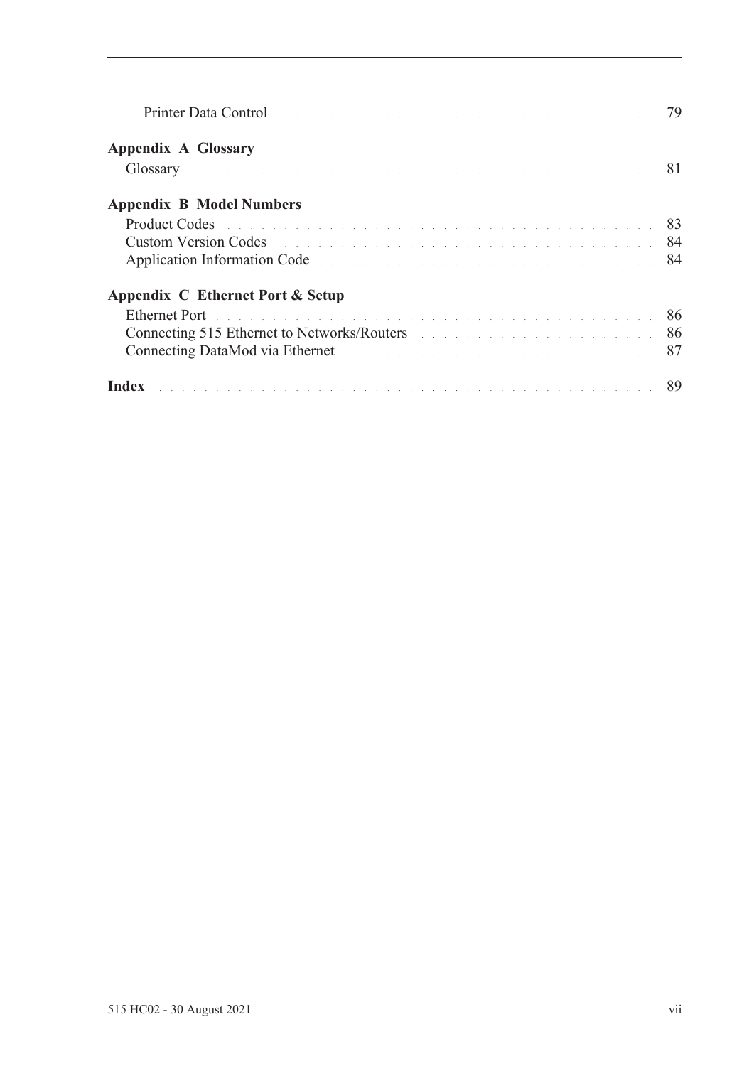Printer Data Control . . . . . . . . . . . . . . . . . . . . . . . . . . . . . . . . . . . 79

**Appendix A Glossary**

Glossary . . . . . . . . . . . . . . . . . . . . . . . . . . . . . . . . . . . . . . . . . . . . 81

**Appendix B Model Numbers**

Product Codes . . . . . . . . . . . . . . . . . . . . . . . . . . . . . . . . . . . . . . . . 83
Custom Version Codes . . . . . . . . . . . . . . . . . . . . . . . . . . . . . . . . . . . 84
Application Information Code . . . . . . . . . . . . . . . . . . . . . . . . . . . . . . 84

**Appendix C Ethernet Port & Setup**

Ethernet Port . . . . . . . . . . . . . . . . . . . . . . . . . . . . . . . . . . . . . . . . . 86
Connecting 515 Ethernet to Networks/Routers . . . . . . . . . . . . . . . . . . . 86
Connecting DataMod via Ethernet . . . . . . . . . . . . . . . . . . . . . . . . . . . 87

**Index** . . . . . . . . . . . . . . . . . . . . . . . . . . . . . . . . . . . . . . . . . . . . . 89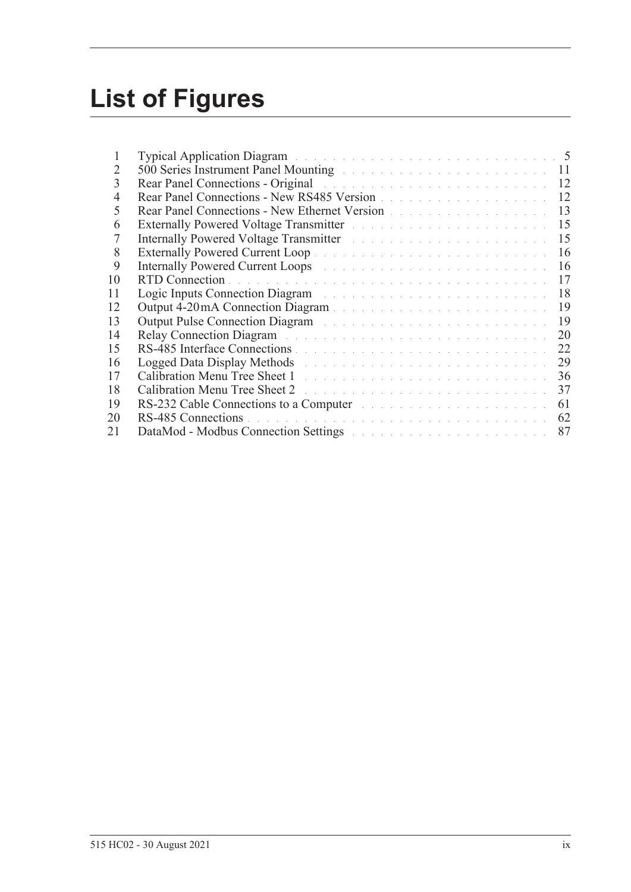# List of Figures

| | | |
|---|---|---|
| 1 | Typical Application Diagram | 5 |
| 2 | 500 Series Instrument Panel Mounting | 11 |
| 3 | Rear Panel Connections - Original | 12 |
| 4 | Rear Panel Connections - New RS485 Version | 12 |
| 5 | Rear Panel Connections - New Ethernet Version | 13 |
| 6 | Externally Powered Voltage Transmitter | 15 |
| 7 | Internally Powered Voltage Transmitter | 15 |
| 8 | Externally Powered Current Loop | 16 |
| 9 | Internally Powered Current Loops | 16 |
| 10 | RTD Connection | 17 |
| 11 | Logic Inputs Connection Diagram | 18 |
| 12 | Output 4-20 mA Connection Diagram | 19 |
| 13 | Output Pulse Connection Diagram | 19 |
| 14 | Relay Connection Diagram | 20 |
| 15 | RS-485 Interface Connections | 22 |
| 16 | Logged Data Display Methods | 29 |
| 17 | Calibration Menu Tree Sheet 1 | 36 |
| 18 | Calibration Menu Tree Sheet 2 | 37 |
| 19 | RS-232 Cable Connections to a Computer | 61 |
| 20 | RS-485 Connections | 62 |
| 21 | DataMod - Modbus Connection Settings | 87 |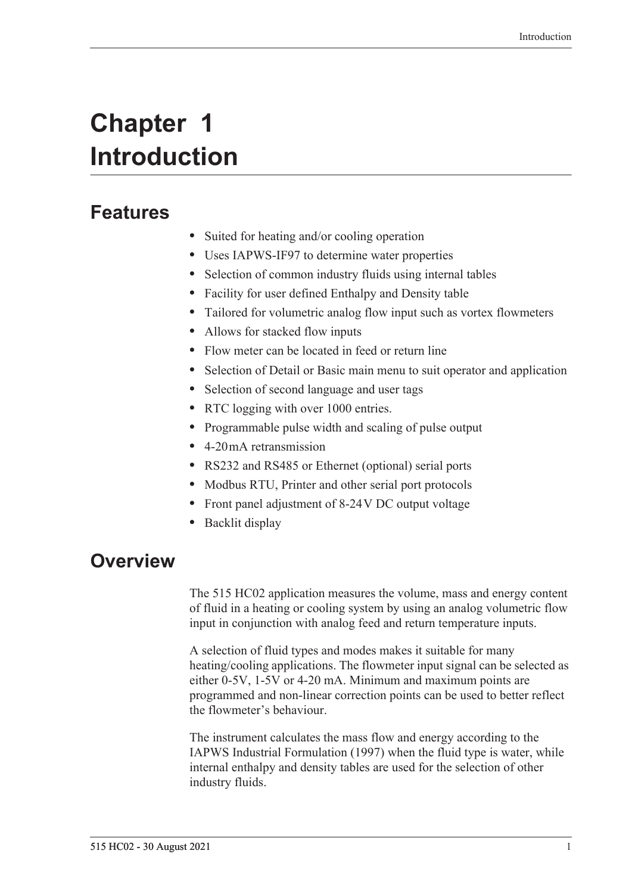# Chapter 1 Introduction

## Features

- Suited for heating and/or cooling operation
- Uses IAPWS-IF97 to determine water properties
- Selection of common industry fluids using internal tables
- Facility for user defined Enthalpy and Density table
- Tailored for volumetric analog flow input such as vortex flowmeters
- Allows for stacked flow inputs
- Flow meter can be located in feed or return line
- Selection of Detail or Basic main menu to suit operator and application
- Selection of second language and user tags
- RTC logging with over 1000 entries.
- Programmable pulse width and scaling of pulse output
- 4-20 mA retransmission
- RS232 and RS485 or Ethernet (optional) serial ports
- Modbus RTU, Printer and other serial port protocols
- Front panel adjustment of 8-24 V DC output voltage
- Backlit display

## Overview

The 515 HC02 application measures the volume, mass and energy content of fluid in a heating or cooling system by using an analog volumetric flow input in conjunction with analog feed and return temperature inputs.

A selection of fluid types and modes makes it suitable for many heating/cooling applications. The flowmeter input signal can be selected as either 0-5V, 1-5V or 4-20 mA. Minimum and maximum points are programmed and non-linear correction points can be used to better reflect the flowmeter's behaviour.

The instrument calculates the mass flow and energy according to the IAPWS Industrial Formulation (1997) when the fluid type is water, while internal enthalpy and density tables are used for the selection of other industry fluids.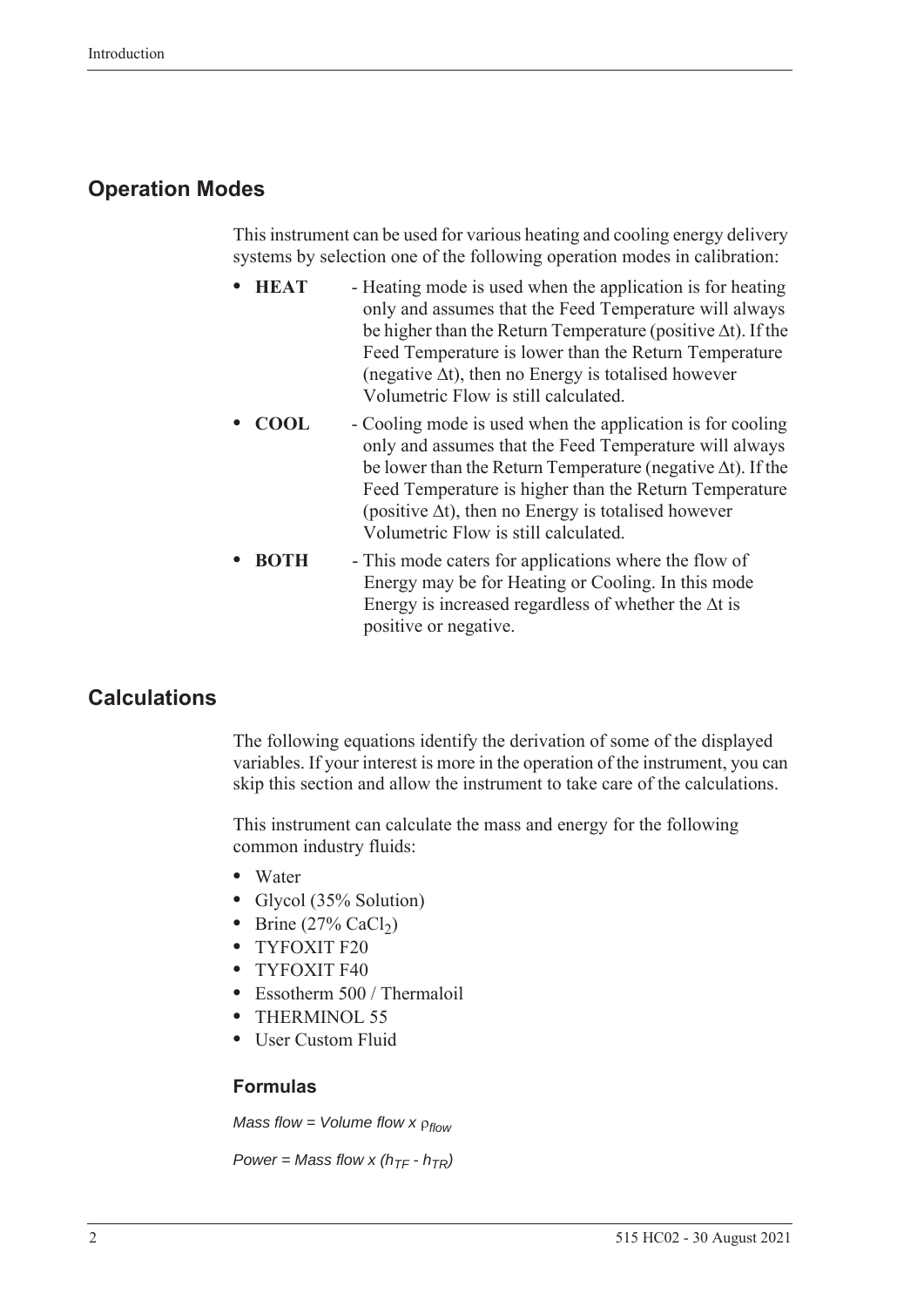## Operation Modes

This instrument can be used for various heating and cooling energy delivery systems by selection one of the following operation modes in calibration:

- **HEAT** - Heating mode is used when the application is for heating only and assumes that the Feed Temperature will always be higher than the Return Temperature (positive $\Delta$t). If the Feed Temperature is lower than the Return Temperature (negative $\Delta$t), then no Energy is totalised however Volumetric Flow is still calculated.
- **COOL** - Cooling mode is used when the application is for cooling only and assumes that the Feed Temperature will always be lower than the Return Temperature (negative $\Delta$t). If the Feed Temperature is higher than the Return Temperature (positive $\Delta$t), then no Energy is totalised however Volumetric Flow is still calculated.
- **BOTH** - This mode caters for applications where the flow of Energy may be for Heating or Cooling. In this mode Energy is increased regardless of whether the $\Delta$t is positive or negative.

## Calculations

The following equations identify the derivation of some of the displayed variables. If your interest is more in the operation of the instrument, you can skip this section and allow the instrument to take care of the calculations.

This instrument can calculate the mass and energy for the following common industry fluids:

- Water
- Glycol (35% Solution)
- Brine (27% $CaCl_2$)
- TYFOXIT F20
- TYFOXIT F40
- Essotherm 500 / Thermaloil
- THERMINOL 55
- User Custom Fluid

### Formulas

$$Mass\ flow = Volume\ flow \times \rho_{flow}$$

$$Power = Mass\ flow \times (h_{TF} - h_{TR})$$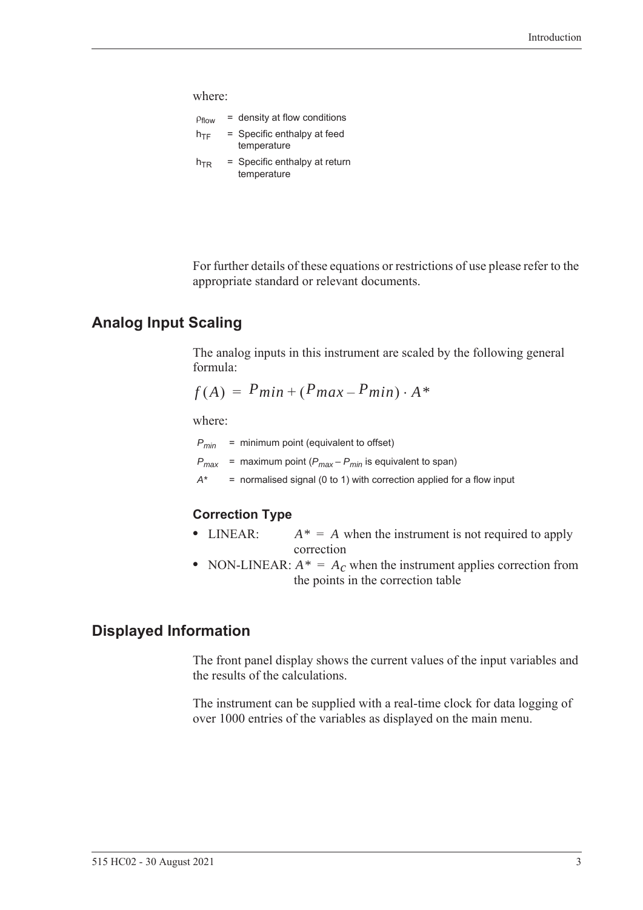where:

$\rho_{flow}$ = density at flow conditions

$h_{TF}$ = Specific enthalpy at feed temperature

$h_{TR}$ = Specific enthalpy at return temperature

For further details of these equations or restrictions of use please refer to the appropriate standard or relevant documents.

## Analog Input Scaling

The analog inputs in this instrument are scaled by the following general formula:

$$f(A) = P_{min} + (P_{max} - P_{min}) \cdot A^*$$

where:

$P_{min}$ = minimum point (equivalent to offset)

$P_{max}$ = maximum point ($P_{max} - P_{min}$ is equivalent to span)

$A^*$ = normalised signal (0 to 1) with correction applied for a flow input

### Correction Type

- LINEAR: $A^* = A$ when the instrument is not required to apply correction
- NON-LINEAR: $A^* = A_C$ when the instrument applies correction from the points in the correction table

## Displayed Information

The front panel display shows the current values of the input variables and the results of the calculations.

The instrument can be supplied with a real-time clock for data logging of over 1000 entries of the variables as displayed on the main menu.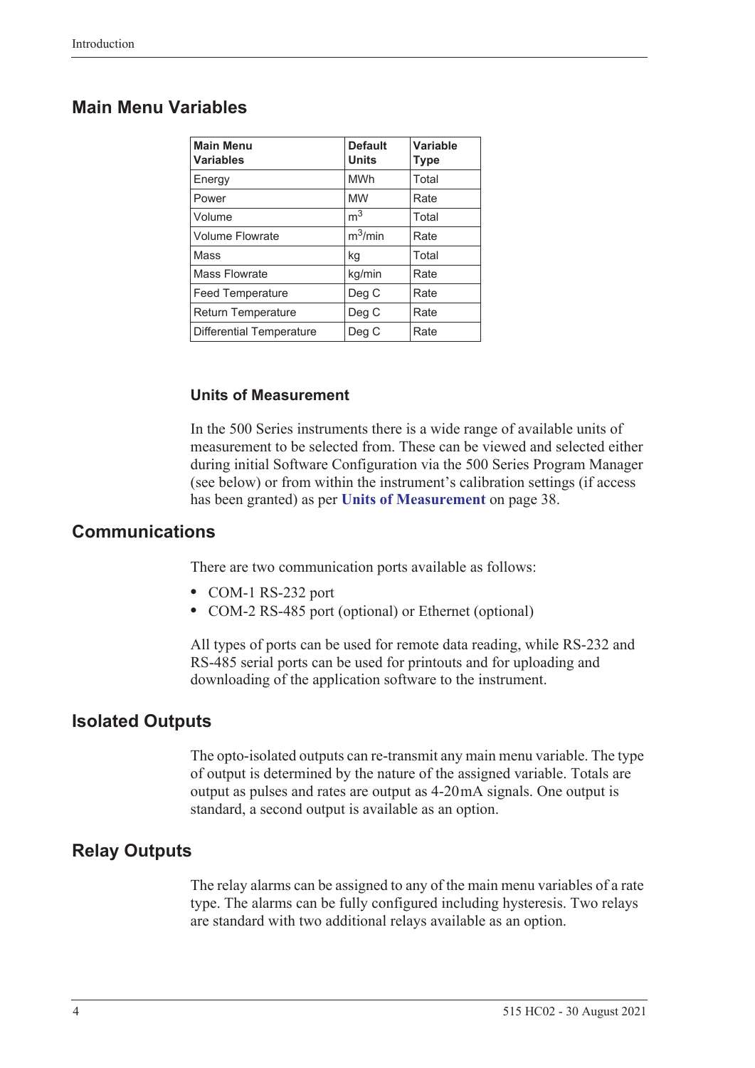## Main Menu Variables

| Main Menu Variables | Default Units | Variable Type |
|---|---|---|
| Energy | MWh | Total |
| Power | MW | Rate |
| Volume | $m^3$ | Total |
| Volume Flowrate | $m^3$/min | Rate |
| Mass | kg | Total |
| Mass Flowrate | kg/min | Rate |
| Feed Temperature | Deg C | Rate |
| Return Temperature | Deg C | Rate |
| Differential Temperature | Deg C | Rate |

### Units of Measurement

In the 500 Series instruments there is a wide range of available units of measurement to be selected from. These can be viewed and selected either during initial Software Configuration via the 500 Series Program Manager (see below) or from within the instrument's calibration settings (if access has been granted) as per **Units of Measurement** on page 38.

## Communications

There are two communication ports available as follows:

- COM-1 RS-232 port
- COM-2 RS-485 port (optional) or Ethernet (optional)

All types of ports can be used for remote data reading, while RS-232 and RS-485 serial ports can be used for printouts and for uploading and downloading of the application software to the instrument.

## Isolated Outputs

The opto-isolated outputs can re-transmit any main menu variable. The type of output is determined by the nature of the assigned variable. Totals are output as pulses and rates are output as 4-20mA signals. One output is standard, a second output is available as an option.

## Relay Outputs

The relay alarms can be assigned to any of the main menu variables of a rate type. The alarms can be fully configured including hysteresis. Two relays are standard with two additional relays available as an option.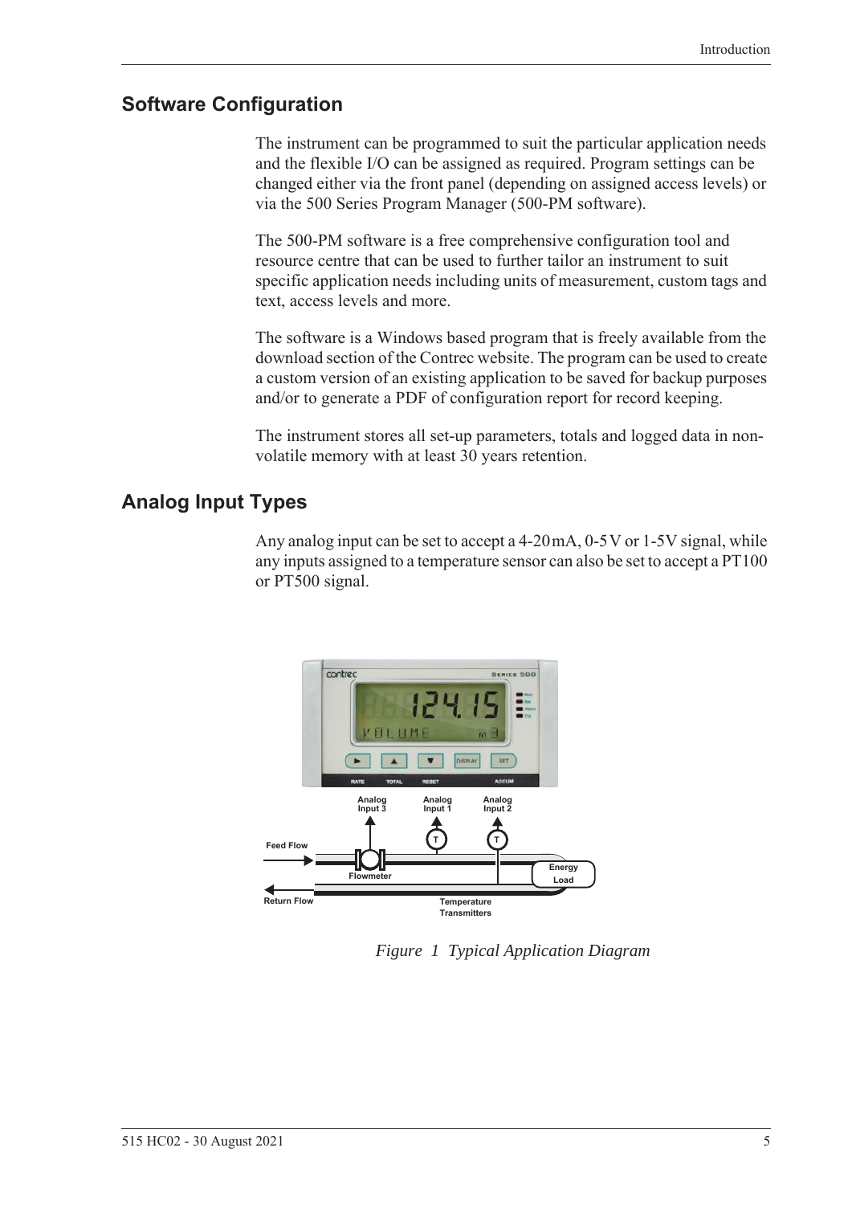## Software Configuration

The instrument can be programmed to suit the particular application needs and the flexible I/O can be assigned as required. Program settings can be changed either via the front panel (depending on assigned access levels) or via the 500 Series Program Manager (500-PM software).

The 500-PM software is a free comprehensive configuration tool and resource centre that can be used to further tailor an instrument to suit specific application needs including units of measurement, custom tags and text, access levels and more.

The software is a Windows based program that is freely available from the download section of the Contrec website. The program can be used to create a custom version of an existing application to be saved for backup purposes and/or to generate a PDF of configuration report for record keeping.

The instrument stores all set-up parameters, totals and logged data in non-volatile memory with at least 30 years retention.

## Analog Input Types

Any analog input can be set to accept a 4-20 mA, 0-5 V or 1-5V signal, while any inputs assigned to a temperature sensor can also be set to accept a PT100 or PT500 signal.

*Figure 1 Typical Application Diagram*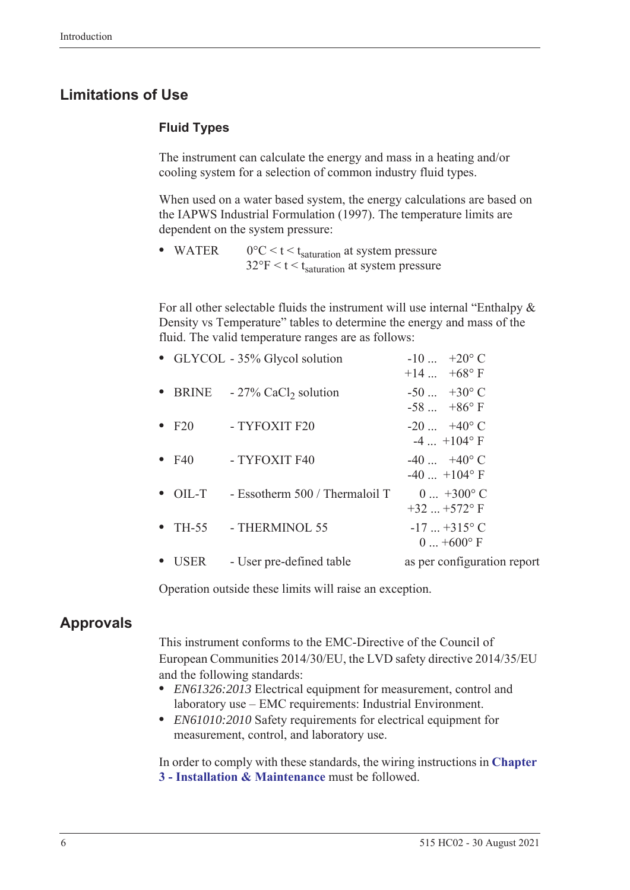## Limitations of Use

### Fluid Types

The instrument can calculate the energy and mass in a heating and/or cooling system for a selection of common industry fluid types.

When used on a water based system, the energy calculations are based on the IAPWS Industrial Formulation (1997). The temperature limits are dependent on the system pressure:

- WATER $0°C < t < t_{saturation}$ at system pressure
  $32°F < t < t_{saturation}$ at system pressure

For all other selectable fluids the instrument will use internal "Enthalpy & Density vs Temperature" tables to determine the energy and mass of the fluid. The valid temperature ranges are as follows:

| Fluid | Description | Temperature range |
|---|---|---|
| GLYCOL | - 35% Glycol solution | -10 ... +20° C<br>+14 ... +68° F |
| BRINE | - 27% $CaCl_2$ solution | -50 ... +30° C<br>-58 ... +86° F |
| F20 | - TYFOXIT F20 | -20 ... +40° C<br>-4 ... +104° F |
| F40 | - TYFOXIT F40 | -40 ... +40° C<br>-40 ... +104° F |
| OIL-T | - Essotherm 500 / Thermaloil T | 0 ... +300° C<br>+32 ... +572° F |
| TH-55 | - THERMINOL 55 | -17 ... +315° C<br>0 ... +600° F |
| USER | - User pre-defined table | as per configuration report |

Operation outside these limits will raise an exception.

## Approvals

This instrument conforms to the EMC-Directive of the Council of European Communities 2014/30/EU, the LVD safety directive 2014/35/EU and the following standards:

- *EN61326:2013* Electrical equipment for measurement, control and laboratory use – EMC requirements: Industrial Environment.
- *EN61010:2010* Safety requirements for electrical equipment for measurement, control, and laboratory use.

In order to comply with these standards, the wiring instructions in **Chapter 3 - Installation & Maintenance** must be followed.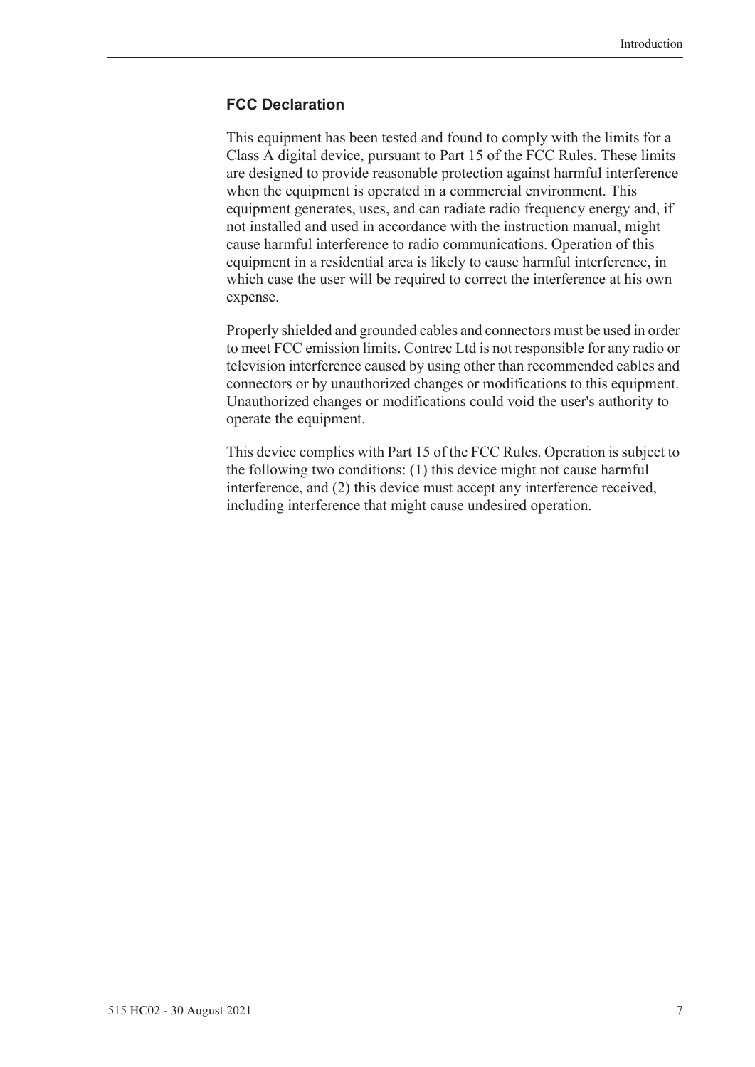### FCC Declaration

This equipment has been tested and found to comply with the limits for a Class A digital device, pursuant to Part 15 of the FCC Rules. These limits are designed to provide reasonable protection against harmful interference when the equipment is operated in a commercial environment. This equipment generates, uses, and can radiate radio frequency energy and, if not installed and used in accordance with the instruction manual, might cause harmful interference to radio communications. Operation of this equipment in a residential area is likely to cause harmful interference, in which case the user will be required to correct the interference at his own expense.

Properly shielded and grounded cables and connectors must be used in order to meet FCC emission limits. Contrec Ltd is not responsible for any radio or television interference caused by using other than recommended cables and connectors or by unauthorized changes or modifications to this equipment. Unauthorized changes or modifications could void the user's authority to operate the equipment.

This device complies with Part 15 of the FCC Rules. Operation is subject to the following two conditions: (1) this device might not cause harmful interference, and (2) this device must accept any interference received, including interference that might cause undesired operation.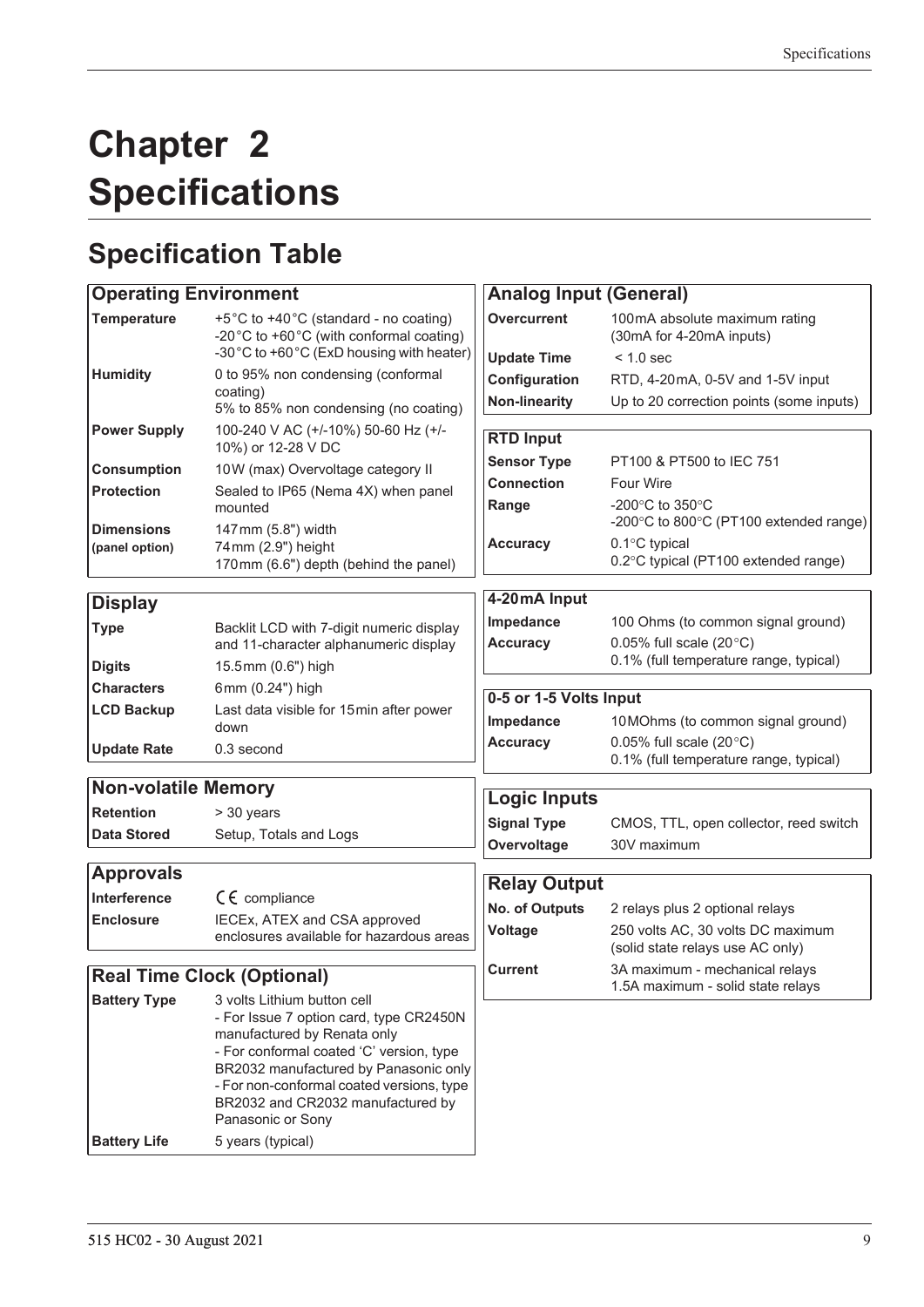# Chapter 2 Specifications

## Specification Table

| Operating Environment | |
|---|---|
| **Temperature** | +5°C to +40°C (standard - no coating)<br>-20°C to +60°C (with conformal coating)<br>-30°C to +60°C (ExD housing with heater) |
| **Humidity** | 0 to 95% non condensing (conformal coating)<br>5% to 85% non condensing (no coating) |
| **Power Supply** | 100-240 V AC (+/-10%) 50-60 Hz (+/-10%) or 12-28 V DC |
| **Consumption** | 10W (max) Overvoltage category II |
| **Protection** | Sealed to IP65 (Nema 4X) when panel mounted |
| **Dimensions (panel option)** | 147mm (5.8") width<br>74mm (2.9") height<br>170mm (6.6") depth (behind the panel) |

| Display | |
|---|---|
| **Type** | Backlit LCD with 7-digit numeric display and 11-character alphanumeric display |
| **Digits** | 15.5mm (0.6") high |
| **Characters** | 6mm (0.24") high |
| **LCD Backup** | Last data visible for 15min after power down |
| **Update Rate** | 0.3 second |

| Non-volatile Memory | |
|---|---|
| **Retention** | > 30 years |
| **Data Stored** | Setup, Totals and Logs |

| Approvals | |
|---|---|
| **Interference** | CE compliance |
| **Enclosure** | IECEx, ATEX and CSA approved enclosures available for hazardous areas |

| Real Time Clock (Optional) | |
|---|---|
| **Battery Type** | 3 volts Lithium button cell<br>- For Issue 7 option card, type CR2450N manufactured by Renata only<br>- For conformal coated 'C' version, type BR2032 manufactured by Panasonic only<br>- For non-conformal coated versions, type BR2032 and CR2032 manufactured by Panasonic or Sony |
| **Battery Life** | 5 years (typical) |

| Analog Input (General) | |
|---|---|
| **Overcurrent** | 100mA absolute maximum rating (30mA for 4-20mA inputs) |
| **Update Time** | < 1.0 sec |
| **Configuration** | RTD, 4-20mA, 0-5V and 1-5V input |
| **Non-linearity** | Up to 20 correction points (some inputs) |

| RTD Input | |
|---|---|
| **Sensor Type** | PT100 & PT500 to IEC 751 |
| **Connection** | Four Wire |
| **Range** | -200°C to 350°C<br>-200°C to 800°C (PT100 extended range) |
| **Accuracy** | 0.1°C typical<br>0.2°C typical (PT100 extended range) |

| 4-20mA Input | |
|---|---|
| **Impedance** | 100 Ohms (to common signal ground) |
| **Accuracy** | 0.05% full scale (20°C)<br>0.1% (full temperature range, typical) |

| 0-5 or 1-5 Volts Input | |
|---|---|
| **Impedance** | 10MOhms (to common signal ground) |
| **Accuracy** | 0.05% full scale (20°C)<br>0.1% (full temperature range, typical) |

| Logic Inputs | |
|---|---|
| **Signal Type** | CMOS, TTL, open collector, reed switch |
| **Overvoltage** | 30V maximum |

| Relay Output | |
|---|---|
| **No. of Outputs** | 2 relays plus 2 optional relays |
| **Voltage** | 250 volts AC, 30 volts DC maximum (solid state relays use AC only) |
| **Current** | 3A maximum - mechanical relays<br>1.5A maximum - solid state relays |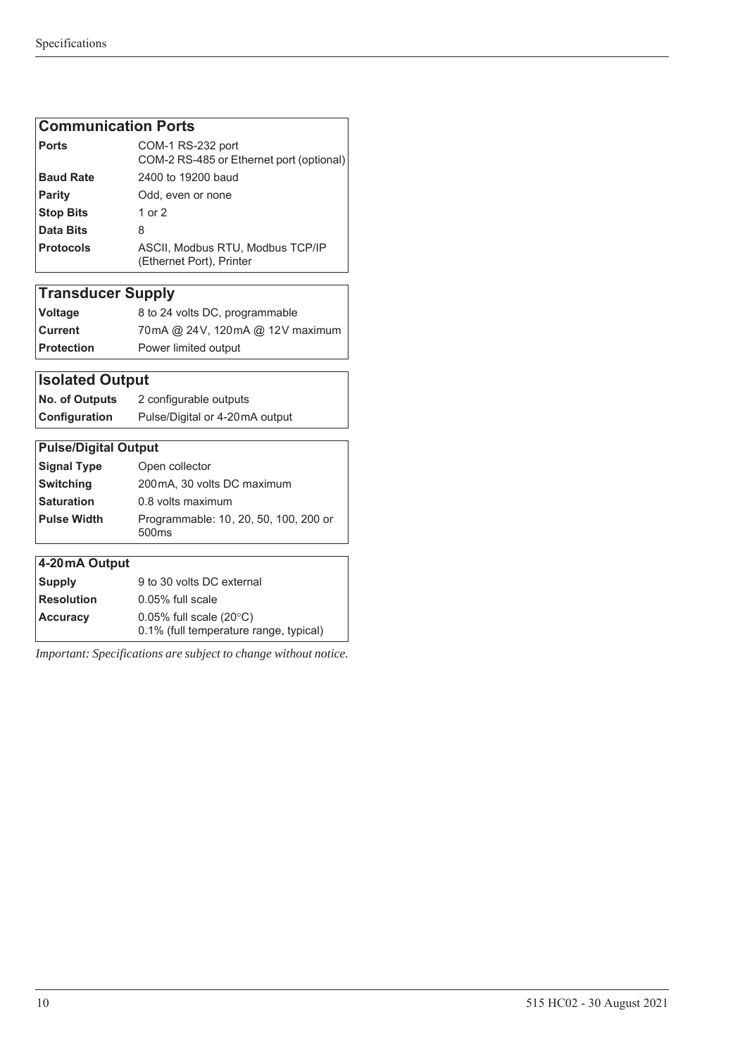| Communication Ports | |
|---|---|
| **Ports** | COM-1 RS-232 port<br>COM-2 RS-485 or Ethernet port (optional) |
| **Baud Rate** | 2400 to 19200 baud |
| **Parity** | Odd, even or none |
| **Stop Bits** | 1 or 2 |
| **Data Bits** | 8 |
| **Protocols** | ASCII, Modbus RTU, Modbus TCP/IP (Ethernet Port), Printer |

| Transducer Supply | |
|---|---|
| **Voltage** | 8 to 24 volts DC, programmable |
| **Current** | 70 mA @ 24 V, 120 mA @ 12 V maximum |
| **Protection** | Power limited output |

| Isolated Output | |
|---|---|
| **No. of Outputs** | 2 configurable outputs |
| **Configuration** | Pulse/Digital or 4-20 mA output |

| Pulse/Digital Output | |
|---|---|
| **Signal Type** | Open collector |
| **Switching** | 200 mA, 30 volts DC maximum |
| **Saturation** | 0.8 volts maximum |
| **Pulse Width** | Programmable: 10, 20, 50, 100, 200 or 500ms |

| 4-20 mA Output | |
|---|---|
| **Supply** | 9 to 30 volts DC external |
| **Resolution** | 0.05% full scale |
| **Accuracy** | 0.05% full scale (20°C)<br>0.1% (full temperature range, typical) |

*Important: Specifications are subject to change without notice.*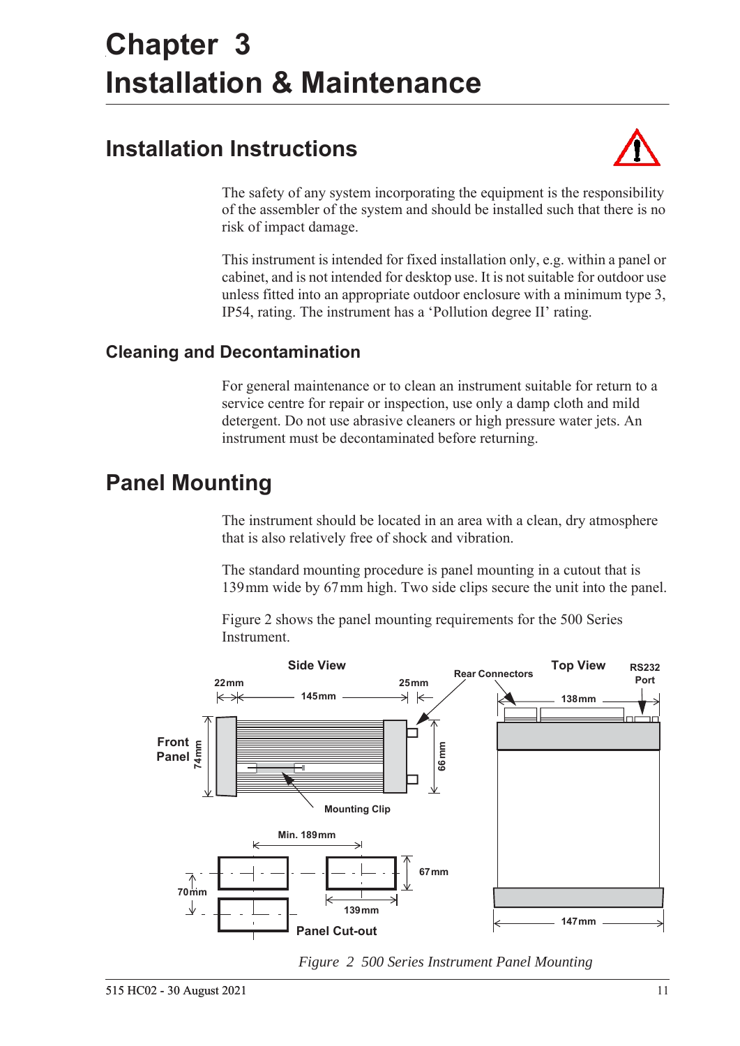# Chapter 3
# Installation & Maintenance

## Installation Instructions

The safety of any system incorporating the equipment is the responsibility of the assembler of the system and should be installed such that there is no risk of impact damage.

This instrument is intended for fixed installation only, e.g. within a panel or cabinet, and is not intended for desktop use. It is not suitable for outdoor use unless fitted into an appropriate outdoor enclosure with a minimum type 3, IP54, rating. The instrument has a 'Pollution degree II' rating.

### Cleaning and Decontamination

For general maintenance or to clean an instrument suitable for return to a service centre for repair or inspection, use only a damp cloth and mild detergent. Do not use abrasive cleaners or high pressure water jets. An instrument must be decontaminated before returning.

## Panel Mounting

The instrument should be located in an area with a clean, dry atmosphere that is also relatively free of shock and vibration.

The standard mounting procedure is panel mounting in a cutout that is 139 mm wide by 67 mm high. Two side clips secure the unit into the panel.

Figure 2 shows the panel mounting requirements for the 500 Series Instrument.

*Figure 2 500 Series Instrument Panel Mounting*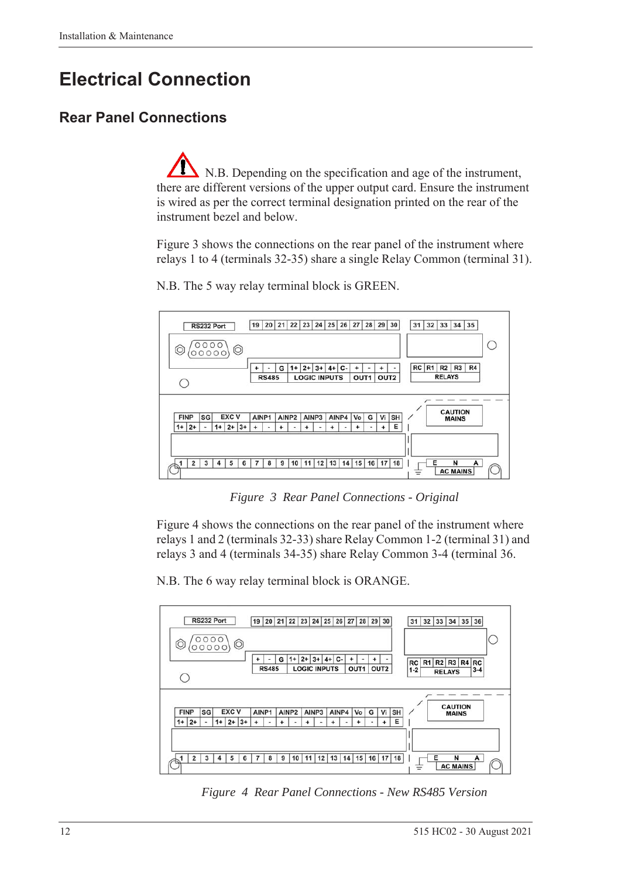# Electrical Connection

## Rear Panel Connections

N.B. Depending on the specification and age of the instrument, there are different versions of the upper output card. Ensure the instrument is wired as per the correct terminal designation printed on the rear of the instrument bezel and below.

Figure 3 shows the connections on the rear panel of the instrument where relays 1 to 4 (terminals 32-35) share a single Relay Common (terminal 31).

N.B. The 5 way relay terminal block is GREEN.

*Figure 3 Rear Panel Connections - Original*

Figure 4 shows the connections on the rear panel of the instrument where relays 1 and 2 (terminals 32-33) share Relay Common 1-2 (terminal 31) and relays 3 and 4 (terminals 34-35) share Relay Common 3-4 (terminal 36.

N.B. The 6 way relay terminal block is ORANGE.

*Figure 4 Rear Panel Connections - New RS485 Version*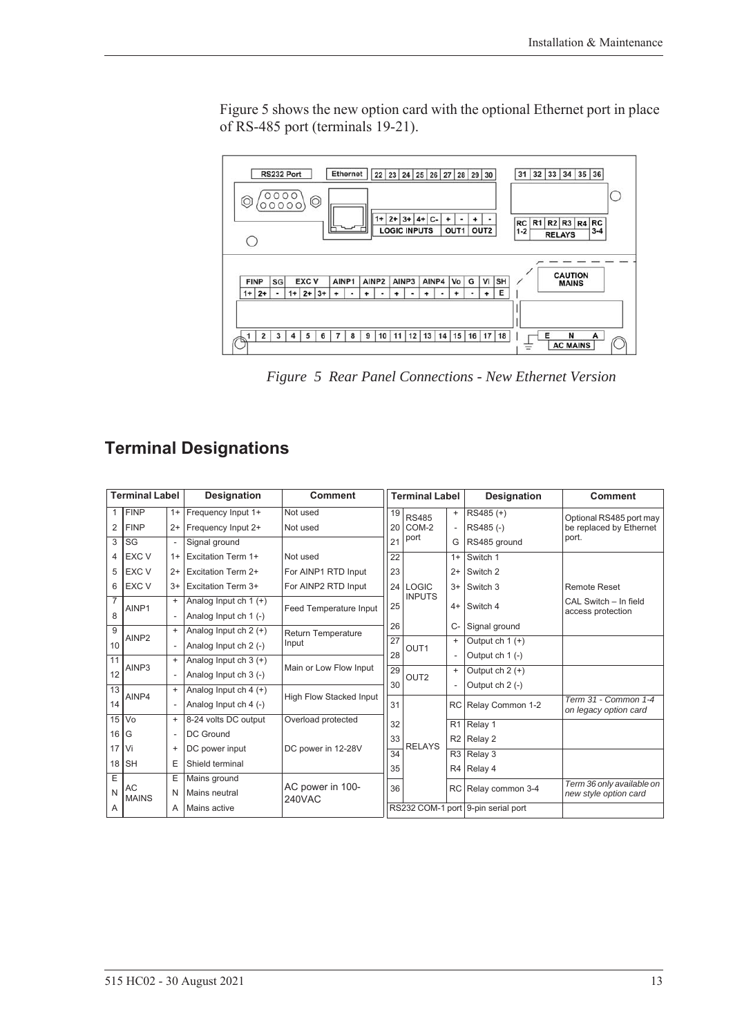Figure 5 shows the new option card with the optional Ethernet port in place of RS-485 port (terminals 19-21).

*Figure 5 Rear Panel Connections - New Ethernet Version*

## Terminal Designations

| Terminal Label | | | Designation | Comment | Terminal Label | | | Designation | Comment |
|---|---|---|---|---|---|---|---|---|---|
| 1 | FINP | 1+ | Frequency Input 1+ | Not used | 19 | RS485 COM-2 port | + | RS485 (+) | Optional RS485 port may be replaced by Ethernet port. |
| 2 | FINP | 2+ | Frequency Input 2+ | Not used | 20 | | - | RS485 (-) | |
| 3 | SG | - | Signal ground | | 21 | | G | RS485 ground | |
| 4 | EXC V | 1+ | Excitation Term 1+ | Not used | 22 | LOGIC INPUTS | 1+ | Switch 1 | |
| 5 | EXC V | 2+ | Excitation Term 2+ | For AINP1 RTD Input | 23 | | 2+ | Switch 2 | |
| 6 | EXC V | 3+ | Excitation Term 3+ | For AINP2 RTD Input | 24 | | 3+ | Switch 3 | Remote Reset |
| 7 | AINP1 | + | Analog Input ch 1 (+) | Feed Temperature Input | 25 | | 4+ | Switch 4 | CAL Switch – In field access protection |
| 8 | | - | Analog Input ch 1 (-) | | 26 | | C- | Signal ground | |
| 9 | AINP2 | + | Analog Input ch 2 (+) | Return Temperature Input | 27 | OUT1 | + | Output ch 1 (+) | |
| 10 | | - | Analog Input ch 2 (-) | | 28 | | - | Output ch 1 (-) | |
| 11 | AINP3 | + | Analog Input ch 3 (+) | Main or Low Flow Input | 29 | OUT2 | + | Output ch 2 (+) | |
| 12 | | - | Analog Input ch 3 (-) | | 30 | | - | Output ch 2 (-) | |
| 13 | AINP4 | + | Analog Input ch 4 (+) | High Flow Stacked Input | 31 | RELAYS | RC | Relay Common 1-2 | *Term 31 - Common 1-4 on legacy option card* |
| 14 | | - | Analog Input ch 4 (-) | | 32 | | R1 | Relay 1 | |
| 15 | Vo | + | 8-24 volts DC output | Overload protected | 33 | | R2 | Relay 2 | |
| 16 | G | - | DC Ground | | 34 | | R3 | Relay 3 | |
| 17 | Vi | + | DC power input | DC power in 12-28V | 35 | | R4 | Relay 4 | |
| 18 | SH | E | Shield terminal | | 36 | | RC | Relay common 3-4 | *Term 36 only available on new style option card* |
| E | AC MAINS | E | Mains ground | AC power in 100-240VAC | RS232 COM-1 port | | | 9-pin serial port | |
| N | | N | Mains neutral | | | | | | |
| A | | A | Mains active | | | | | | |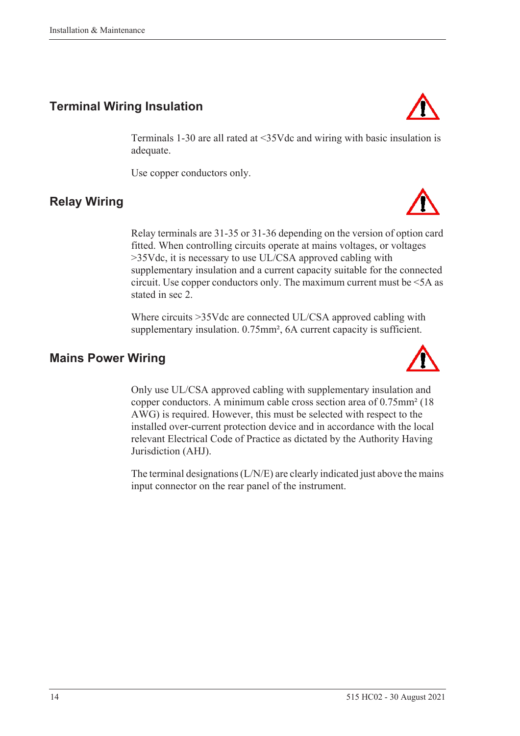## Terminal Wiring Insulation

Terminals 1-30 are all rated at <35Vdc and wiring with basic insulation is adequate.

Use copper conductors only.

## Relay Wiring

Relay terminals are 31-35 or 31-36 depending on the version of option card fitted. When controlling circuits operate at mains voltages, or voltages >35Vdc, it is necessary to use UL/CSA approved cabling with supplementary insulation and a current capacity suitable for the connected circuit. Use copper conductors only. The maximum current must be <5A as stated in sec 2.

Where circuits >35Vdc are connected UL/CSA approved cabling with supplementary insulation. 0.75mm², 6A current capacity is sufficient.

## Mains Power Wiring

Only use UL/CSA approved cabling with supplementary insulation and copper conductors. A minimum cable cross section area of 0.75mm² (18 AWG) is required. However, this must be selected with respect to the installed over-current protection device and in accordance with the local relevant Electrical Code of Practice as dictated by the Authority Having Jurisdiction (AHJ).

The terminal designations (L/N/E) are clearly indicated just above the mains input connector on the rear panel of the instrument.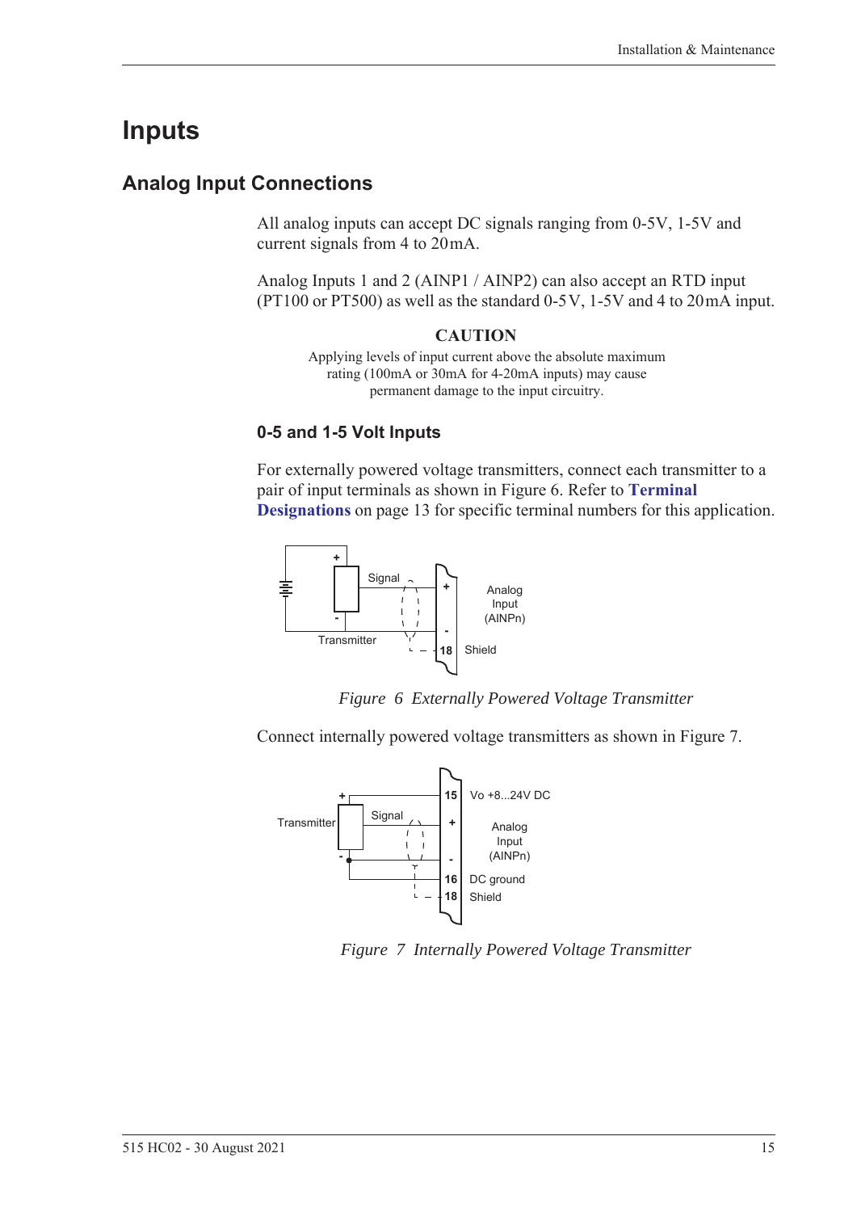# Inputs

## Analog Input Connections

All analog inputs can accept DC signals ranging from 0-5V, 1-5V and current signals from 4 to 20 mA.

Analog Inputs 1 and 2 (AINP1 / AINP2) can also accept an RTD input (PT100 or PT500) as well as the standard 0-5 V, 1-5V and 4 to 20 mA input.

**CAUTION**

Applying levels of input current above the absolute maximum rating (100mA or 30mA for 4-20mA inputs) may cause permanent damage to the input circuitry.

### 0-5 and 1-5 Volt Inputs

For externally powered voltage transmitters, connect each transmitter to a pair of input terminals as shown in Figure 6. Refer to **Terminal Designations** on page 13 for specific terminal numbers for this application.

*Figure 6 Externally Powered Voltage Transmitter*

Connect internally powered voltage transmitters as shown in Figure 7.

*Figure 7 Internally Powered Voltage Transmitter*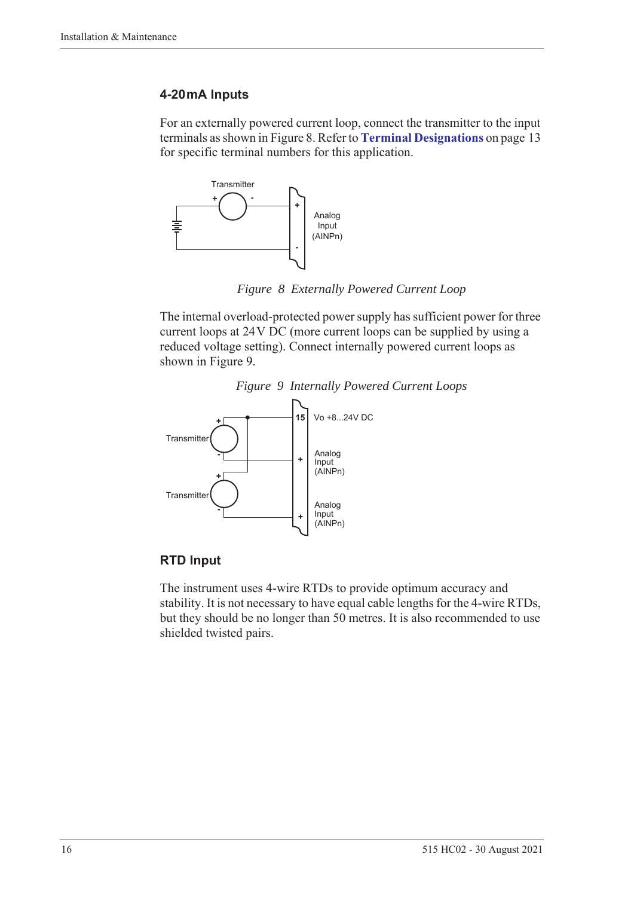### 4-20 mA Inputs

For an externally powered current loop, connect the transmitter to the input terminals as shown in Figure 8. Refer to **Terminal Designations** on page 13 for specific terminal numbers for this application.

*Figure 8 Externally Powered Current Loop*

The internal overload-protected power supply has sufficient power for three current loops at 24 V DC (more current loops can be supplied by using a reduced voltage setting). Connect internally powered current loops as shown in Figure 9.

*Figure 9 Internally Powered Current Loops*

### RTD Input

The instrument uses 4-wire RTDs to provide optimum accuracy and stability. It is not necessary to have equal cable lengths for the 4-wire RTDs, but they should be no longer than 50 metres. It is also recommended to use shielded twisted pairs.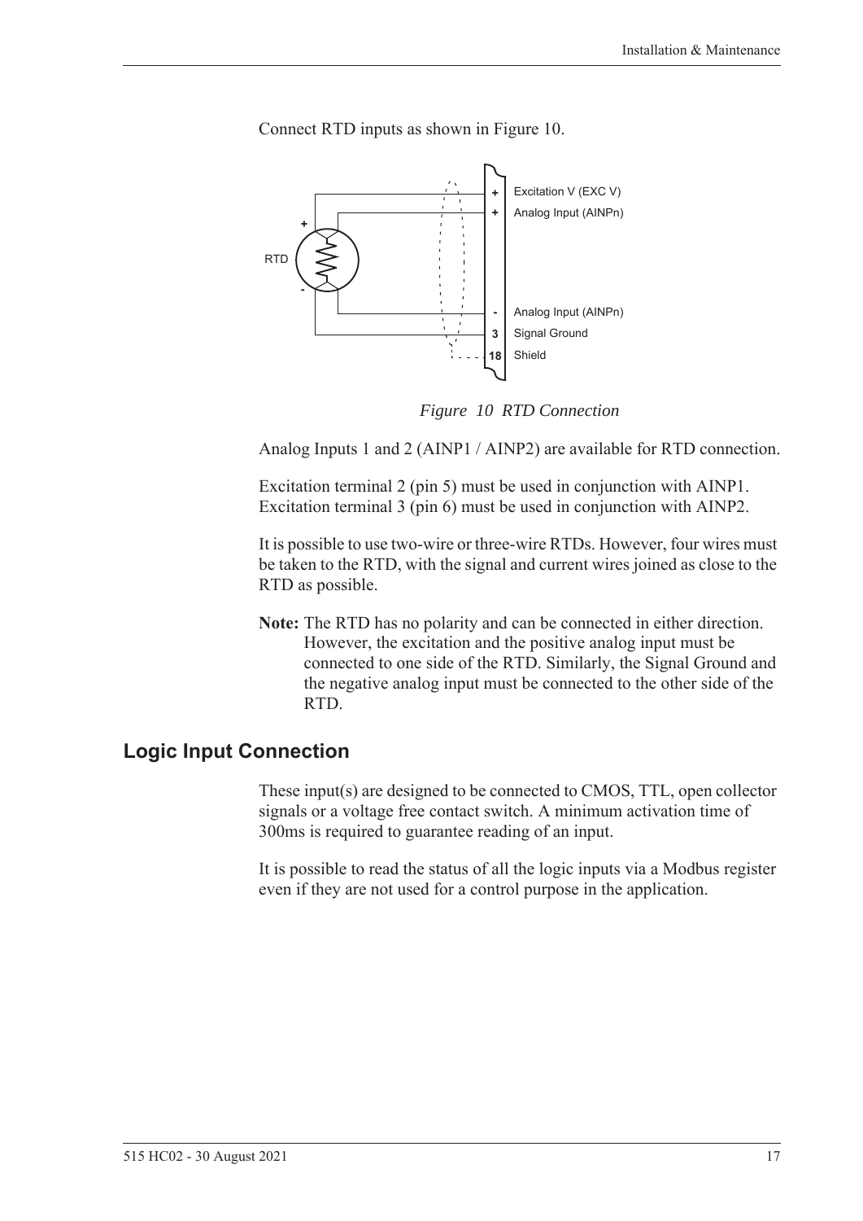Connect RTD inputs as shown in Figure 10.

*Figure 10 RTD Connection*

Analog Inputs 1 and 2 (AINP1 / AINP2) are available for RTD connection.

Excitation terminal 2 (pin 5) must be used in conjunction with AINP1.
Excitation terminal 3 (pin 6) must be used in conjunction with AINP2.

It is possible to use two-wire or three-wire RTDs. However, four wires must be taken to the RTD, with the signal and current wires joined as close to the RTD as possible.

**Note:** The RTD has no polarity and can be connected in either direction. However, the excitation and the positive analog input must be connected to one side of the RTD. Similarly, the Signal Ground and the negative analog input must be connected to the other side of the RTD.

## Logic Input Connection

These input(s) are designed to be connected to CMOS, TTL, open collector signals or a voltage free contact switch. A minimum activation time of 300ms is required to guarantee reading of an input.

It is possible to read the status of all the logic inputs via a Modbus register even if they are not used for a control purpose in the application.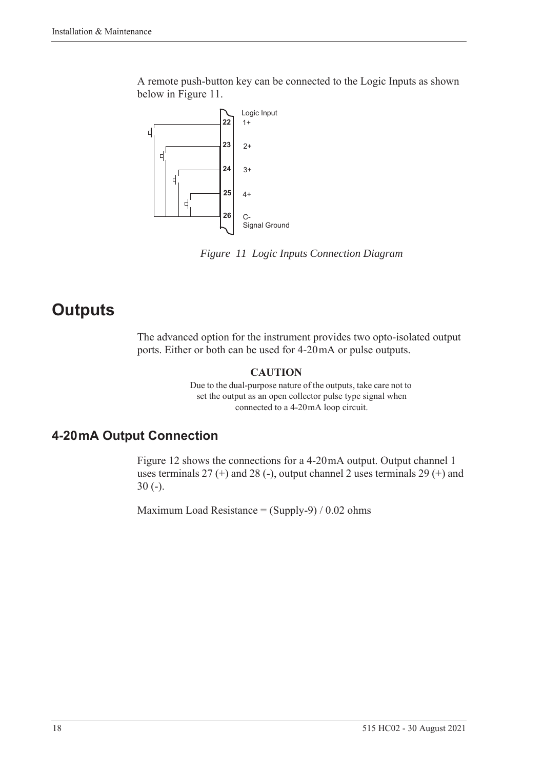A remote push-button key can be connected to the Logic Inputs as shown below in Figure 11.

*Figure 11 Logic Inputs Connection Diagram*

# Outputs

The advanced option for the instrument provides two opto-isolated output ports. Either or both can be used for 4-20 mA or pulse outputs.

**CAUTION**

Due to the dual-purpose nature of the outputs, take care not to set the output as an open collector pulse type signal when connected to a 4-20 mA loop circuit.

## 4-20 mA Output Connection

Figure 12 shows the connections for a 4-20 mA output. Output channel 1 uses terminals 27 (+) and 28 (-), output channel 2 uses terminals 29 (+) and 30 (-).

Maximum Load Resistance = (Supply-9) / 0.02 ohms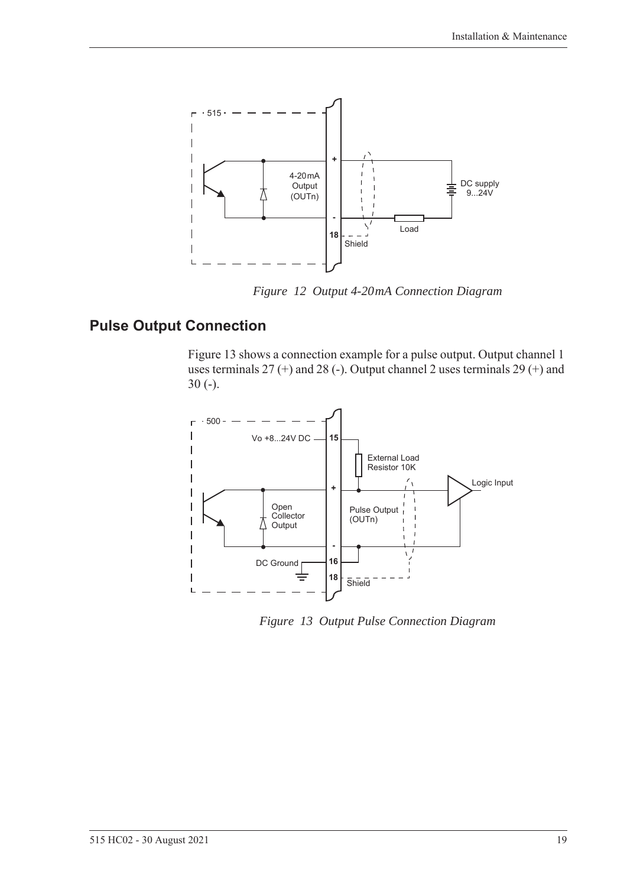*Figure 12 Output 4-20mA Connection Diagram*

## Pulse Output Connection

Figure 13 shows a connection example for a pulse output. Output channel 1 uses terminals 27 (+) and 28 (-). Output channel 2 uses terminals 29 (+) and 30 (-).

*Figure 13 Output Pulse Connection Diagram*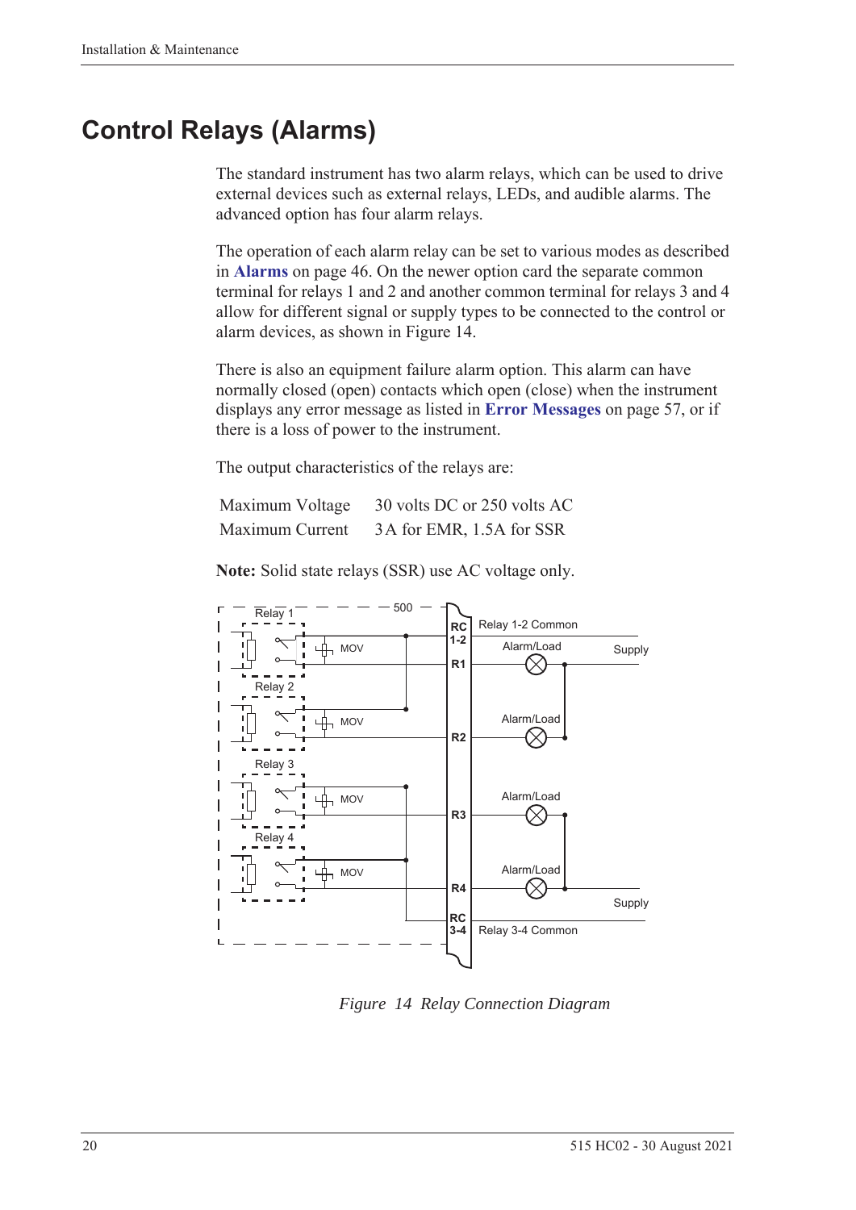# Control Relays (Alarms)

The standard instrument has two alarm relays, which can be used to drive external devices such as external relays, LEDs, and audible alarms. The advanced option has four alarm relays.

The operation of each alarm relay can be set to various modes as described in **Alarms** on page 46. On the newer option card the separate common terminal for relays 1 and 2 and another common terminal for relays 3 and 4 allow for different signal or supply types to be connected to the control or alarm devices, as shown in Figure 14.

There is also an equipment failure alarm option. This alarm can have normally closed (open) contacts which open (close) when the instrument displays any error message as listed in **Error Messages** on page 57, or if there is a loss of power to the instrument.

The output characteristics of the relays are:

| | |
|---|---|
| Maximum Voltage | 30 volts DC or 250 volts AC |
| Maximum Current | 3 A for EMR, 1.5A for SSR |

**Note:** Solid state relays (SSR) use AC voltage only.

*Figure 14 Relay Connection Diagram*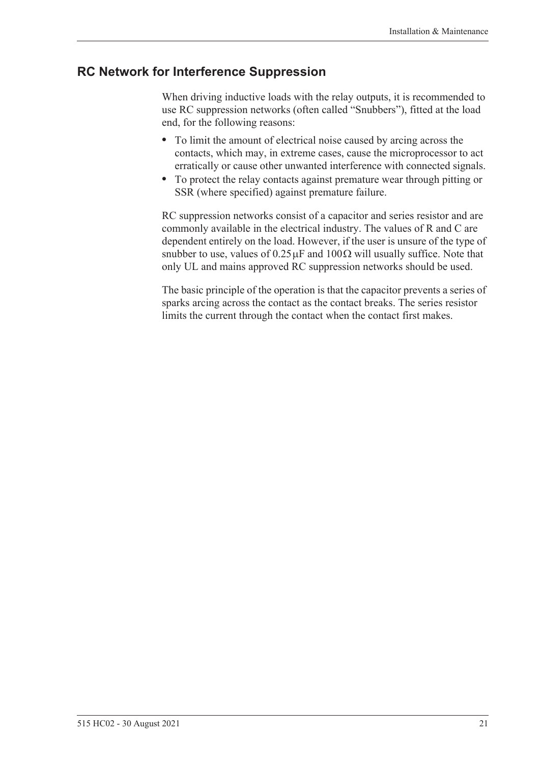## RC Network for Interference Suppression

When driving inductive loads with the relay outputs, it is recommended to use RC suppression networks (often called "Snubbers"), fitted at the load end, for the following reasons:

- To limit the amount of electrical noise caused by arcing across the contacts, which may, in extreme cases, cause the microprocessor to act erratically or cause other unwanted interference with connected signals.
- To protect the relay contacts against premature wear through pitting or SSR (where specified) against premature failure.

RC suppression networks consist of a capacitor and series resistor and are commonly available in the electrical industry. The values of R and C are dependent entirely on the load. However, if the user is unsure of the type of snubber to use, values of $0.25\,\mu F$ and $100\,\Omega$ will usually suffice. Note that only UL and mains approved RC suppression networks should be used.

The basic principle of the operation is that the capacitor prevents a series of sparks arcing across the contact as the contact breaks. The series resistor limits the current through the contact when the contact first makes.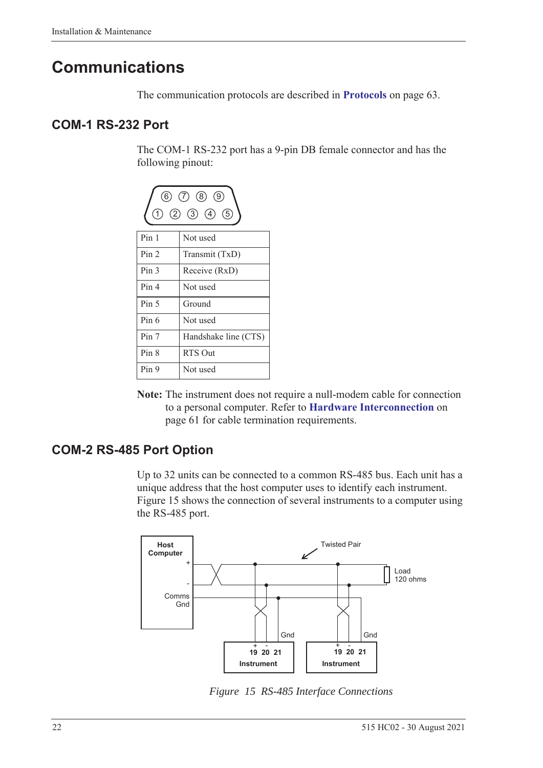# Communications

The communication protocols are described in **Protocols** on page 63.

## COM-1 RS-232 Port

The COM-1 RS-232 port has a 9-pin DB female connector and has the following pinout:

| Pin | Function |
|---|---|
| Pin 1 | Not used |
| Pin 2 | Transmit (TxD) |
| Pin 3 | Receive (RxD) |
| Pin 4 | Not used |
| Pin 5 | Ground |
| Pin 6 | Not used |
| Pin 7 | Handshake line (CTS) |
| Pin 8 | RTS Out |
| Pin 9 | Not used |

**Note:** The instrument does not require a null-modem cable for connection to a personal computer. Refer to **Hardware Interconnection** on page 61 for cable termination requirements.

## COM-2 RS-485 Port Option

Up to 32 units can be connected to a common RS-485 bus. Each unit has a unique address that the host computer uses to identify each instrument. Figure 15 shows the connection of several instruments to a computer using the RS-485 port.

*Figure 15 RS-485 Interface Connections*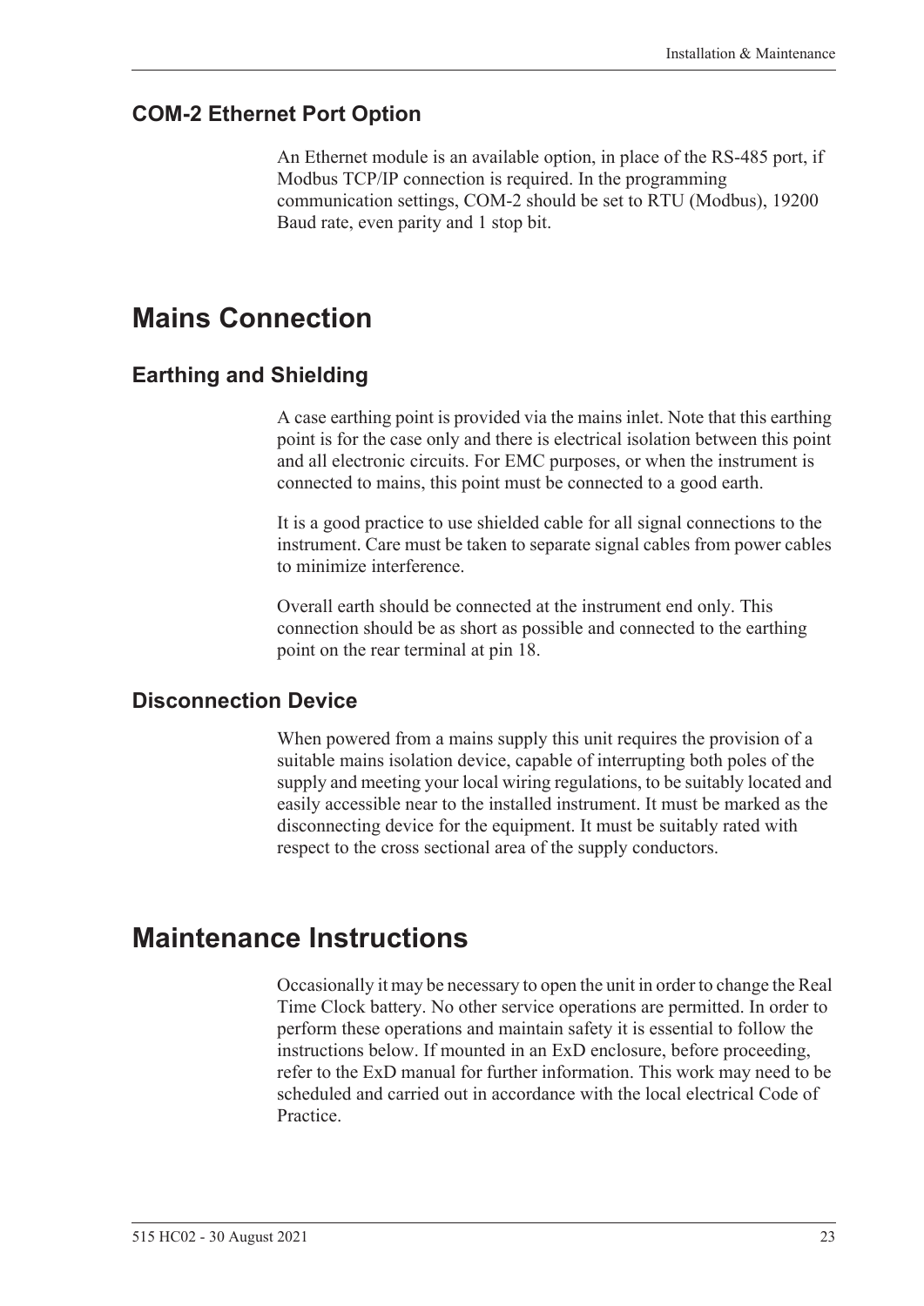### COM-2 Ethernet Port Option

An Ethernet module is an available option, in place of the RS-485 port, if Modbus TCP/IP connection is required. In the programming communication settings, COM-2 should be set to RTU (Modbus), 19200 Baud rate, even parity and 1 stop bit.

## Mains Connection

### Earthing and Shielding

A case earthing point is provided via the mains inlet. Note that this earthing point is for the case only and there is electrical isolation between this point and all electronic circuits. For EMC purposes, or when the instrument is connected to mains, this point must be connected to a good earth.

It is a good practice to use shielded cable for all signal connections to the instrument. Care must be taken to separate signal cables from power cables to minimize interference.

Overall earth should be connected at the instrument end only. This connection should be as short as possible and connected to the earthing point on the rear terminal at pin 18.

### Disconnection Device

When powered from a mains supply this unit requires the provision of a suitable mains isolation device, capable of interrupting both poles of the supply and meeting your local wiring regulations, to be suitably located and easily accessible near to the installed instrument. It must be marked as the disconnecting device for the equipment. It must be suitably rated with respect to the cross sectional area of the supply conductors.

## Maintenance Instructions

Occasionally it may be necessary to open the unit in order to change the Real Time Clock battery. No other service operations are permitted. In order to perform these operations and maintain safety it is essential to follow the instructions below. If mounted in an ExD enclosure, before proceeding, refer to the ExD manual for further information. This work may need to be scheduled and carried out in accordance with the local electrical Code of Practice.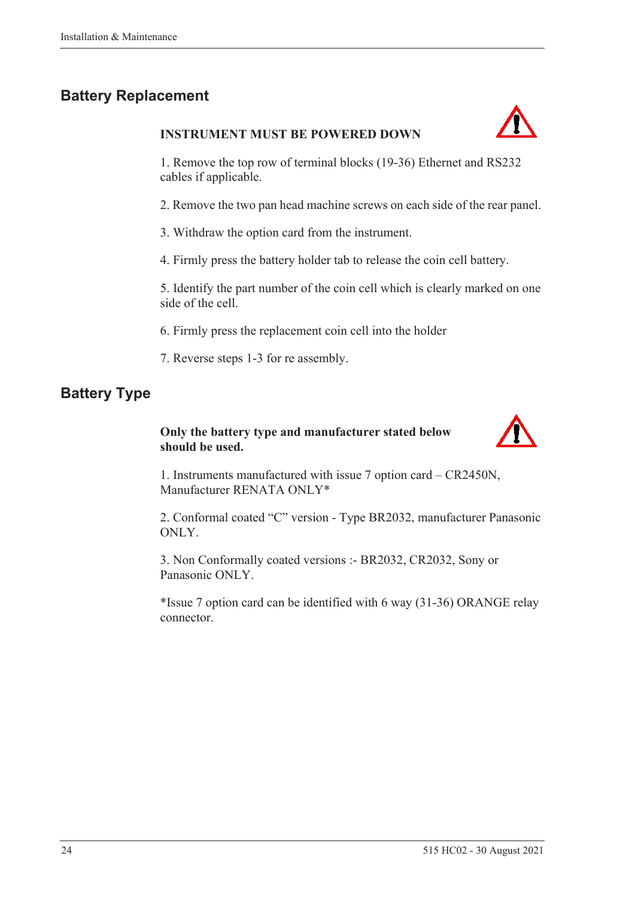## Battery Replacement

**INSTRUMENT MUST BE POWERED DOWN**

1. Remove the top row of terminal blocks (19-36) Ethernet and RS232 cables if applicable.

2. Remove the two pan head machine screws on each side of the rear panel.

3. Withdraw the option card from the instrument.

4. Firmly press the battery holder tab to release the coin cell battery.

5. Identify the part number of the coin cell which is clearly marked on one side of the cell.

6. Firmly press the replacement coin cell into the holder

7. Reverse steps 1-3 for re assembly.

## Battery Type

**Only the battery type and manufacturer stated below should be used.**

1. Instruments manufactured with issue 7 option card – CR2450N, Manufacturer RENATA ONLY*

2. Conformal coated "C" version - Type BR2032, manufacturer Panasonic ONLY.

3. Non Conformally coated versions :- BR2032, CR2032, Sony or Panasonic ONLY.

*Issue 7 option card can be identified with 6 way (31-36) ORANGE relay connector.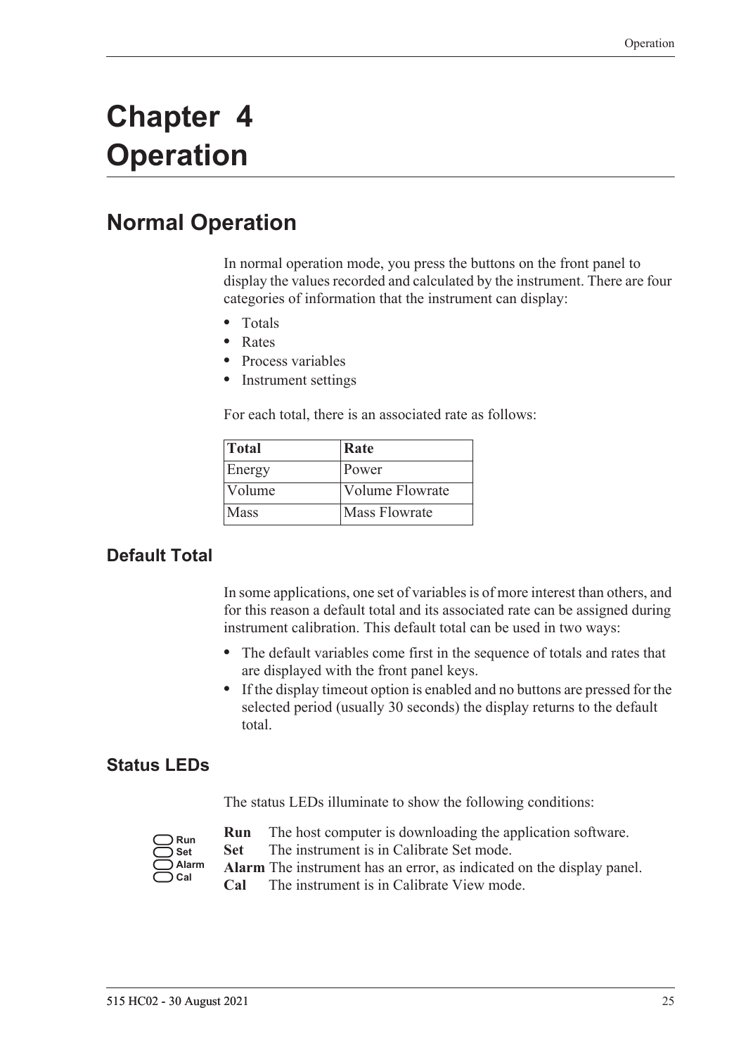# Chapter 4 Operation

## Normal Operation

In normal operation mode, you press the buttons on the front panel to display the values recorded and calculated by the instrument. There are four categories of information that the instrument can display:

- Totals
- Rates
- Process variables
- Instrument settings

For each total, there is an associated rate as follows:

| Total | Rate |
|---|---|
| Energy | Power |
| Volume | Volume Flowrate |
| Mass | Mass Flowrate |

### Default Total

In some applications, one set of variables is of more interest than others, and for this reason a default total and its associated rate can be assigned during instrument calibration. This default total can be used in two ways:

- The default variables come first in the sequence of totals and rates that are displayed with the front panel keys.
- If the display timeout option is enabled and no buttons are pressed for the selected period (usually 30 seconds) the display returns to the default total.

### Status LEDs

The status LEDs illuminate to show the following conditions:

**Run** The host computer is downloading the application software.
**Set** The instrument is in Calibrate Set mode.
**Alarm** The instrument has an error, as indicated on the display panel.
**Cal** The instrument is in Calibrate View mode.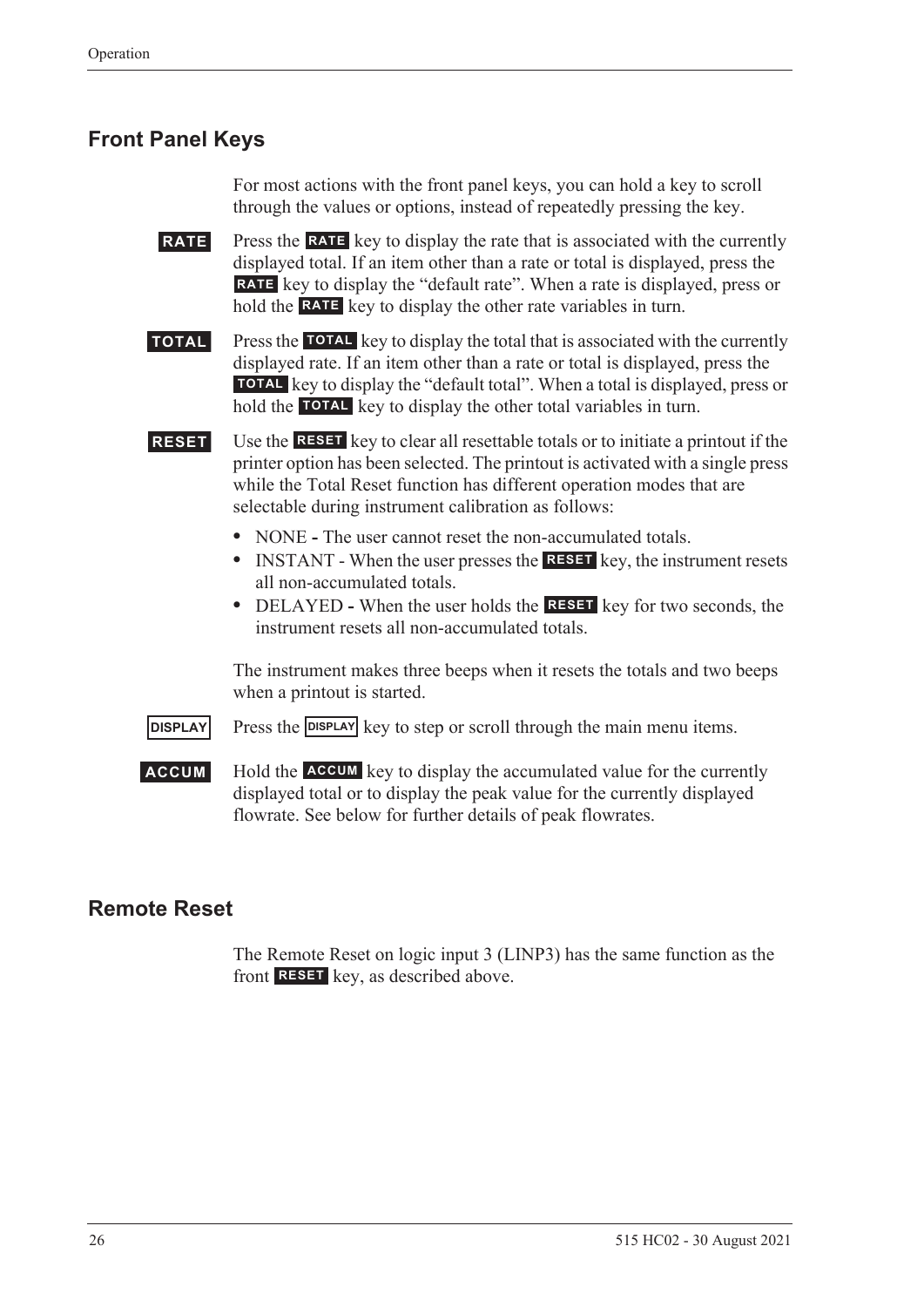## Front Panel Keys

For most actions with the front panel keys, you can hold a key to scroll through the values or options, instead of repeatedly pressing the key.

**RATE** Press the **RATE** key to display the rate that is associated with the currently displayed total. If an item other than a rate or total is displayed, press the **RATE** key to display the "default rate". When a rate is displayed, press or hold the **RATE** key to display the other rate variables in turn.

**TOTAL** Press the **TOTAL** key to display the total that is associated with the currently displayed rate. If an item other than a rate or total is displayed, press the **TOTAL** key to display the "default total". When a total is displayed, press or hold the **TOTAL** key to display the other total variables in turn.

**RESET** Use the **RESET** key to clear all resettable totals or to initiate a printout if the printer option has been selected. The printout is activated with a single press while the Total Reset function has different operation modes that are selectable during instrument calibration as follows:

- NONE **-** The user cannot reset the non-accumulated totals.
- INSTANT - When the user presses the **RESET** key, the instrument resets all non-accumulated totals.
- DELAYED **-** When the user holds the **RESET** key for two seconds, the instrument resets all non-accumulated totals.

The instrument makes three beeps when it resets the totals and two beeps when a printout is started.

**DISPLAY** Press the **DISPLAY** key to step or scroll through the main menu items.

**ACCUM** Hold the **ACCUM** key to display the accumulated value for the currently displayed total or to display the peak value for the currently displayed flowrate. See below for further details of peak flowrates.

## Remote Reset

The Remote Reset on logic input 3 (LINP3) has the same function as the front **RESET** key, as described above.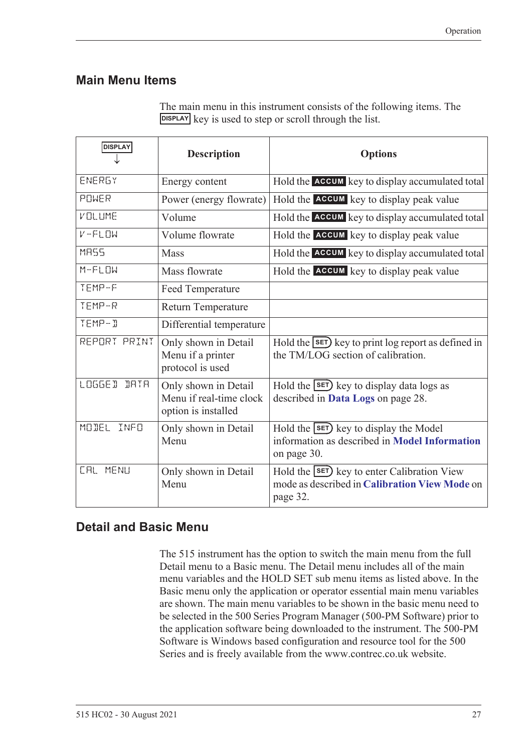## Main Menu Items

The main menu in this instrument consists of the following items. The DISPLAY key is used to step or scroll through the list.

| DISPLAY ↓ | Description | Options |
|---|---|---|
| ENERGY | Energy content | Hold the ACCUM key to display accumulated total |
| POWER | Power (energy flowrate) | Hold the ACCUM key to display peak value |
| VOLUME | Volume | Hold the ACCUM key to display accumulated total |
| V-FLOW | Volume flowrate | Hold the ACCUM key to display peak value |
| MASS | Mass | Hold the ACCUM key to display accumulated total |
| M-FLOW | Mass flowrate | Hold the ACCUM key to display peak value |
| TEMP-F | Feed Temperature | |
| TEMP-R | Return Temperature | |
| TEMP-D | Differential temperature | |
| REPORT PRINT | Only shown in Detail Menu if a printer protocol is used | Hold the SET key to print log report as defined in the TM/LOG section of calibration. |
| LOGGED DATA | Only shown in Detail Menu if real-time clock option is installed | Hold the SET key to display data logs as described in **Data Logs** on page 28. |
| MODEL INFO | Only shown in Detail Menu | Hold the SET key to display the Model information as described in **Model Information** on page 30. |
| CAL MENU | Only shown in Detail Menu | Hold the SET key to enter Calibration View mode as described in **Calibration View Mode** on page 32. |

## Detail and Basic Menu

The 515 instrument has the option to switch the main menu from the full Detail menu to a Basic menu. The Detail menu includes all of the main menu variables and the HOLD SET sub menu items as listed above. In the Basic menu only the application or operator essential main menu variables are shown. The main menu variables to be shown in the basic menu need to be selected in the 500 Series Program Manager (500-PM Software) prior to the application software being downloaded to the instrument. The 500-PM Software is Windows based configuration and resource tool for the 500 Series and is freely available from the www.contrec.co.uk website.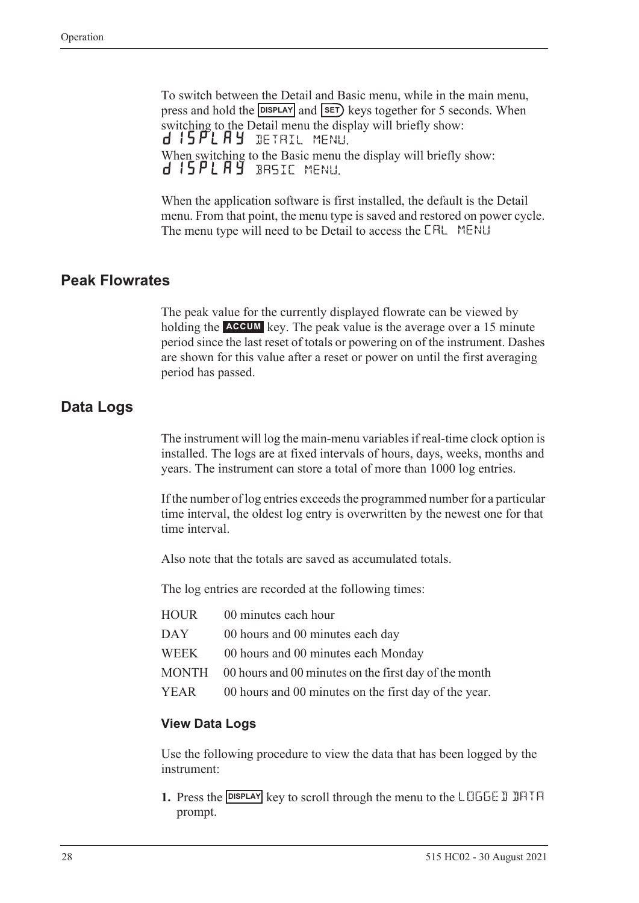To switch between the Detail and Basic menu, while in the main menu, press and hold the **DISPLAY** and **SET** keys together for 5 seconds. When switching to the Detail menu the display will briefly show:
dISPLAY DETAIL MENU.
When switching to the Basic menu the display will briefly show:
dISPLAY BASIC MENU.

When the application software is first installed, the default is the Detail menu. From that point, the menu type is saved and restored on power cycle. The menu type will need to be Detail to access the CAL MENU

## Peak Flowrates

The peak value for the currently displayed flowrate can be viewed by holding the **ACCUM** key. The peak value is the average over a 15 minute period since the last reset of totals or powering on of the instrument. Dashes are shown for this value after a reset or power on until the first averaging period has passed.

## Data Logs

The instrument will log the main-menu variables if real-time clock option is installed. The logs are at fixed intervals of hours, days, weeks, months and years. The instrument can store a total of more than 1000 log entries.

If the number of log entries exceeds the programmed number for a particular time interval, the oldest log entry is overwritten by the newest one for that time interval.

Also note that the totals are saved as accumulated totals.

The log entries are recorded at the following times:

| | |
|---|---|
| HOUR | 00 minutes each hour |
| DAY | 00 hours and 00 minutes each day |
| WEEK | 00 hours and 00 minutes each Monday |
| MONTH | 00 hours and 00 minutes on the first day of the month |
| YEAR | 00 hours and 00 minutes on the first day of the year. |

### View Data Logs

Use the following procedure to view the data that has been logged by the instrument:

1. Press the **DISPLAY** key to scroll through the menu to the LOGGED DATA prompt.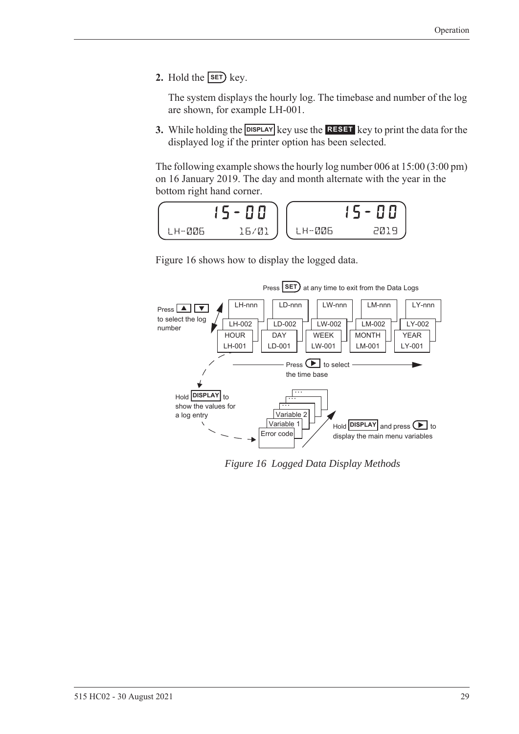2. Hold the SET key.

   The system displays the hourly log. The timebase and number of the log are shown, for example LH-001.

3. While holding the DISPLAY key use the RESET key to print the data for the displayed log if the printer option has been selected.

The following example shows the hourly log number 006 at 15:00 (3:00 pm) on 16 January 2019. The day and month alternate with the year in the bottom right hand corner.

```
      15-00            15-00
LH-006    16/01   LH-006    2019
```

Figure 16 shows how to display the logged data.

*Figure 16 Logged Data Display Methods*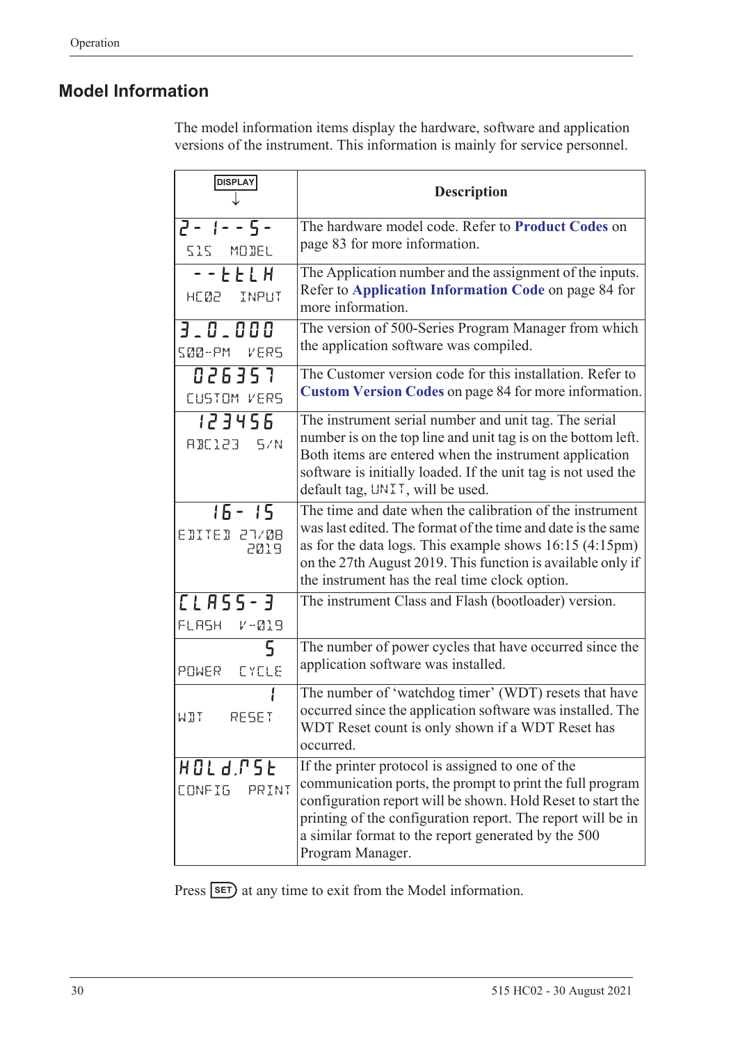## Model Information

The model information items display the hardware, software and application versions of the instrument. This information is mainly for service personnel.

| DISPLAY ↓ | Description |
|---|---|
| 2- 1- - 5-<br>515 MODEL | The hardware model code. Refer to **Product Codes** on page 83 for more information. |
| - - E E L H<br>HC02 INPUT | The Application number and the assignment of the inputs. Refer to **Application Information Code** on page 84 for more information. |
| 3_0_000<br>500-PM VERS | The version of 500-Series Program Manager from which the application software was compiled. |
| 026357<br>CUSTOM VERS | The Customer version code for this installation. Refer to **Custom Version Codes** on page 84 for more information. |
| 123456<br>ABC123 S/N | The instrument serial number and unit tag. The serial number is on the top line and unit tag is on the bottom left. Both items are entered when the instrument application software is initially loaded. If the unit tag is not used the default tag, UNIT, will be used. |
| 16- 15<br>EDITED 27/08 2019 | The time and date when the calibration of the instrument was last edited. The format of the time and date is the same as for the data logs. This example shows 16:15 (4:15pm) on the 27th August 2019. This function is available only if the instrument has the real time clock option. |
| CLASS-3<br>FLASH V-019 | The instrument Class and Flash (bootloader) version. |
| 5<br>POWER CYCLE | The number of power cycles that have occurred since the application software was installed. |
| 1<br>WDT RESET | The number of 'watchdog timer' (WDT) resets that have occurred since the application software was installed. The WDT Reset count is only shown if a WDT Reset has occurred. |
| HOLd.RSt<br>CONFIG PRINT | If the printer protocol is assigned to one of the communication ports, the prompt to print the full program configuration report will be shown. Hold Reset to start the printing of the configuration report. The report will be in a similar format to the report generated by the 500 Program Manager. |

Press SET at any time to exit from the Model information.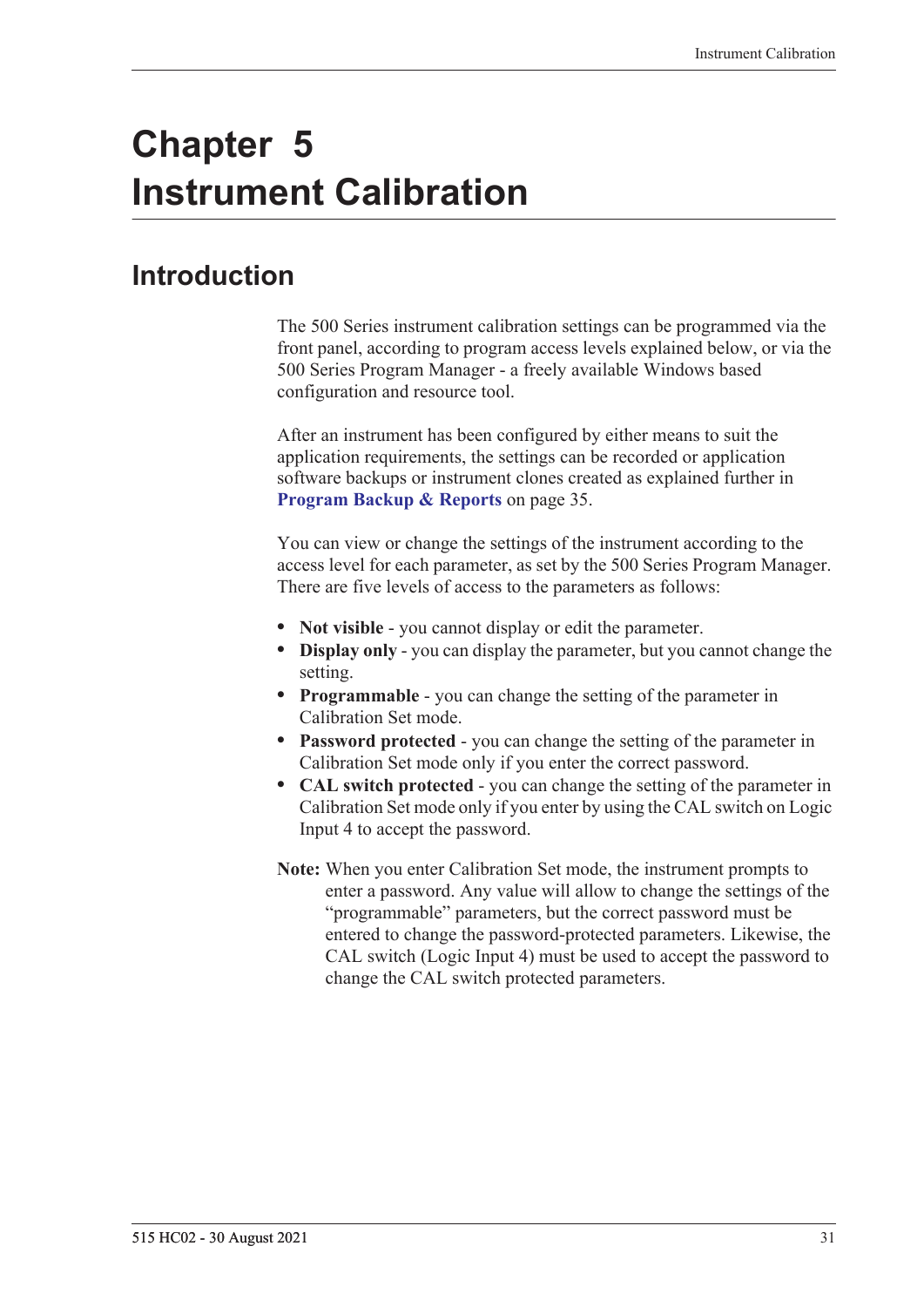# Chapter 5 Instrument Calibration

## Introduction

The 500 Series instrument calibration settings can be programmed via the front panel, according to program access levels explained below, or via the 500 Series Program Manager - a freely available Windows based configuration and resource tool.

After an instrument has been configured by either means to suit the application requirements, the settings can be recorded or application software backups or instrument clones created as explained further in **Program Backup & Reports** on page 35.

You can view or change the settings of the instrument according to the access level for each parameter, as set by the 500 Series Program Manager. There are five levels of access to the parameters as follows:

- **Not visible** - you cannot display or edit the parameter.
- **Display only** - you can display the parameter, but you cannot change the setting.
- **Programmable** - you can change the setting of the parameter in Calibration Set mode.
- **Password protected** - you can change the setting of the parameter in Calibration Set mode only if you enter the correct password.
- **CAL switch protected** - you can change the setting of the parameter in Calibration Set mode only if you enter by using the CAL switch on Logic Input 4 to accept the password.

**Note:** When you enter Calibration Set mode, the instrument prompts to enter a password. Any value will allow to change the settings of the “programmable” parameters, but the correct password must be entered to change the password-protected parameters. Likewise, the CAL switch (Logic Input 4) must be used to accept the password to change the CAL switch protected parameters.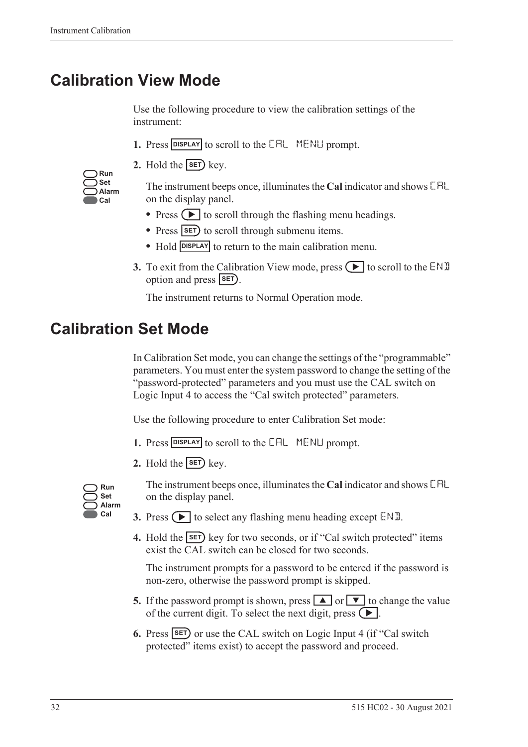# Calibration View Mode

Use the following procedure to view the calibration settings of the instrument:

1. Press DISPLAY to scroll to the CAL MENU prompt.
2. Hold the SET key.

   Run
   Set
   Alarm
   Cal

   The instrument beeps once, illuminates the **Cal** indicator and shows CAL on the display panel.

   - Press ▶ to scroll through the flashing menu headings.
   - Press SET to scroll through submenu items.
   - Hold DISPLAY to return to the main calibration menu.

3. To exit from the Calibration View mode, press ▶ to scroll to the END option and press SET.

   The instrument returns to Normal Operation mode.

# Calibration Set Mode

In Calibration Set mode, you can change the settings of the "programmable" parameters. You must enter the system password to change the setting of the "password-protected" parameters and you must use the CAL switch on Logic Input 4 to access the "Cal switch protected" parameters.

Use the following procedure to enter Calibration Set mode:

1. Press DISPLAY to scroll to the CAL MENU prompt.
2. Hold the SET key.

   Run
   Set
   Alarm
   Cal

   The instrument beeps once, illuminates the **Cal** indicator and shows CAL on the display panel.

3. Press ▶ to select any flashing menu heading except END.
4. Hold the SET key for two seconds, or if "Cal switch protected" items exist the CAL switch can be closed for two seconds.

   The instrument prompts for a password to be entered if the password is non-zero, otherwise the password prompt is skipped.

5. If the password prompt is shown, press ▲ or ▼ to change the value of the current digit. To select the next digit, press ▶.
6. Press SET or use the CAL switch on Logic Input 4 (if "Cal switch protected" items exist) to accept the password and proceed.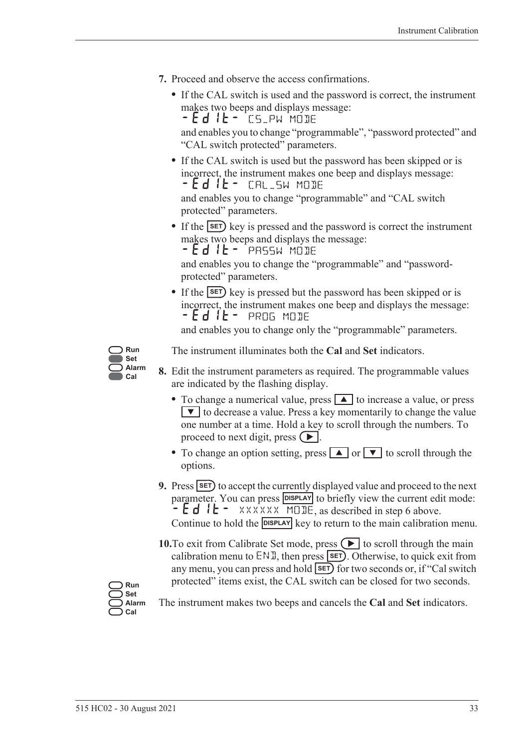7. Proceed and observe the access confirmations.
   - If the CAL switch is used and the password is correct, the instrument makes two beeps and displays message:
     -Edit- CS_PW MODE
     and enables you to change "programmable", "password protected" and "CAL switch protected" parameters.
   - If the CAL switch is used but the password has been skipped or is incorrect, the instrument makes one beep and displays message:
     -Edit- CAL_SW MODE
     and enables you to change "programmable" and "CAL switch protected" parameters.
   - If the SET key is pressed and the password is correct the instrument makes two beeps and displays the message:
     -Edit- PASSW MODE
     and enables you to change the "programmable" and "password-protected" parameters.
   - If the SET key is pressed but the password has been skipped or is incorrect, the instrument makes one beep and displays the message:
     -Edit- PROG MODE
     and enables you to change only the "programmable" parameters.

Run
Set
Alarm
Cal

The instrument illuminates both the **Cal** and **Set** indicators.

8. Edit the instrument parameters as required. The programmable values are indicated by the flashing display.
   - To change a numerical value, press ▲ to increase a value, or press ▼ to decrease a value. Press a key momentarily to change the value one number at a time. Hold a key to scroll through the numbers. To proceed to next digit, press ▶.
   - To change an option setting, press ▲ or ▼ to scroll through the options.
9. Press SET to accept the currently displayed value and proceed to the next parameter. You can press DISPLAY to briefly view the current edit mode: -Edit- XXXXXX MODE, as described in step 6 above. Continue to hold the DISPLAY key to return to the main calibration menu.
10. To exit from Calibrate Set mode, press ▶ to scroll through the main calibration menu to END, then press SET. Otherwise, to quick exit from any menu, you can press and hold SET for two seconds or, if "Cal switch protected" items exist, the CAL switch can be closed for two seconds.

Run
Set
Alarm
Cal

The instrument makes two beeps and cancels the **Cal** and **Set** indicators.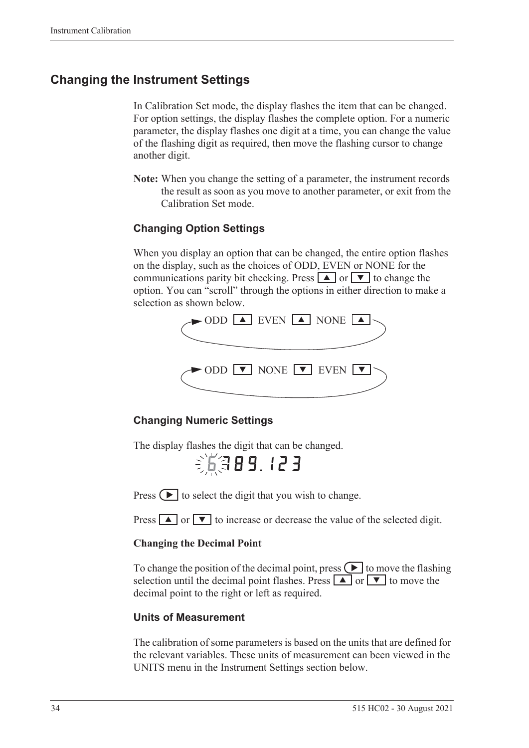## Changing the Instrument Settings

In Calibration Set mode, the display flashes the item that can be changed. For option settings, the display flashes the complete option. For a numeric parameter, the display flashes one digit at a time, you can change the value of the flashing digit as required, then move the flashing cursor to change another digit.

**Note:** When you change the setting of a parameter, the instrument records the result as soon as you move to another parameter, or exit from the Calibration Set mode.

### Changing Option Settings

When you display an option that can be changed, the entire option flashes on the display, such as the choices of ODD, EVEN or NONE for the communications parity bit checking. Press ▲ or ▼ to change the option. You can "scroll" through the options in either direction to make a selection as shown below.

ODD ▲ EVEN ▲ NONE ▲

ODD ▼ NONE ▼ EVEN ▼

### Changing Numeric Settings

The display flashes the digit that can be changed.

6789.123

Press ▶ to select the digit that you wish to change.

Press ▲ or ▼ to increase or decrease the value of the selected digit.

#### Changing the Decimal Point

To change the position of the decimal point, press ▶ to move the flashing selection until the decimal point flashes. Press ▲ or ▼ to move the decimal point to the right or left as required.

### Units of Measurement

The calibration of some parameters is based on the units that are defined for the relevant variables. These units of measurement can been viewed in the UNITS menu in the Instrument Settings section below.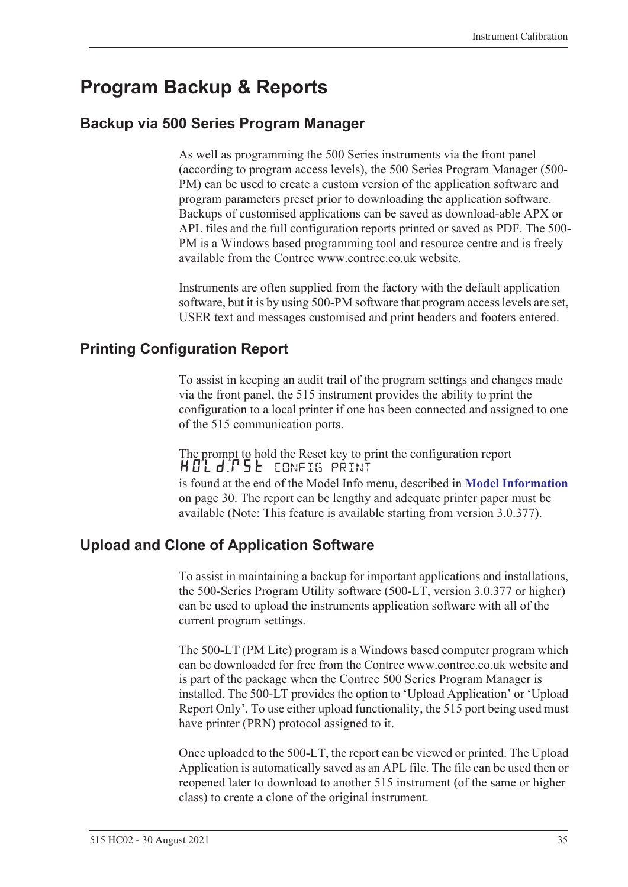# Program Backup & Reports

## Backup via 500 Series Program Manager

As well as programming the 500 Series instruments via the front panel (according to program access levels), the 500 Series Program Manager (500-PM) can be used to create a custom version of the application software and program parameters preset prior to downloading the application software. Backups of customised applications can be saved as download-able APX or APL files and the full configuration reports printed or saved as PDF. The 500-PM is a Windows based programming tool and resource centre and is freely available from the Contrec www.contrec.co.uk website.

Instruments are often supplied from the factory with the default application software, but it is by using 500-PM software that program access levels are set, USER text and messages customised and print headers and footers entered.

## Printing Configuration Report

To assist in keeping an audit trail of the program settings and changes made via the front panel, the 515 instrument provides the ability to print the configuration to a local printer if one has been connected and assigned to one of the 515 communication ports.

The prompt to hold the Reset key to print the configuration report
HOLd.RSt CONFIG PRINT
is found at the end of the Model Info menu, described in **Model Information** on page 30. The report can be lengthy and adequate printer paper must be available (Note: This feature is available starting from version 3.0.377).

## Upload and Clone of Application Software

To assist in maintaining a backup for important applications and installations, the 500-Series Program Utility software (500-LT, version 3.0.377 or higher) can be used to upload the instruments application software with all of the current program settings.

The 500-LT (PM Lite) program is a Windows based computer program which can be downloaded for free from the Contrec www.contrec.co.uk website and is part of the package when the Contrec 500 Series Program Manager is installed. The 500-LT provides the option to 'Upload Application' or 'Upload Report Only'. To use either upload functionality, the 515 port being used must have printer (PRN) protocol assigned to it.

Once uploaded to the 500-LT, the report can be viewed or printed. The Upload Application is automatically saved as an APL file. The file can be used then or reopened later to download to another 515 instrument (of the same or higher class) to create a clone of the original instrument.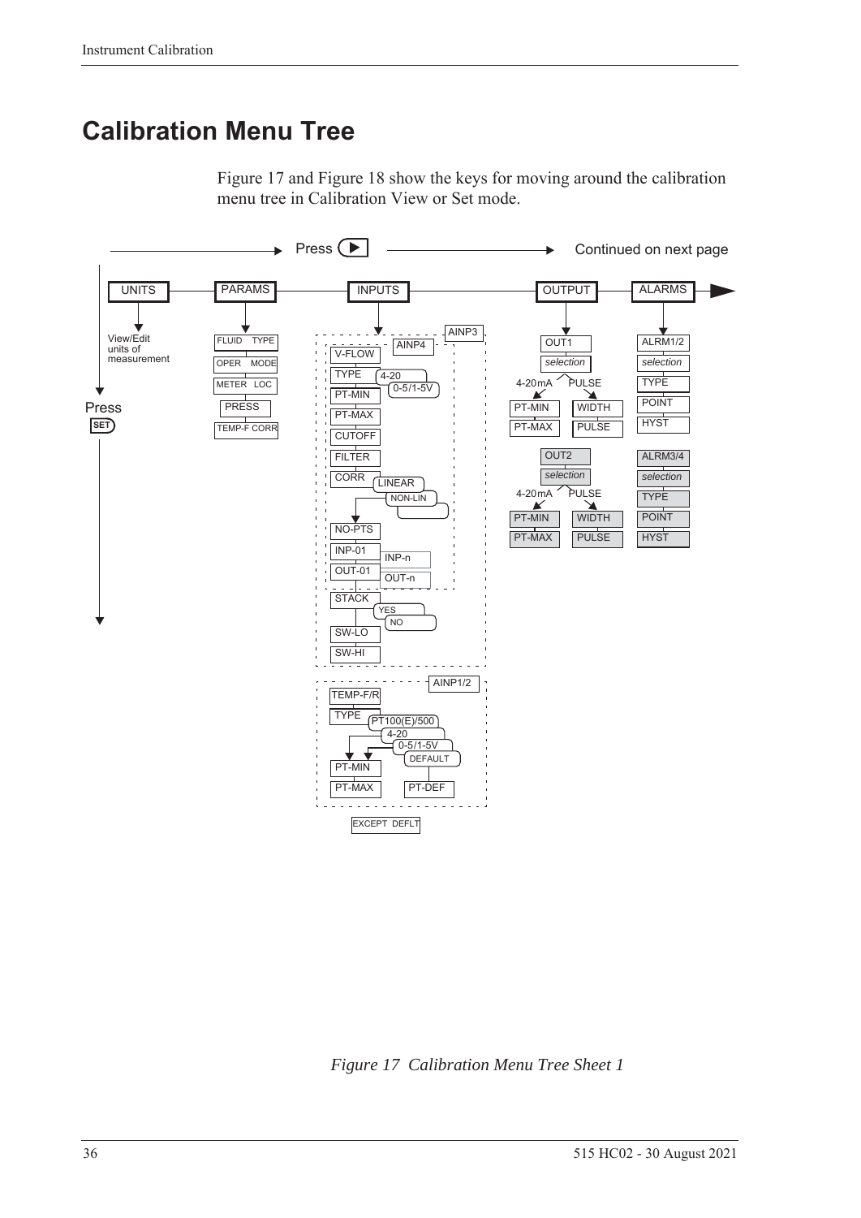# Calibration Menu Tree

Figure 17 and Figure 18 show the keys for moving around the calibration menu tree in Calibration View or Set mode.

Press ▶ → Continued on next page

UNITS — PARAMS — INPUTS — OUTPUT — ALARMS

Press SET

UNITS: View/Edit units of measurement

PARAMS: FLUID TYPE, OPER MODE, METER LOC, PRESS, TEMP-F CORR

INPUTS:
- AINP3 / AINP4: V-FLOW, TYPE (4-20, 0-5/1-5V), PT-MIN, PT-MAX, CUTOFF, FILTER, CORR (LINEAR, NON-LIN), NO-PTS, INP-01 (INP-n), OUT-01 (OUT-n), STACK (YES, NO), SW-LO, SW-HI
- AINP1/2: TEMP-F/R, TYPE (PT100(E)/500, 4-20, 0-5/1-5V, DEFAULT), PT-MIN, PT-MAX, PT-DEF
- EXCEPT DEFLT

OUTPUT:
- OUT1: selection — 4-20mA: PT-MIN, PT-MAX; PULSE: WIDTH, PULSE
- OUT2: selection — 4-20mA: PT-MIN, PT-MAX; PULSE: WIDTH, PULSE

ALARMS:
- ALRM1/2: selection, TYPE, POINT, HYST
- ALRM3/4: selection, TYPE, POINT, HYST

*Figure 17 Calibration Menu Tree Sheet 1*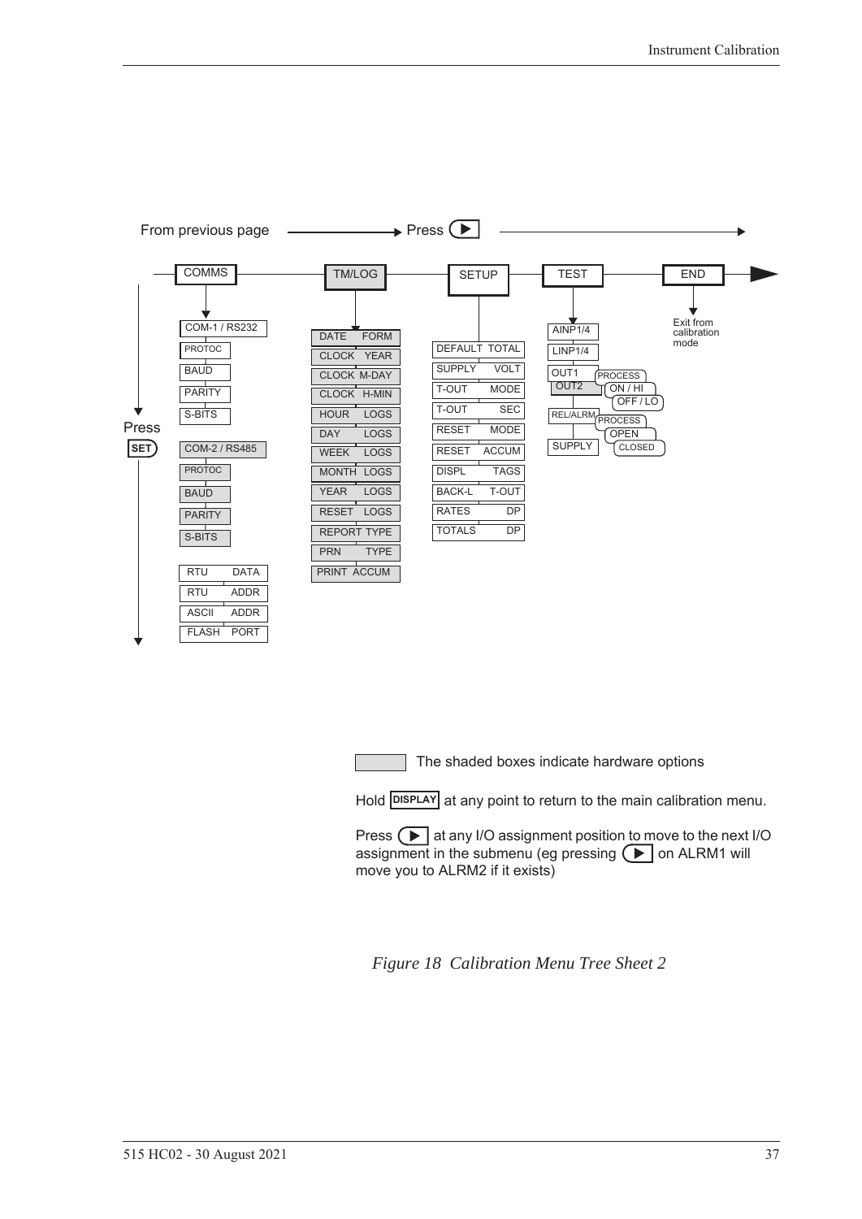From previous page → Press ▶

COMMS — TM/LOG — SETUP — TEST — END

**COMMS**
- COM-1 / RS232
- PROTOC
- BAUD
- PARITY
- S-BITS
- COM-2 / RS485
- PROTOC
- BAUD
- PARITY
- S-BITS
- RTU DATA
- RTU ADDR
- ASCII ADDR
- FLASH PORT

**TM/LOG**
- DATE FORM
- CLOCK YEAR
- CLOCK M-DAY
- CLOCK H-MIN
- HOUR LOGS
- DAY LOGS
- WEEK LOGS
- MONTH LOGS
- YEAR LOGS
- RESET LOGS
- REPORT TYPE
- PRN TYPE
- PRINT ACCUM

**SETUP**
- DEFAULT TOTAL
- SUPPLY VOLT
- T-OUT MODE
- T-OUT SEC
- RESET MODE
- RESET ACCUM
- DISPL TAGS
- BACK-L T-OUT
- RATES DP
- TOTALS DP

**TEST**
- AINP1/4
- LINP1/4
- OUT1 / OUT2 — PROCESS, ON / HI, OFF / LO
- REL/ALRM — PROCESS, OPEN, CLOSED
- SUPPLY

**END**
- Exit from calibration mode

Press SET

The shaded boxes indicate hardware options

Hold DISPLAY at any point to return to the main calibration menu.

Press ▶ at any I/O assignment position to move to the next I/O assignment in the submenu (eg pressing ▶ on ALRM1 will move you to ALRM2 if it exists)

*Figure 18 Calibration Menu Tree Sheet 2*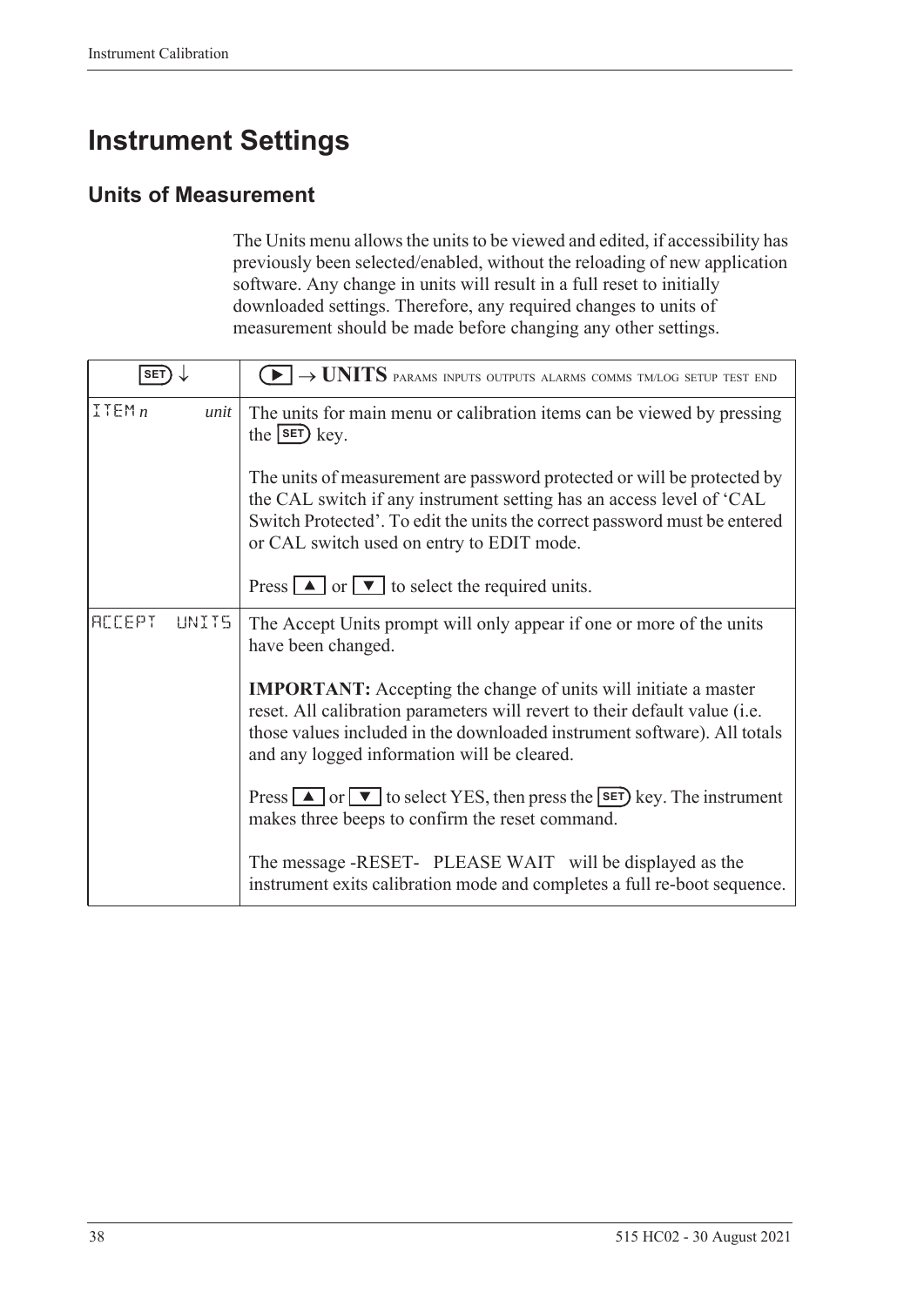# Instrument Settings

## Units of Measurement

The Units menu allows the units to be viewed and edited, if accessibility has previously been selected/enabled, without the reloading of new application software. Any change in units will result in a full reset to initially downloaded settings. Therefore, any required changes to units of measurement should be made before changing any other settings.

| SET ↓ | ▶ → **UNITS** PARAMS INPUTS OUTPUTS ALARMS COMMS TM/LOG SETUP TEST END |
|---|---|
| ITEM *n* *unit* | The units for main menu or calibration items can be viewed by pressing the SET key.<br><br>The units of measurement are password protected or will be protected by the CAL switch if any instrument setting has an access level of 'CAL Switch Protected'. To edit the units the correct password must be entered or CAL switch used on entry to EDIT mode.<br><br>Press ▲ or ▼ to select the required units. |
| ACCEPT UNITS | The Accept Units prompt will only appear if one or more of the units have been changed.<br><br>**IMPORTANT:** Accepting the change of units will initiate a master reset. All calibration parameters will revert to their default value (i.e. those values included in the downloaded instrument software). All totals and any logged information will be cleared.<br><br>Press ▲ or ▼ to select YES, then press the SET key. The instrument makes three beeps to confirm the reset command.<br><br>The message -RESET- PLEASE WAIT will be displayed as the instrument exits calibration mode and completes a full re-boot sequence. |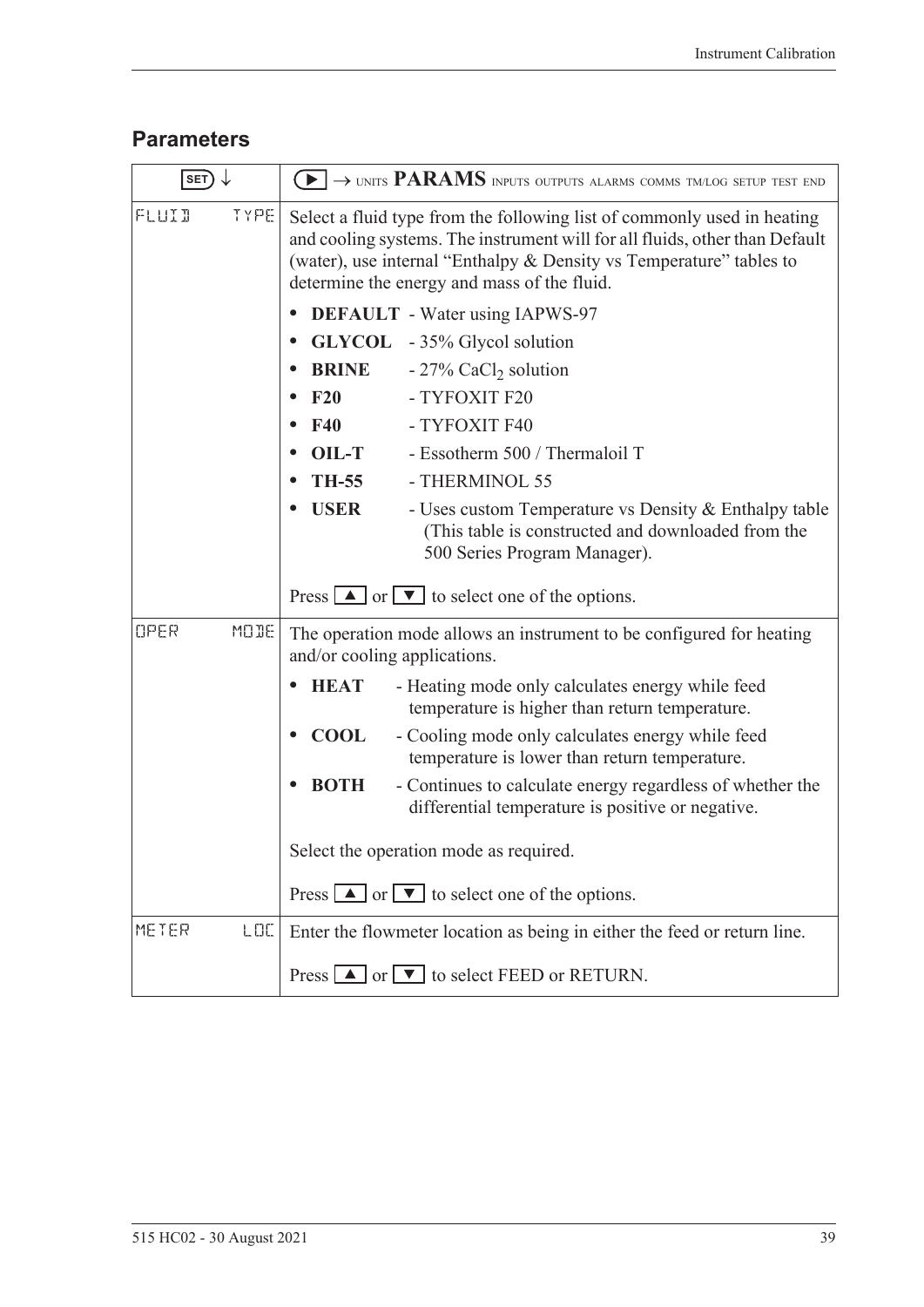## Parameters

| SET ↓ | ▶ → UNITS **PARAMS** INPUTS OUTPUTS ALARMS COMMS TM/LOG SETUP TEST END |
|---|---|
| FLUID TYPE | Select a fluid type from the following list of commonly used in heating and cooling systems. The instrument will for all fluids, other than Default (water), use internal "Enthalpy & Density vs Temperature" tables to determine the energy and mass of the fluid.<br><br>• **DEFAULT** - Water using IAPWS-97<br>• **GLYCOL** - 35% Glycol solution<br>• **BRINE** - 27% $CaCl_2$ solution<br>• **F20** - TYFOXIT F20<br>• **F40** - TYFOXIT F40<br>• **OIL-T** - Essotherm 500 / Thermaloil T<br>• **TH-55** - THERMINOL 55<br>• **USER** - Uses custom Temperature vs Density & Enthalpy table (This table is constructed and downloaded from the 500 Series Program Manager).<br><br>Press ▲ or ▼ to select one of the options. |
| OPER MODE | The operation mode allows an instrument to be configured for heating and/or cooling applications.<br><br>• **HEAT** - Heating mode only calculates energy while feed temperature is higher than return temperature.<br>• **COOL** - Cooling mode only calculates energy while feed temperature is lower than return temperature.<br>• **BOTH** - Continues to calculate energy regardless of whether the differential temperature is positive or negative.<br><br>Select the operation mode as required.<br><br>Press ▲ or ▼ to select one of the options. |
| METER LOC | Enter the flowmeter location as being in either the feed or return line.<br><br>Press ▲ or ▼ to select FEED or RETURN. |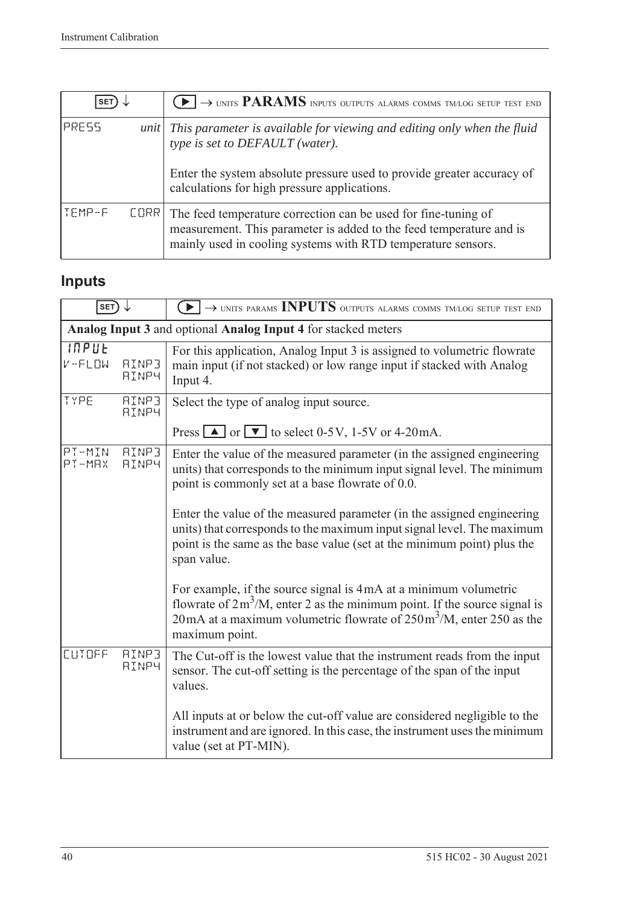| SET ↓ | ▶ → UNITS **PARAMS** INPUTS OUTPUTS ALARMS COMMS TM/LOG SETUP TEST END |
|---|---|
| PRESS *unit* | *This parameter is available for viewing and editing only when the fluid type is set to DEFAULT (water).*<br><br>Enter the system absolute pressure used to provide greater accuracy of calculations for high pressure applications. |
| TEMP-F CORR | The feed temperature correction can be used for fine-tuning of measurement. This parameter is added to the feed temperature and is mainly used in cooling systems with RTD temperature sensors. |

## Inputs

| SET ↓ | ▶ → UNITS PARAMS **INPUTS** OUTPUTS ALARMS COMMS TM/LOG SETUP TEST END |
|---|---|
| **Analog Input 3** and optional **Analog Input 4** for stacked meters | |
| INPUT<br>V-FLOW AINP3<br>AINP4 | For this application, Analog Input 3 is assigned to volumetric flowrate main input (if not stacked) or low range input if stacked with Analog Input 4. |
| TYPE AINP3<br>AINP4 | Select the type of analog input source.<br><br>Press ▲ or ▼ to select 0-5V, 1-5V or 4-20mA. |
| PT-MIN AINP3<br>PT-MAX AINP4 | Enter the value of the measured parameter (in the assigned engineering units) that corresponds to the minimum input signal level. The minimum point is commonly set at a base flowrate of 0.0.<br><br>Enter the value of the measured parameter (in the assigned engineering units) that corresponds to the maximum input signal level. The maximum point is the same as the base value (set at the minimum point) plus the span value.<br><br>For example, if the source signal is 4mA at a minimum volumetric flowrate of $2m^3$/M, enter 2 as the minimum point. If the source signal is 20mA at a maximum volumetric flowrate of $250m^3$/M, enter 250 as the maximum point. |
| CUTOFF AINP3<br>AINP4 | The Cut-off is the lowest value that the instrument reads from the input sensor. The cut-off setting is the percentage of the span of the input values.<br><br>All inputs at or below the cut-off value are considered negligible to the instrument and are ignored. In this case, the instrument uses the minimum value (set at PT-MIN). |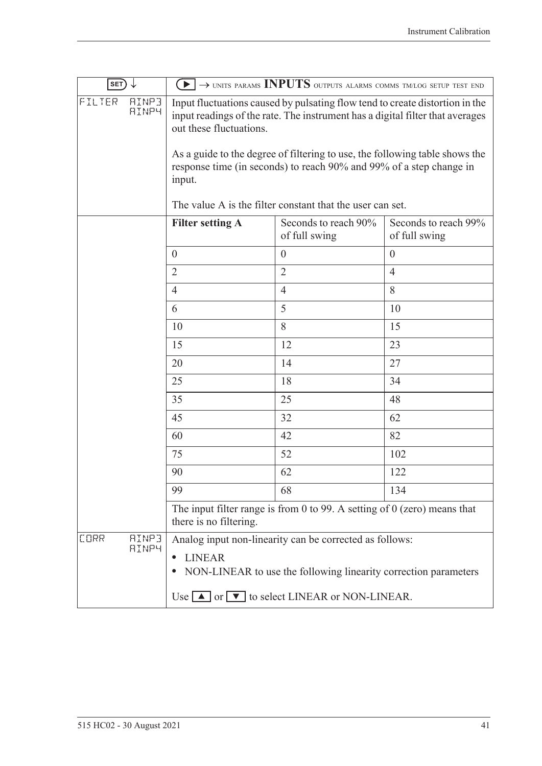| SET ↓ | ▶ → UNITS PARAMS **INPUTS** OUTPUTS ALARMS COMMS TM/LOG SETUP TEST END | | |
|---|---|---|---|
| FILTER AINP3 AINP4 | Input fluctuations caused by pulsating flow tend to create distortion in the input readings of the rate. The instrument has a digital filter that averages out these fluctuations.<br><br>As a guide to the degree of filtering to use, the following table shows the response time (in seconds) to reach 90% and 99% of a step change in input.<br><br>The value A is the filter constant that the user can set. | | |
| | **Filter setting A** | Seconds to reach 90% of full swing | Seconds to reach 99% of full swing |
| | 0 | 0 | 0 |
| | 2 | 2 | 4 |
| | 4 | 4 | 8 |
| | 6 | 5 | 10 |
| | 10 | 8 | 15 |
| | 15 | 12 | 23 |
| | 20 | 14 | 27 |
| | 25 | 18 | 34 |
| | 35 | 25 | 48 |
| | 45 | 32 | 62 |
| | 60 | 42 | 82 |
| | 75 | 52 | 102 |
| | 90 | 62 | 122 |
| | 99 | 68 | 134 |
| | The input filter range is from 0 to 99. A setting of 0 (zero) means that there is no filtering. | | |
| CORR AINP3 AINP4 | Analog input non-linearity can be corrected as follows:<br>• LINEAR<br>• NON-LINEAR to use the following linearity correction parameters<br><br>Use ▲ or ▼ to select LINEAR or NON-LINEAR. | | |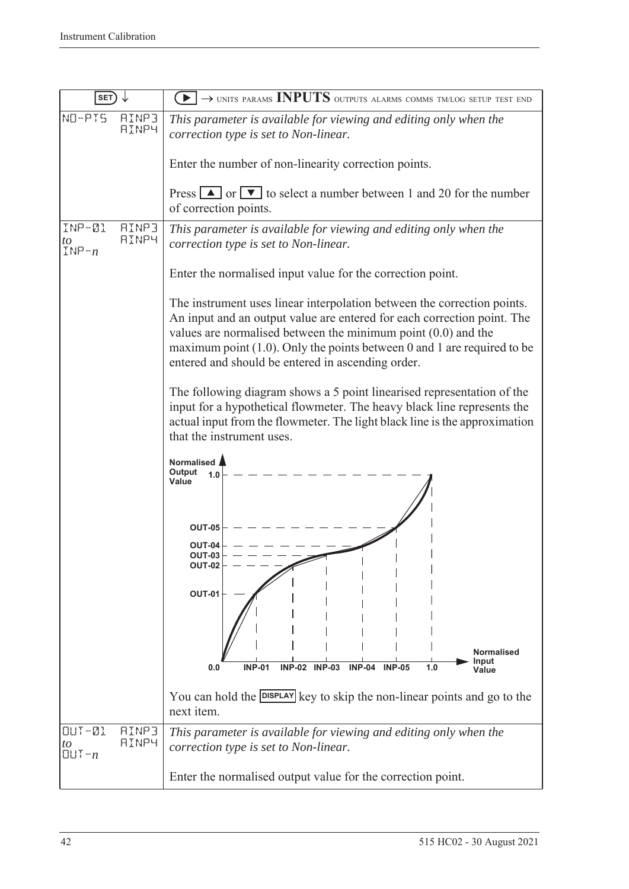| SET ↓ | ▶ → UNITS PARAMS **INPUTS** OUTPUTS ALARMS COMMS TM/LOG SETUP TEST END |
|---|---|
| NO-PTS AINP3 AINP4 | *This parameter is available for viewing and editing only when the correction type is set to Non-linear.*<br><br>Enter the number of non-linearity correction points.<br><br>Press ▲ or ▼ to select a number between 1 and 20 for the number of correction points. |
| INP-01 *to* INP-*n* AINP3 AINP4 | *This parameter is available for viewing and editing only when the correction type is set to Non-linear.*<br><br>Enter the normalised input value for the correction point.<br><br>The instrument uses linear interpolation between the correction points. An input and an output value are entered for each correction point. The values are normalised between the minimum point (0.0) and the maximum point (1.0). Only the points between 0 and 1 are required to be entered and should be entered in ascending order.<br><br>The following diagram shows a 5 point linearised representation of the input for a hypothetical flowmeter. The heavy black line represents the actual input from the flowmeter. The light black line is the approximation that the instrument uses.<br><br>You can hold the DISPLAY key to skip the non-linear points and go to the next item. |
| OUT-01 *to* OUT-*n* AINP3 AINP4 | *This parameter is available for viewing and editing only when the correction type is set to Non-linear.*<br><br>Enter the normalised output value for the correction point. |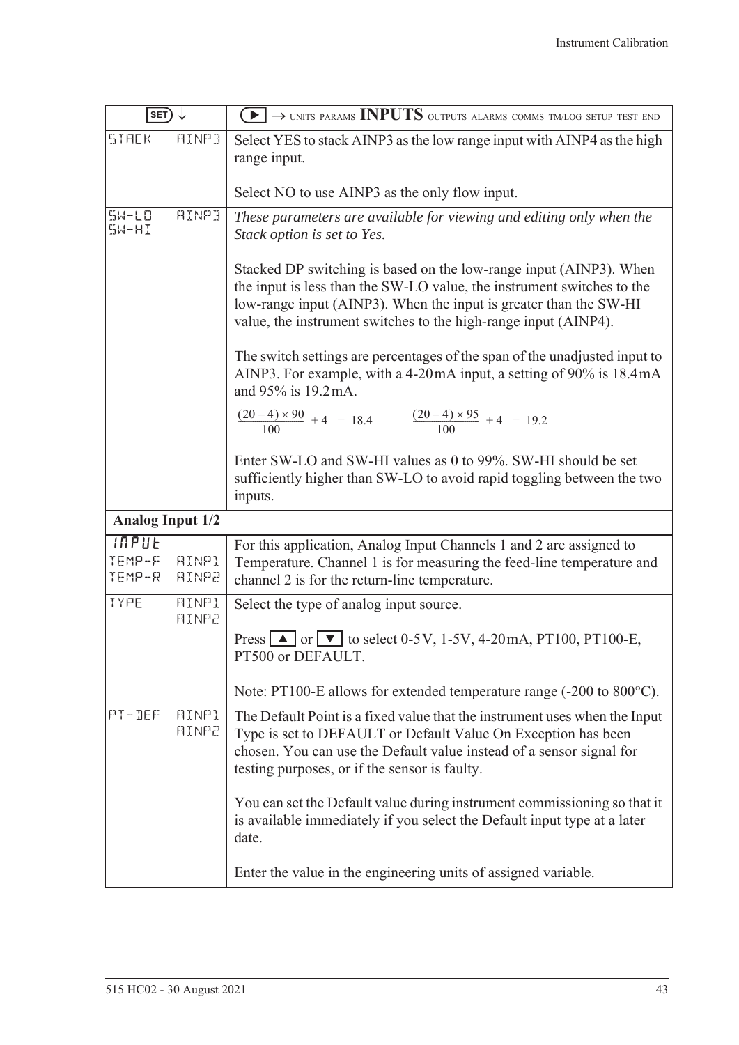| SET ↓ | ▶ → UNITS PARAMS **INPUTS** OUTPUTS ALARMS COMMS TM/LOG SETUP TEST END |
|---|---|
| STACK AINP3 | Select YES to stack AINP3 as the low range input with AINP4 as the high range input.<br><br>Select NO to use AINP3 as the only flow input. |
| SW-LO AINP3<br>SW-HI | *These parameters are available for viewing and editing only when the Stack option is set to Yes.*<br><br>Stacked DP switching is based on the low-range input (AINP3). When the input is less than the SW-LO value, the instrument switches to the low-range input (AINP3). When the input is greater than the SW-HI value, the instrument switches to the high-range input (AINP4).<br><br>The switch settings are percentages of the span of the unadjusted input to AINP3. For example, with a 4-20mA input, a setting of 90% is 18.4mA and 95% is 19.2mA.<br><br>$\frac{(20-4) \times 90}{100} + 4 = 18.4$ $\frac{(20-4) \times 95}{100} + 4 = 19.2$<br><br>Enter SW-LO and SW-HI values as 0 to 99%. SW-HI should be set sufficiently higher than SW-LO to avoid rapid toggling between the two inputs. |
| **Analog Input 1/2** | |
| INPUT<br>TEMP-F AINP1<br>TEMP-R AINP2 | For this application, Analog Input Channels 1 and 2 are assigned to Temperature. Channel 1 is for measuring the feed-line temperature and channel 2 is for the return-line temperature. |
| TYPE AINP1<br>AINP2 | Select the type of analog input source.<br><br>Press ▲ or ▼ to select 0-5V, 1-5V, 4-20mA, PT100, PT100-E, PT500 or DEFAULT.<br><br>Note: PT100-E allows for extended temperature range (-200 to 800°C). |
| PT-DEF AINP1<br>AINP2 | The Default Point is a fixed value that the instrument uses when the Input Type is set to DEFAULT or Default Value On Exception has been chosen. You can use the Default value instead of a sensor signal for testing purposes, or if the sensor is faulty.<br><br>You can set the Default value during instrument commissioning so that it is available immediately if you select the Default input type at a later date.<br><br>Enter the value in the engineering units of assigned variable. |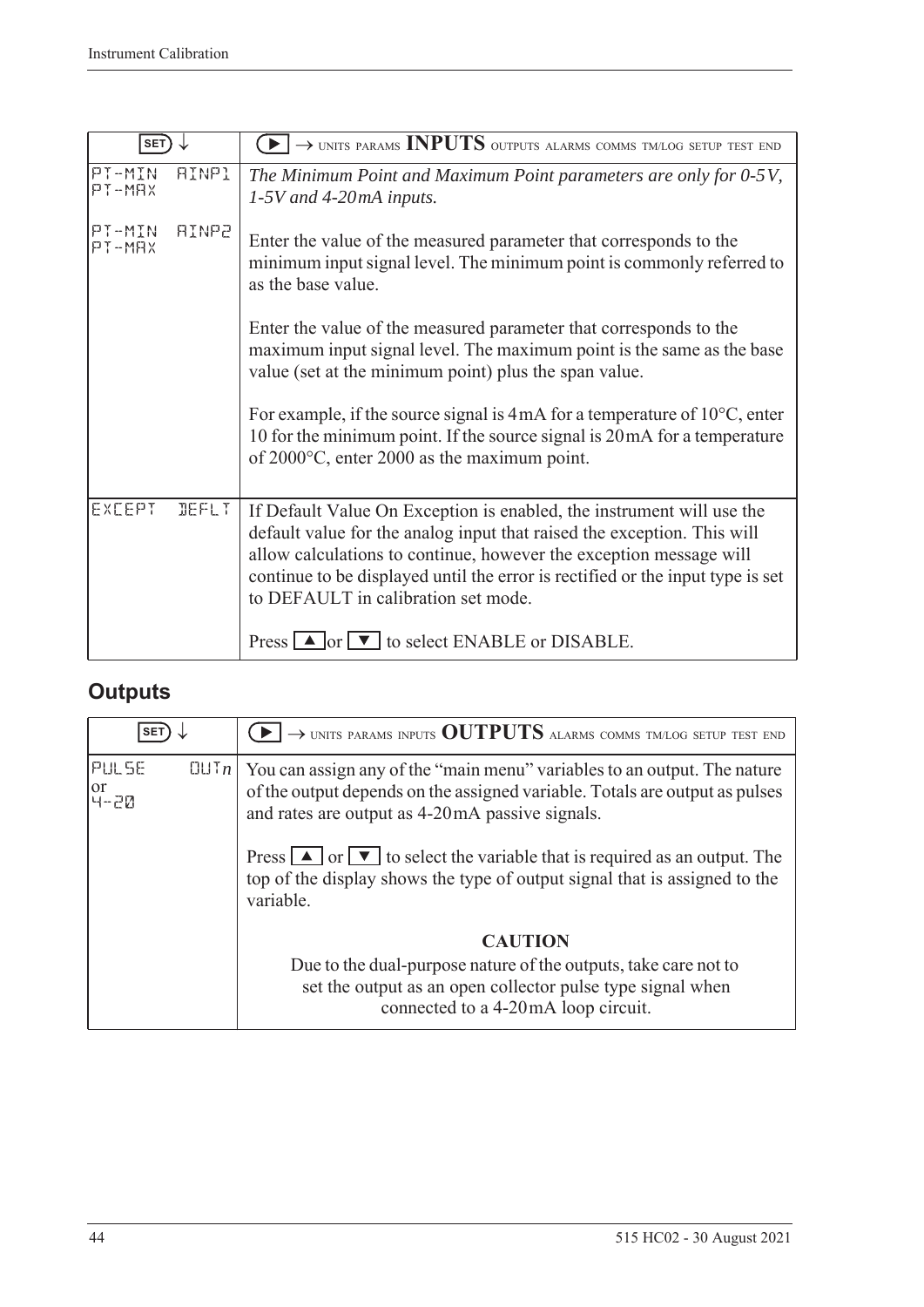| SET ↓ | ▶ → UNITS PARAMS **INPUTS** OUTPUTS ALARMS COMMS TM/LOG SETUP TEST END |
|---|---|
| PT-MIN AINP1<br>PT-MAX<br><br>PT-MIN AINP2<br>PT-MAX | *The Minimum Point and Maximum Point parameters are only for 0-5V, 1-5V and 4-20mA inputs.*<br><br>Enter the value of the measured parameter that corresponds to the minimum input signal level. The minimum point is commonly referred to as the base value.<br><br>Enter the value of the measured parameter that corresponds to the maximum input signal level. The maximum point is the same as the base value (set at the minimum point) plus the span value.<br><br>For example, if the source signal is 4mA for a temperature of 10°C, enter 10 for the minimum point. If the source signal is 20mA for a temperature of 2000°C, enter 2000 as the maximum point. |
| EXCEPT DEFLT | If Default Value On Exception is enabled, the instrument will use the default value for the analog input that raised the exception. This will allow calculations to continue, however the exception message will continue to be displayed until the error is rectified or the input type is set to DEFAULT in calibration set mode.<br><br>Press ▲ or ▼ to select ENABLE or DISABLE. |

## Outputs

| SET ↓ | ▶ → UNITS PARAMS INPUTS **OUTPUTS** ALARMS COMMS TM/LOG SETUP TEST END |
|---|---|
| PULSE OUT*n*<br>or<br>4-20 | You can assign any of the "main menu" variables to an output. The nature of the output depends on the assigned variable. Totals are output as pulses and rates are output as 4-20mA passive signals.<br><br>Press ▲ or ▼ to select the variable that is required as an output. The top of the display shows the type of output signal that is assigned to the variable.<br><br>**CAUTION**<br>Due to the dual-purpose nature of the outputs, take care not to set the output as an open collector pulse type signal when connected to a 4-20mA loop circuit. |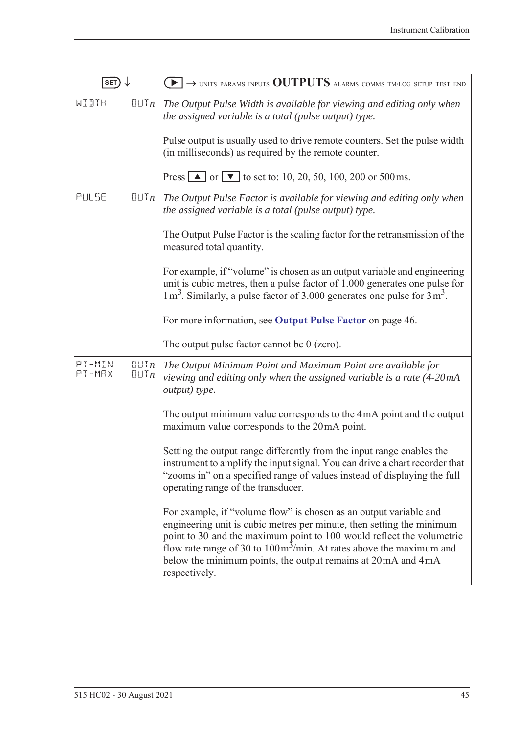| SET ↓ | ▶ → UNITS PARAMS INPUTS **OUTPUTS** ALARMS COMMS TM/LOG SETUP TEST END |
|---|---|
| WIDTH OUT*n* | *The Output Pulse Width is available for viewing and editing only when the assigned variable is a total (pulse output) type.*<br><br>Pulse output is usually used to drive remote counters. Set the pulse width (in milliseconds) as required by the remote counter.<br><br>Press ▲ or ▼ to set to: 10, 20, 50, 100, 200 or 500 ms. |
| PULSE OUT*n* | *The Output Pulse Factor is available for viewing and editing only when the assigned variable is a total (pulse output) type.*<br><br>The Output Pulse Factor is the scaling factor for the retransmission of the measured total quantity.<br><br>For example, if "volume" is chosen as an output variable and engineering unit is cubic metres, then a pulse factor of 1.000 generates one pulse for 1 $m^3$. Similarly, a pulse factor of 3.000 generates one pulse for 3 $m^3$.<br><br>For more information, see **Output Pulse Factor** on page 46.<br><br>The output pulse factor cannot be 0 (zero). |
| PT-MIN OUT*n*<br>PT-MAX OUT*n* | *The Output Minimum Point and Maximum Point are available for viewing and editing only when the assigned variable is a rate (4-20 mA output) type.*<br><br>The output minimum value corresponds to the 4 mA point and the output maximum value corresponds to the 20 mA point.<br><br>Setting the output range differently from the input range enables the instrument to amplify the input signal. You can drive a chart recorder that "zooms in" on a specified range of values instead of displaying the full operating range of the transducer.<br><br>For example, if "volume flow" is chosen as an output variable and engineering unit is cubic metres per minute, then setting the minimum point to 30 and the maximum point to 100 would reflect the volumetric flow rate range of 30 to 100 $m^3$/min. At rates above the maximum and below the minimum points, the output remains at 20 mA and 4 mA respectively. |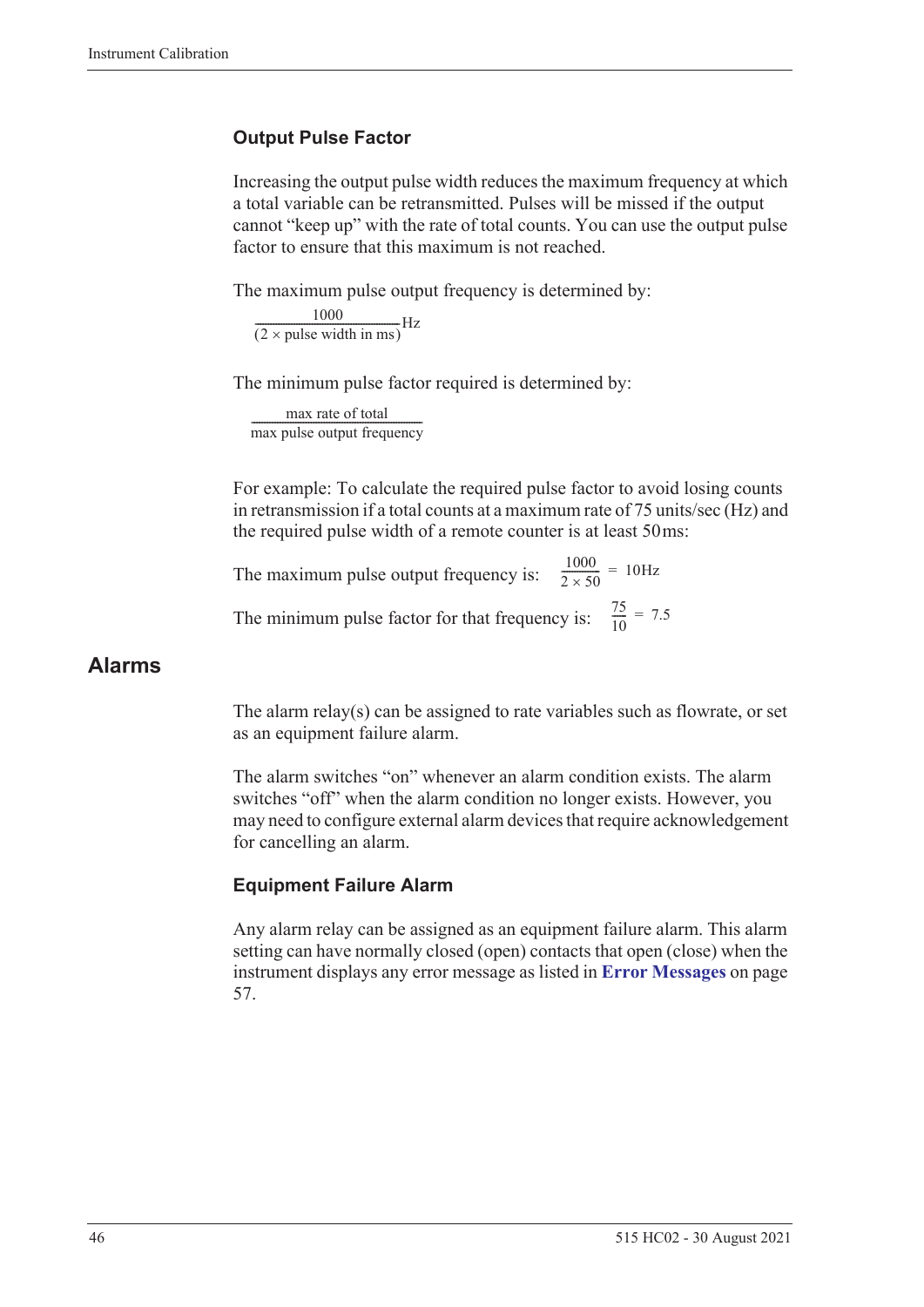### Output Pulse Factor

Increasing the output pulse width reduces the maximum frequency at which a total variable can be retransmitted. Pulses will be missed if the output cannot "keep up" with the rate of total counts. You can use the output pulse factor to ensure that this maximum is not reached.

The maximum pulse output frequency is determined by:

$$\frac{1000}{(2 \times \text{pulse width in ms})}\text{Hz}$$

The minimum pulse factor required is determined by:

$$\frac{\text{max rate of total}}{\text{max pulse output frequency}}$$

For example: To calculate the required pulse factor to avoid losing counts in retransmission if a total counts at a maximum rate of 75 units/sec (Hz) and the required pulse width of a remote counter is at least 50 ms:

The maximum pulse output frequency is: $\frac{1000}{2 \times 50} = 10\text{Hz}$

The minimum pulse factor for that frequency is: $\frac{75}{10} = 7.5$

## Alarms

The alarm relay(s) can be assigned to rate variables such as flowrate, or set as an equipment failure alarm.

The alarm switches "on" whenever an alarm condition exists. The alarm switches "off" when the alarm condition no longer exists. However, you may need to configure external alarm devices that require acknowledgement for cancelling an alarm.

### Equipment Failure Alarm

Any alarm relay can be assigned as an equipment failure alarm. This alarm setting can have normally closed (open) contacts that open (close) when the instrument displays any error message as listed in **Error Messages** on page 57.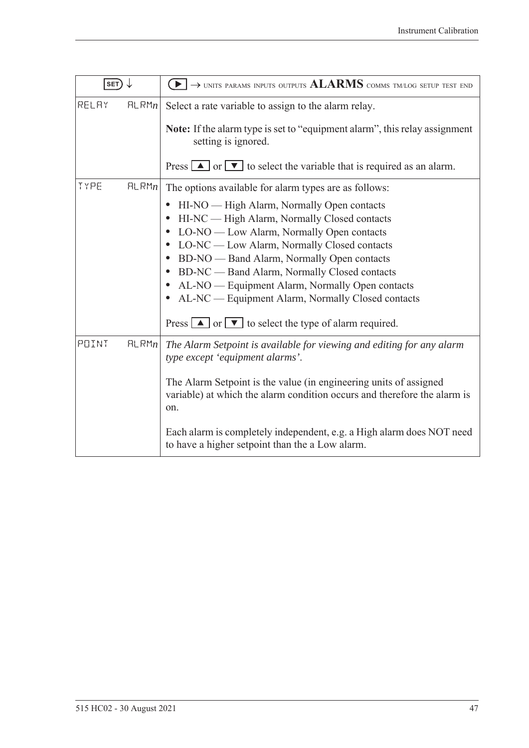| SET ↓ | ▶ → UNITS PARAMS INPUTS OUTPUTS **ALARMS** COMMS TM/LOG SETUP TEST END |
|---|---|
| RELAY ALRM*n* | Select a rate variable to assign to the alarm relay.<br><br>**Note:** If the alarm type is set to "equipment alarm", this relay assignment setting is ignored.<br><br>Press ▲ or ▼ to select the variable that is required as an alarm. |
| TYPE ALRM*n* | The options available for alarm types are as follows:<br><br>• HI-NO — High Alarm, Normally Open contacts<br>• HI-NC — High Alarm, Normally Closed contacts<br>• LO-NO — Low Alarm, Normally Open contacts<br>• LO-NC — Low Alarm, Normally Closed contacts<br>• BD-NO — Band Alarm, Normally Open contacts<br>• BD-NC — Band Alarm, Normally Closed contacts<br>• AL-NO — Equipment Alarm, Normally Open contacts<br>• AL-NC — Equipment Alarm, Normally Closed contacts<br><br>Press ▲ or ▼ to select the type of alarm required. |
| POINT ALRM*n* | *The Alarm Setpoint is available for viewing and editing for any alarm type except 'equipment alarms'.*<br><br>The Alarm Setpoint is the value (in engineering units of assigned variable) at which the alarm condition occurs and therefore the alarm is on.<br><br>Each alarm is completely independent, e.g. a High alarm does NOT need to have a higher setpoint than the a Low alarm. |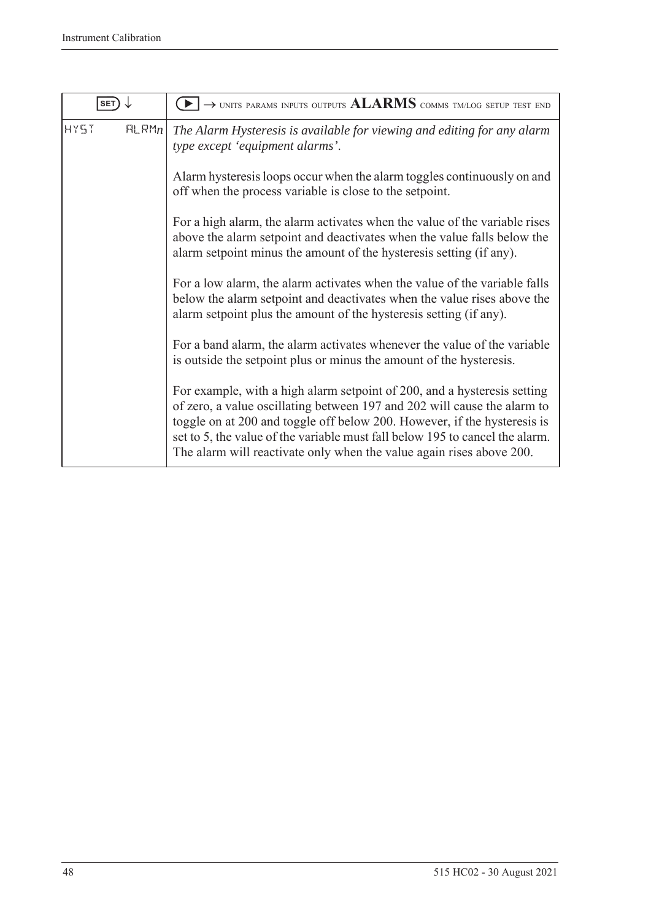| SET ↓ | ▶ → UNITS PARAMS INPUTS OUTPUTS **ALARMS** COMMS TM/LOG SETUP TEST END |
|---|---|
| HYST ALRM*n* | *The Alarm Hysteresis is available for viewing and editing for any alarm type except 'equipment alarms'.*<br><br>Alarm hysteresis loops occur when the alarm toggles continuously on and off when the process variable is close to the setpoint.<br><br>For a high alarm, the alarm activates when the value of the variable rises above the alarm setpoint and deactivates when the value falls below the alarm setpoint minus the amount of the hysteresis setting (if any).<br><br>For a low alarm, the alarm activates when the value of the variable falls below the alarm setpoint and deactivates when the value rises above the alarm setpoint plus the amount of the hysteresis setting (if any).<br><br>For a band alarm, the alarm activates whenever the value of the variable is outside the setpoint plus or minus the amount of the hysteresis.<br><br>For example, with a high alarm setpoint of 200, and a hysteresis setting of zero, a value oscillating between 197 and 202 will cause the alarm to toggle on at 200 and toggle off below 200. However, if the hysteresis is set to 5, the value of the variable must fall below 195 to cancel the alarm. The alarm will reactivate only when the value again rises above 200. |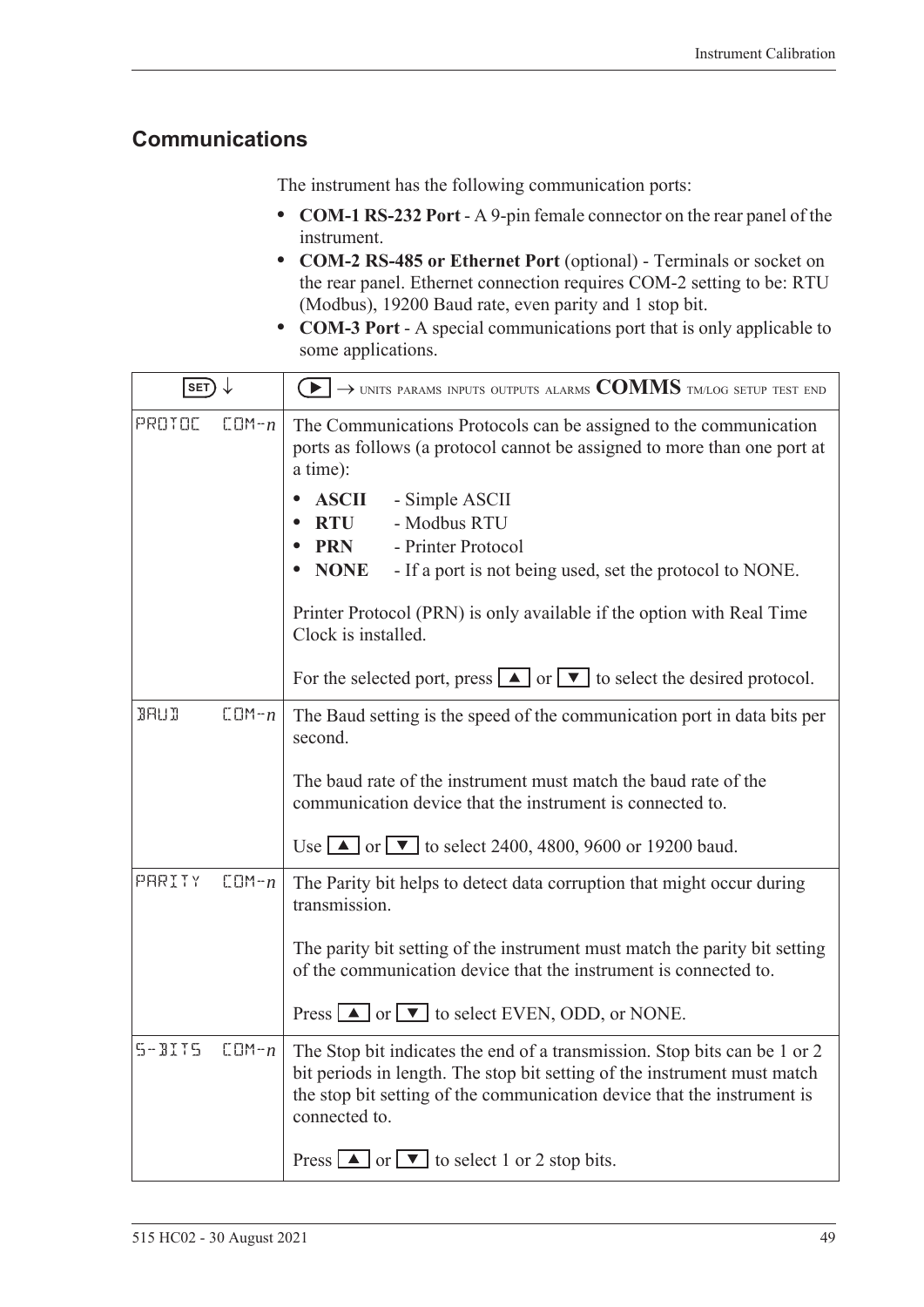## Communications

The instrument has the following communication ports:

- **COM-1 RS-232 Port** - A 9-pin female connector on the rear panel of the instrument.
- **COM-2 RS-485 or Ethernet Port** (optional) - Terminals or socket on the rear panel. Ethernet connection requires COM-2 setting to be: RTU (Modbus), 19200 Baud rate, even parity and 1 stop bit.
- **COM-3 Port** - A special communications port that is only applicable to some applications.

| SET ↓ | ▶ → UNITS PARAMS INPUTS OUTPUTS ALARMS **COMMS** TM/LOG SETUP TEST END |
|---|---|
| PROTOC COM-*n* | The Communications Protocols can be assigned to the communication ports as follows (a protocol cannot be assigned to more than one port at a time):<br>• **ASCII** - Simple ASCII<br>• **RTU** - Modbus RTU<br>• **PRN** - Printer Protocol<br>• **NONE** - If a port is not being used, set the protocol to NONE.<br><br>Printer Protocol (PRN) is only available if the option with Real Time Clock is installed.<br><br>For the selected port, press ▲ or ▼ to select the desired protocol. |
| BAUD COM-*n* | The Baud setting is the speed of the communication port in data bits per second.<br><br>The baud rate of the instrument must match the baud rate of the communication device that the instrument is connected to.<br><br>Use ▲ or ▼ to select 2400, 4800, 9600 or 19200 baud. |
| PARITY COM-*n* | The Parity bit helps to detect data corruption that might occur during transmission.<br><br>The parity bit setting of the instrument must match the parity bit setting of the communication device that the instrument is connected to.<br><br>Press ▲ or ▼ to select EVEN, ODD, or NONE. |
| S-BITS COM-*n* | The Stop bit indicates the end of a transmission. Stop bits can be 1 or 2 bit periods in length. The stop bit setting of the instrument must match the stop bit setting of the communication device that the instrument is connected to.<br><br>Press ▲ or ▼ to select 1 or 2 stop bits. |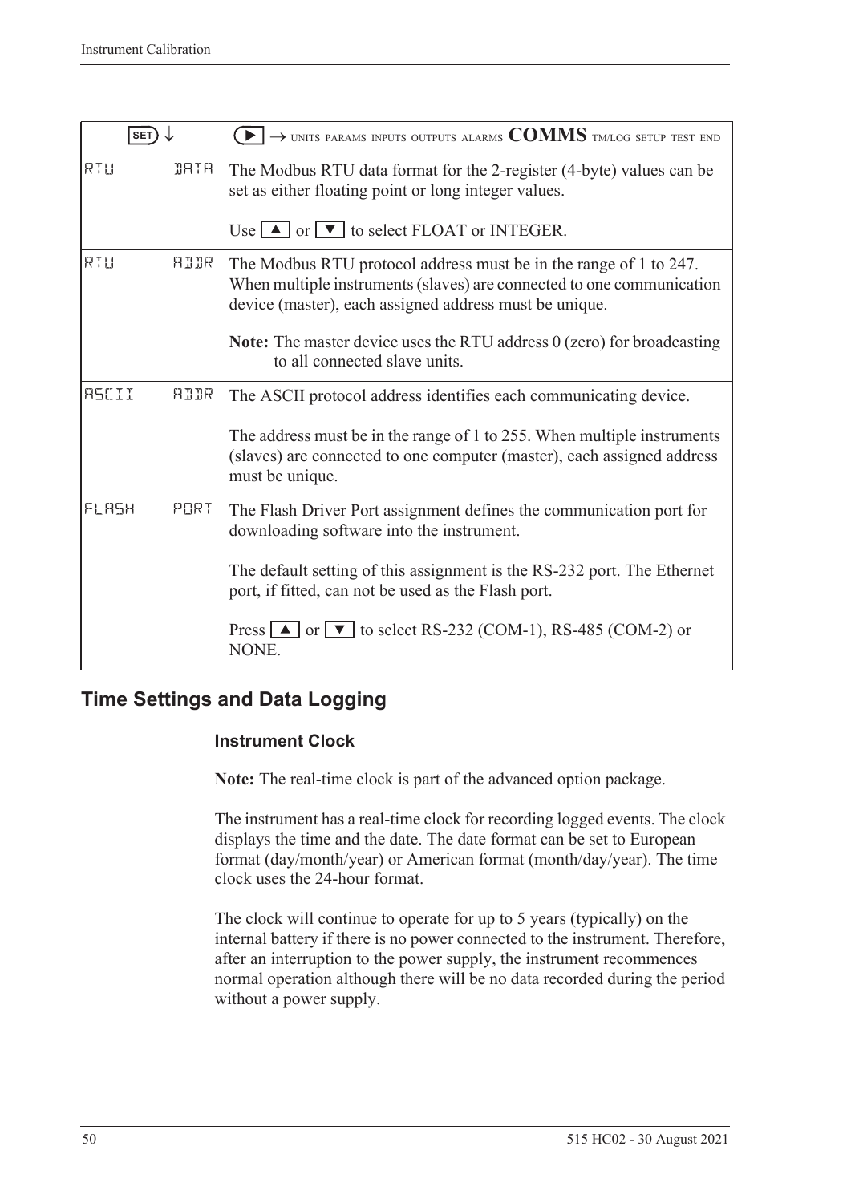| SET ↓ | ▶ → UNITS PARAMS INPUTS OUTPUTS ALARMS **COMMS** TM/LOG SETUP TEST END |
|---|---|
| RTU DATA | The Modbus RTU data format for the 2-register (4-byte) values can be set as either floating point or long integer values.<br><br>Use ▲ or ▼ to select FLOAT or INTEGER. |
| RTU ADDR | The Modbus RTU protocol address must be in the range of 1 to 247. When multiple instruments (slaves) are connected to one communication device (master), each assigned address must be unique.<br><br>**Note:** The master device uses the RTU address 0 (zero) for broadcasting to all connected slave units. |
| ASCII ADDR | The ASCII protocol address identifies each communicating device.<br><br>The address must be in the range of 1 to 255. When multiple instruments (slaves) are connected to one computer (master), each assigned address must be unique. |
| FLASH PORT | The Flash Driver Port assignment defines the communication port for downloading software into the instrument.<br><br>The default setting of this assignment is the RS-232 port. The Ethernet port, if fitted, can not be used as the Flash port.<br><br>Press ▲ or ▼ to select RS-232 (COM-1), RS-485 (COM-2) or NONE. |

## Time Settings and Data Logging

### Instrument Clock

**Note:** The real-time clock is part of the advanced option package.

The instrument has a real-time clock for recording logged events. The clock displays the time and the date. The date format can be set to European format (day/month/year) or American format (month/day/year). The time clock uses the 24-hour format.

The clock will continue to operate for up to 5 years (typically) on the internal battery if there is no power connected to the instrument. Therefore, after an interruption to the power supply, the instrument recommences normal operation although there will be no data recorded during the period without a power supply.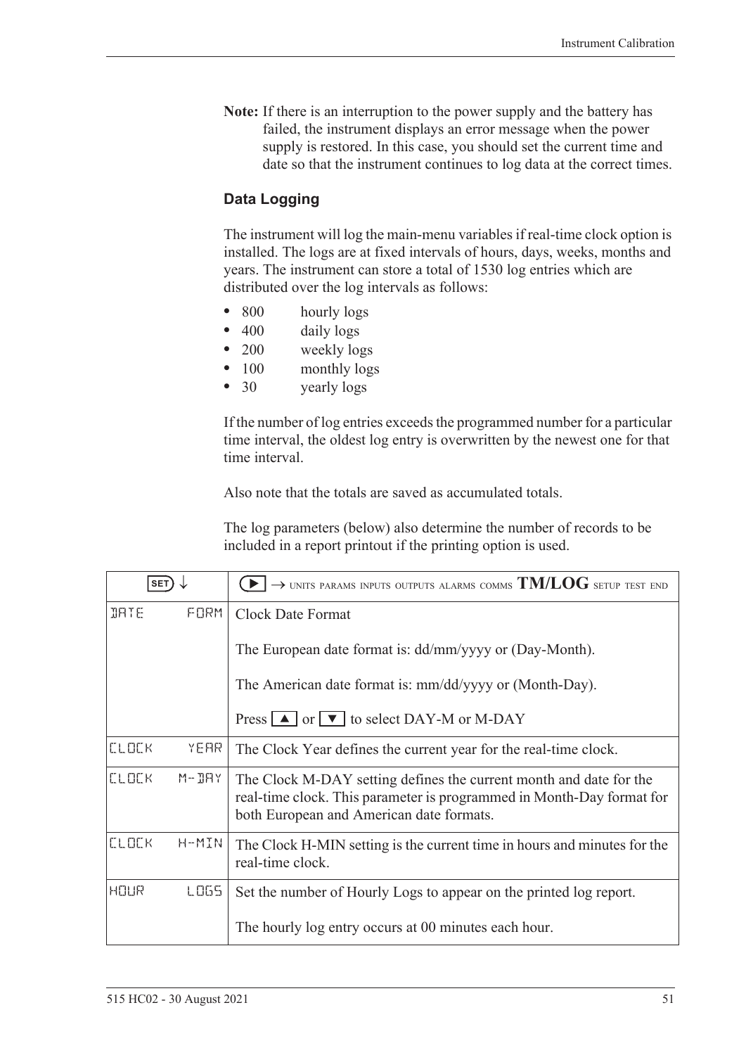**Note:** If there is an interruption to the power supply and the battery has failed, the instrument displays an error message when the power supply is restored. In this case, you should set the current time and date so that the instrument continues to log data at the correct times.

### Data Logging

The instrument will log the main-menu variables if real-time clock option is installed. The logs are at fixed intervals of hours, days, weeks, months and years. The instrument can store a total of 1530 log entries which are distributed over the log intervals as follows:

- 800 hourly logs
- 400 daily logs
- 200 weekly logs
- 100 monthly logs
- 30 yearly logs

If the number of log entries exceeds the programmed number for a particular time interval, the oldest log entry is overwritten by the newest one for that time interval.

Also note that the totals are saved as accumulated totals.

The log parameters (below) also determine the number of records to be included in a report printout if the printing option is used.

| SET ↓ | ▶ → UNITS PARAMS INPUTS OUTPUTS ALARMS COMMS **TM/LOG** SETUP TEST END |
|---|---|
| DATE FORM | Clock Date Format<br><br>The European date format is: dd/mm/yyyy or (Day-Month).<br><br>The American date format is: mm/dd/yyyy or (Month-Day).<br><br>Press ▲ or ▼ to select DAY-M or M-DAY |
| CLOCK YEAR | The Clock Year defines the current year for the real-time clock. |
| CLOCK M-DAY | The Clock M-DAY setting defines the current month and date for the real-time clock. This parameter is programmed in Month-Day format for both European and American date formats. |
| CLOCK H-MIN | The Clock H-MIN setting is the current time in hours and minutes for the real-time clock. |
| HOUR LOGS | Set the number of Hourly Logs to appear on the printed log report.<br><br>The hourly log entry occurs at 00 minutes each hour. |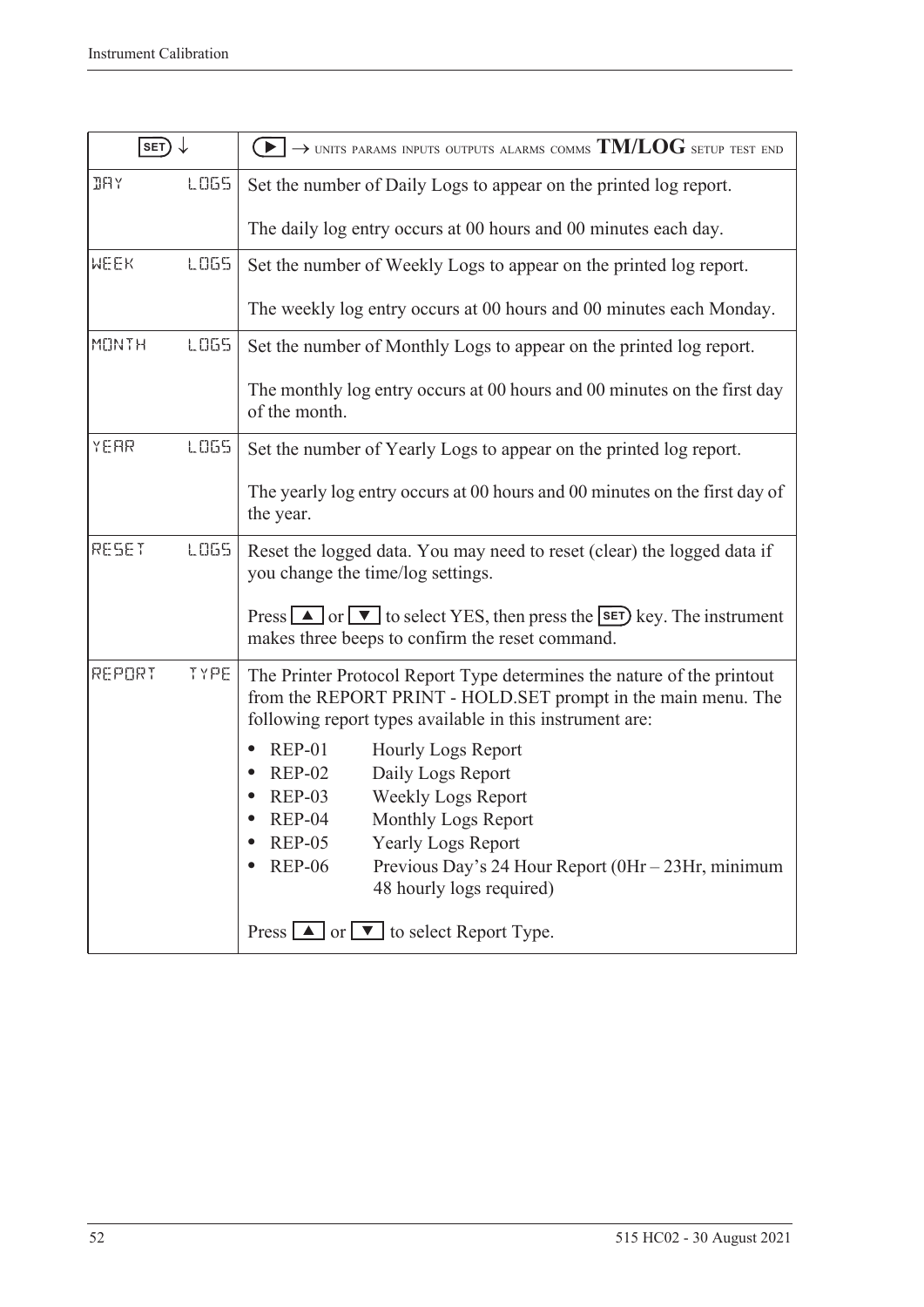| SET ↓ | ▶ → UNITS PARAMS INPUTS OUTPUTS ALARMS COMMS **TM/LOG** SETUP TEST END |
| --- | --- |
| DAY LOGS | Set the number of Daily Logs to appear on the printed log report.<br><br>The daily log entry occurs at 00 hours and 00 minutes each day. |
| WEEK LOGS | Set the number of Weekly Logs to appear on the printed log report.<br><br>The weekly log entry occurs at 00 hours and 00 minutes each Monday. |
| MONTH LOGS | Set the number of Monthly Logs to appear on the printed log report.<br><br>The monthly log entry occurs at 00 hours and 00 minutes on the first day of the month. |
| YEAR LOGS | Set the number of Yearly Logs to appear on the printed log report.<br><br>The yearly log entry occurs at 00 hours and 00 minutes on the first day of the year. |
| RESET LOGS | Reset the logged data. You may need to reset (clear) the logged data if you change the time/log settings.<br><br>Press ▲ or ▼ to select YES, then press the SET key. The instrument makes three beeps to confirm the reset command. |
| REPORT TYPE | The Printer Protocol Report Type determines the nature of the printout from the REPORT PRINT - HOLD.SET prompt in the main menu. The following report types available in this instrument are:<br><br>• REP-01 Hourly Logs Report<br>• REP-02 Daily Logs Report<br>• REP-03 Weekly Logs Report<br>• REP-04 Monthly Logs Report<br>• REP-05 Yearly Logs Report<br>• REP-06 Previous Day's 24 Hour Report (0Hr – 23Hr, minimum 48 hourly logs required)<br><br>Press ▲ or ▼ to select Report Type. |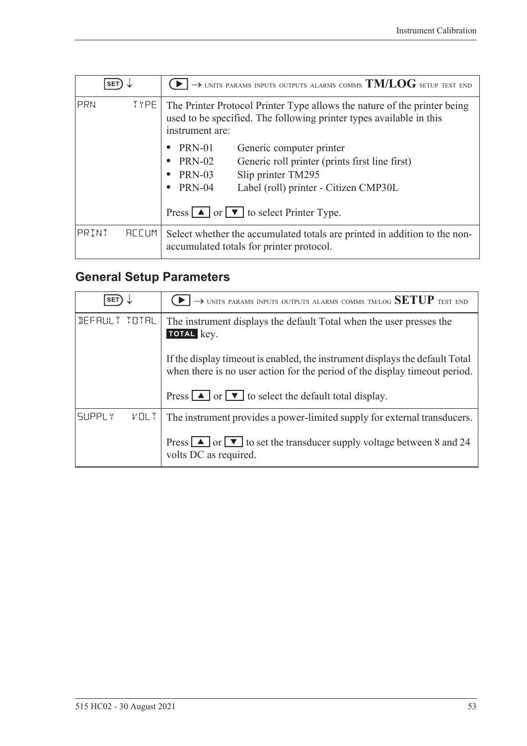| SET ↓ | ▶ → UNITS PARAMS INPUTS OUTPUTS ALARMS COMMS **TM/LOG** SETUP TEST END |
|---|---|
| PRN TYPE | The Printer Protocol Printer Type allows the nature of the printer being used to be specified. The following printer types available in this instrument are:<br>• PRN-01 Generic computer printer<br>• PRN-02 Generic roll printer (prints first line first)<br>• PRN-03 Slip printer TM295<br>• PRN-04 Label (roll) printer - Citizen CMP30L<br><br>Press ▲ or ▼ to select Printer Type. |
| PRINT ACCUM | Select whether the accumulated totals are printed in addition to the non-accumulated totals for printer protocol. |

## General Setup Parameters

| SET ↓ | ▶ → UNITS PARAMS INPUTS OUTPUTS ALARMS COMMS TM/LOG **SETUP** TEST END |
|---|---|
| DEFAULT TOTAL | The instrument displays the default Total when the user presses the **TOTAL** key.<br><br>If the display timeout is enabled, the instrument displays the default Total when there is no user action for the period of the display timeout period.<br><br>Press ▲ or ▼ to select the default total display. |
| SUPPLY VOLT | The instrument provides a power-limited supply for external transducers.<br><br>Press ▲ or ▼ to set the transducer supply voltage between 8 and 24 volts DC as required. |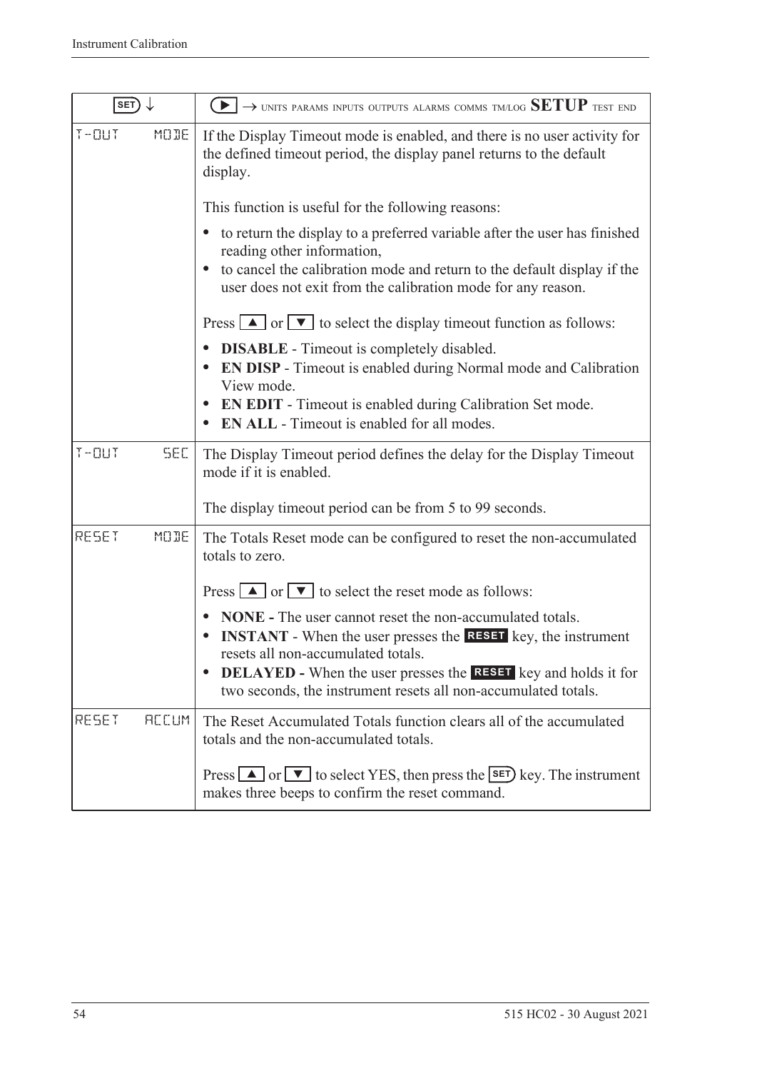| SET ↓ | ▶ → UNITS PARAMS INPUTS OUTPUTS ALARMS COMMS TM/LOG **SETUP** TEST END |
|---|---|
| T-OUT MODE | If the Display Timeout mode is enabled, and there is no user activity for the defined timeout period, the display panel returns to the default display.<br><br>This function is useful for the following reasons:<br>• to return the display to a preferred variable after the user has finished reading other information,<br>• to cancel the calibration mode and return to the default display if the user does not exit from the calibration mode for any reason.<br><br>Press ▲ or ▼ to select the display timeout function as follows:<br>• **DISABLE** - Timeout is completely disabled.<br>• **EN DISP** - Timeout is enabled during Normal mode and Calibration View mode.<br>• **EN EDIT** - Timeout is enabled during Calibration Set mode.<br>• **EN ALL** - Timeout is enabled for all modes. |
| T-OUT SEC | The Display Timeout period defines the delay for the Display Timeout mode if it is enabled.<br><br>The display timeout period can be from 5 to 99 seconds. |
| RESET MODE | The Totals Reset mode can be configured to reset the non-accumulated totals to zero.<br><br>Press ▲ or ▼ to select the reset mode as follows:<br>• **NONE -** The user cannot reset the non-accumulated totals.<br>• **INSTANT** - When the user presses the **RESET** key, the instrument resets all non-accumulated totals.<br>• **DELAYED -** When the user presses the **RESET** key and holds it for two seconds, the instrument resets all non-accumulated totals. |
| RESET ACCUM | The Reset Accumulated Totals function clears all of the accumulated totals and the non-accumulated totals.<br><br>Press ▲ or ▼ to select YES, then press the SET key. The instrument makes three beeps to confirm the reset command. |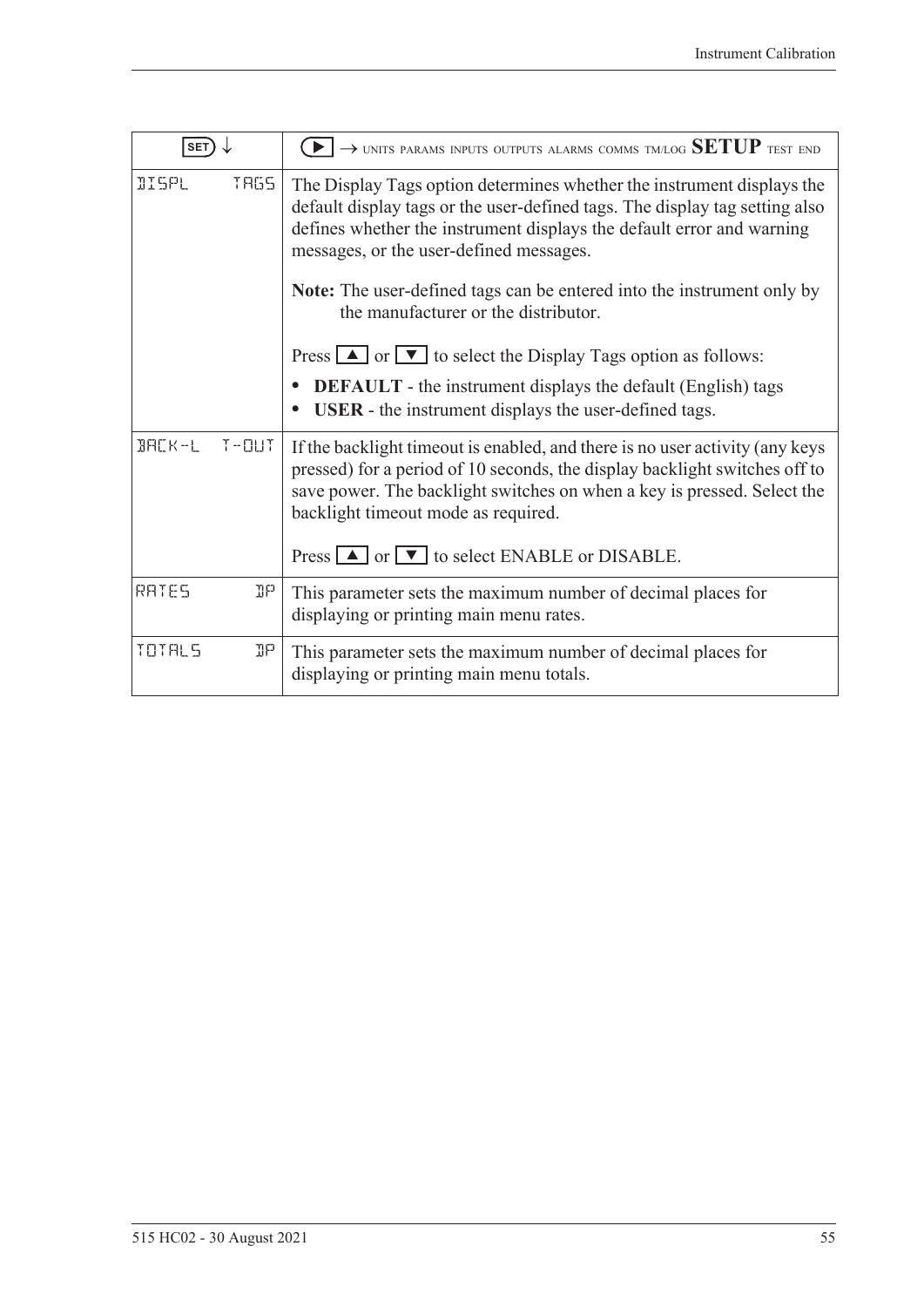| SET ↓ | ▶ → UNITS PARAMS INPUTS OUTPUTS ALARMS COMMS TM/LOG **SETUP** TEST END |
|---|---|
| DISPL TAGS | The Display Tags option determines whether the instrument displays the default display tags or the user-defined tags. The display tag setting also defines whether the instrument displays the default error and warning messages, or the user-defined messages.<br><br>**Note:** The user-defined tags can be entered into the instrument only by the manufacturer or the distributor.<br><br>Press ▲ or ▼ to select the Display Tags option as follows:<br>• **DEFAULT** - the instrument displays the default (English) tags<br>• **USER** - the instrument displays the user-defined tags. |
| BACK-L T-OUT | If the backlight timeout is enabled, and there is no user activity (any keys pressed) for a period of 10 seconds, the display backlight switches off to save power. The backlight switches on when a key is pressed. Select the backlight timeout mode as required.<br><br>Press ▲ or ▼ to select ENABLE or DISABLE. |
| RATES DP | This parameter sets the maximum number of decimal places for displaying or printing main menu rates. |
| TOTALS DP | This parameter sets the maximum number of decimal places for displaying or printing main menu totals. |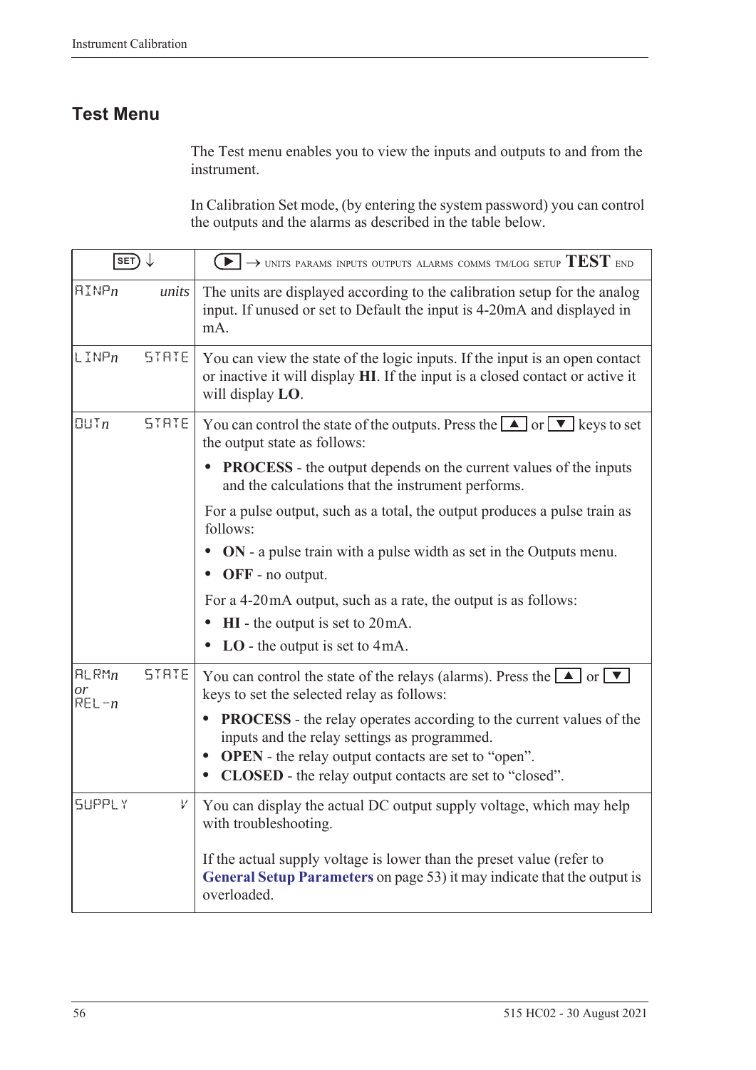## Test Menu

The Test menu enables you to view the inputs and outputs to and from the instrument.

In Calibration Set mode, (by entering the system password) you can control the outputs and the alarms as described in the table below.

| SET ↓ | | ▶ → UNITS PARAMS INPUTS OUTPUTS ALARMS COMMS TM/LOG SETUP **TEST** END |
|---|---|---|
| AINP*n* | *units* | The units are displayed according to the calibration setup for the analog input. If unused or set to Default the input is 4-20mA and displayed in mA. |
| LINP*n* | STATE | You can view the state of the logic inputs. If the input is an open contact or inactive it will display **HI**. If the input is a closed contact or active it will display **LO**. |
| OUT*n* | STATE | You can control the state of the outputs. Press the ▲ or ▼ keys to set the output state as follows:<br>• **PROCESS** - the output depends on the current values of the inputs and the calculations that the instrument performs.<br>For a pulse output, such as a total, the output produces a pulse train as follows:<br>• **ON** - a pulse train with a pulse width as set in the Outputs menu.<br>• **OFF** - no output.<br>For a 4-20mA output, such as a rate, the output is as follows:<br>• **HI** - the output is set to 20mA.<br>• **LO** - the output is set to 4mA. |
| ALRM*n* *or* REL-*n* | STATE | You can control the state of the relays (alarms). Press the ▲ or ▼ keys to set the selected relay as follows:<br>• **PROCESS** - the relay operates according to the current values of the inputs and the relay settings as programmed.<br>• **OPEN** - the relay output contacts are set to "open".<br>• **CLOSED** - the relay output contacts are set to "closed". |
| SUPPLY | V | You can display the actual DC output supply voltage, which may help with troubleshooting.<br><br>If the actual supply voltage is lower than the preset value (refer to **General Setup Parameters** on page 53) it may indicate that the output is overloaded. |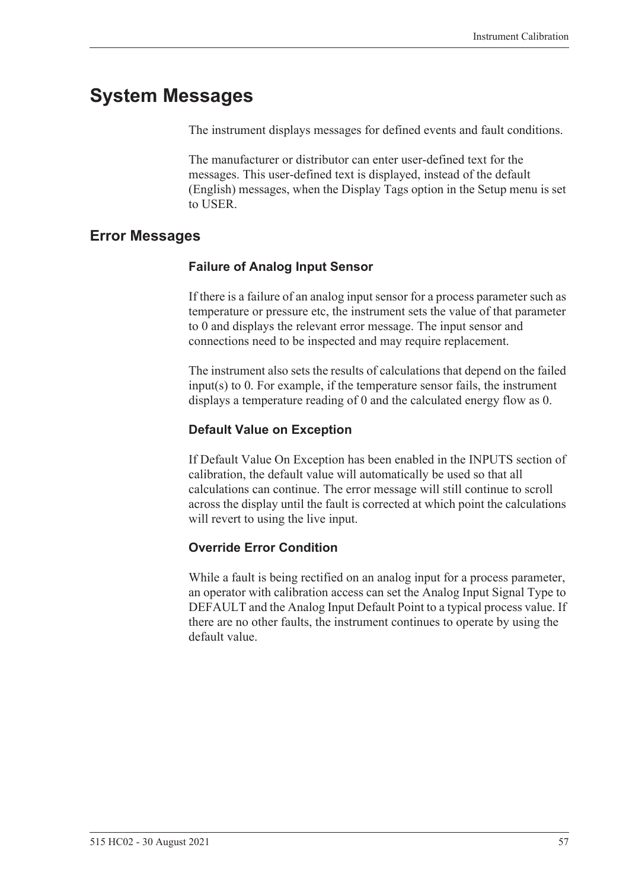# System Messages

The instrument displays messages for defined events and fault conditions.

The manufacturer or distributor can enter user-defined text for the messages. This user-defined text is displayed, instead of the default (English) messages, when the Display Tags option in the Setup menu is set to USER.

## Error Messages

### Failure of Analog Input Sensor

If there is a failure of an analog input sensor for a process parameter such as temperature or pressure etc, the instrument sets the value of that parameter to 0 and displays the relevant error message. The input sensor and connections need to be inspected and may require replacement.

The instrument also sets the results of calculations that depend on the failed input(s) to 0. For example, if the temperature sensor fails, the instrument displays a temperature reading of 0 and the calculated energy flow as 0.

### Default Value on Exception

If Default Value On Exception has been enabled in the INPUTS section of calibration, the default value will automatically be used so that all calculations can continue. The error message will still continue to scroll across the display until the fault is corrected at which point the calculations will revert to using the live input.

### Override Error Condition

While a fault is being rectified on an analog input for a process parameter, an operator with calibration access can set the Analog Input Signal Type to DEFAULT and the Analog Input Default Point to a typical process value. If there are no other faults, the instrument continues to operate by using the default value.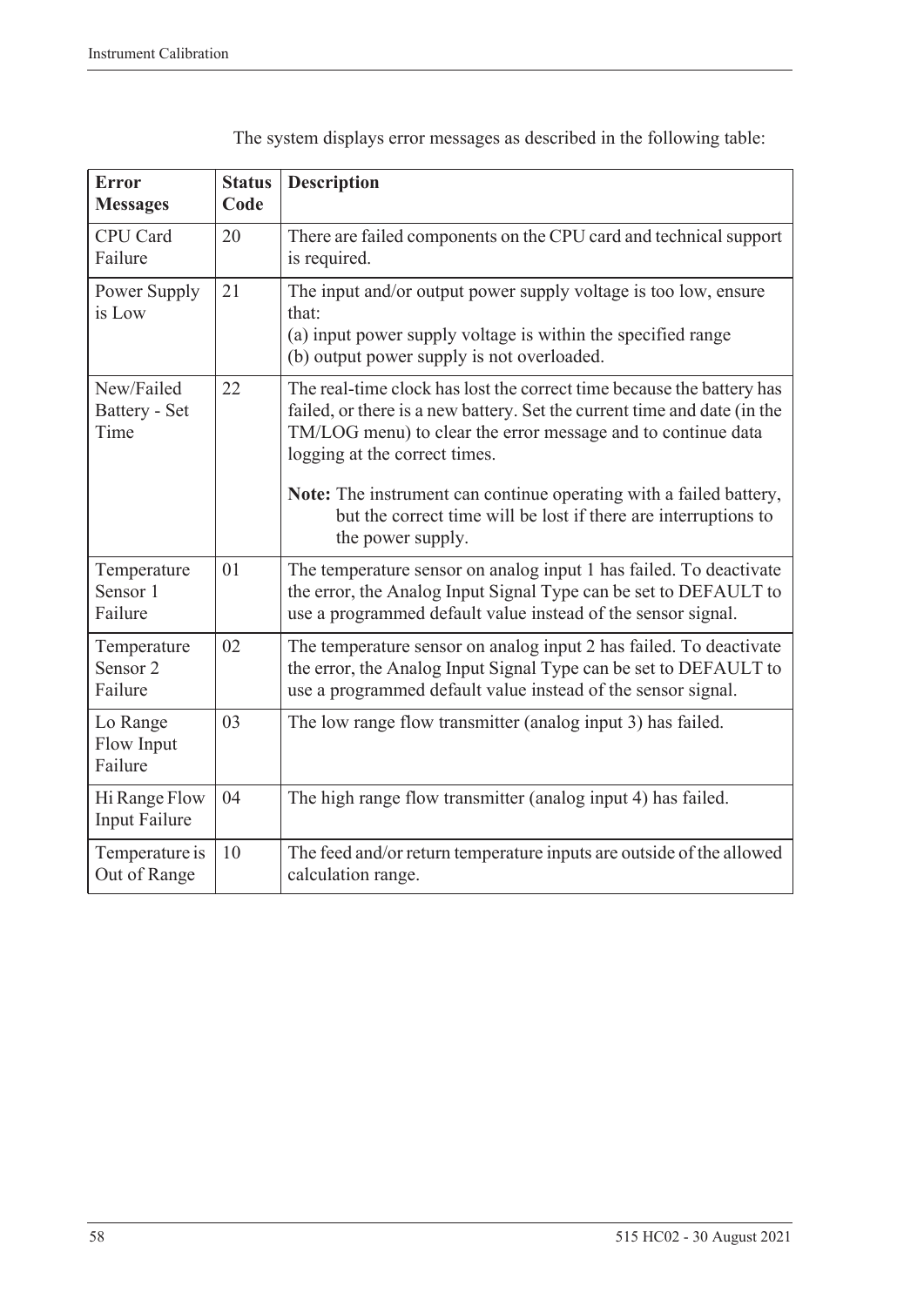The system displays error messages as described in the following table:

| Error Messages | Status Code | Description |
| --- | --- | --- |
| CPU Card Failure | 20 | There are failed components on the CPU card and technical support is required. |
| Power Supply is Low | 21 | The input and/or output power supply voltage is too low, ensure that:<br>(a) input power supply voltage is within the specified range<br>(b) output power supply is not overloaded. |
| New/Failed Battery - Set Time | 22 | The real-time clock has lost the correct time because the battery has failed, or there is a new battery. Set the current time and date (in the TM/LOG menu) to clear the error message and to continue data logging at the correct times.<br><br>**Note:** The instrument can continue operating with a failed battery, but the correct time will be lost if there are interruptions to the power supply. |
| Temperature Sensor 1 Failure | 01 | The temperature sensor on analog input 1 has failed. To deactivate the error, the Analog Input Signal Type can be set to DEFAULT to use a programmed default value instead of the sensor signal. |
| Temperature Sensor 2 Failure | 02 | The temperature sensor on analog input 2 has failed. To deactivate the error, the Analog Input Signal Type can be set to DEFAULT to use a programmed default value instead of the sensor signal. |
| Lo Range Flow Input Failure | 03 | The low range flow transmitter (analog input 3) has failed. |
| Hi Range Flow Input Failure | 04 | The high range flow transmitter (analog input 4) has failed. |
| Temperature is Out of Range | 10 | The feed and/or return temperature inputs are outside of the allowed calculation range. |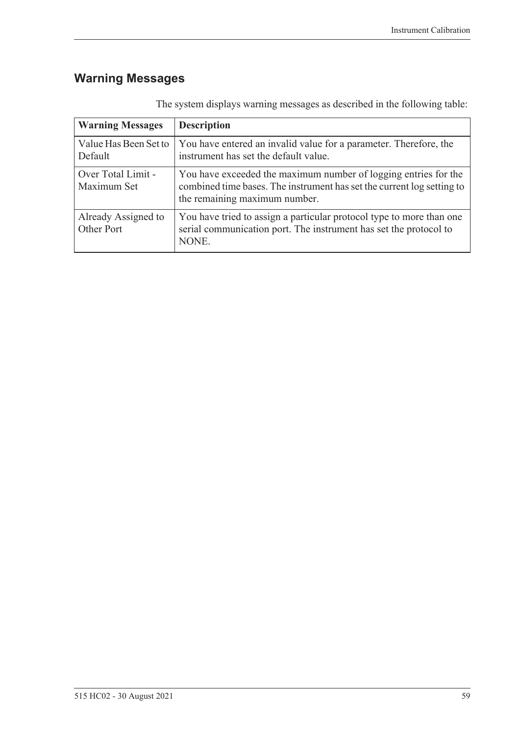## Warning Messages

The system displays warning messages as described in the following table:

| Warning Messages | Description |
| --- | --- |
| Value Has Been Set to Default | You have entered an invalid value for a parameter. Therefore, the instrument has set the default value. |
| Over Total Limit - Maximum Set | You have exceeded the maximum number of logging entries for the combined time bases. The instrument has set the current log setting to the remaining maximum number. |
| Already Assigned to Other Port | You have tried to assign a particular protocol type to more than one serial communication port. The instrument has set the protocol to NONE. |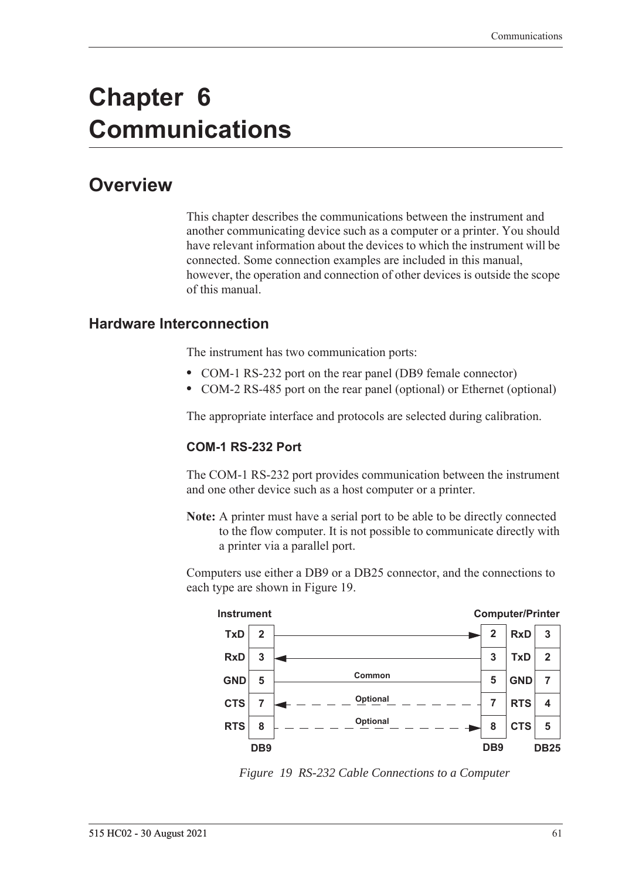# Chapter 6 Communications

## Overview

This chapter describes the communications between the instrument and another communicating device such as a computer or a printer. You should have relevant information about the devices to which the instrument will be connected. Some connection examples are included in this manual, however, the operation and connection of other devices is outside the scope of this manual.

### Hardware Interconnection

The instrument has two communication ports:

- COM-1 RS-232 port on the rear panel (DB9 female connector)
- COM-2 RS-485 port on the rear panel (optional) or Ethernet (optional)

The appropriate interface and protocols are selected during calibration.

#### COM-1 RS-232 Port

The COM-1 RS-232 port provides communication between the instrument and one other device such as a host computer or a printer.

**Note:** A printer must have a serial port to be able to be directly connected to the flow computer. It is not possible to communicate directly with a printer via a parallel port.

Computers use either a DB9 or a DB25 connector, and the connections to each type are shown in Figure 19.

| Instrument Signal | Instrument DB9 Pin | Connection | Computer/Printer DB9 Pin | Computer/Printer Signal | Computer/Printer DB25 Pin |
|---|---|---|---|---|---|
| TxD | 2 | → | 2 | RxD | 3 |
| RxD | 3 | ← | 3 | TxD | 2 |
| GND | 5 | Common | 5 | GND | 7 |
| CTS | 7 | ← Optional | 7 | RTS | 4 |
| RTS | 8 | → Optional | 8 | CTS | 5 |

*Figure 19 RS-232 Cable Connections to a Computer*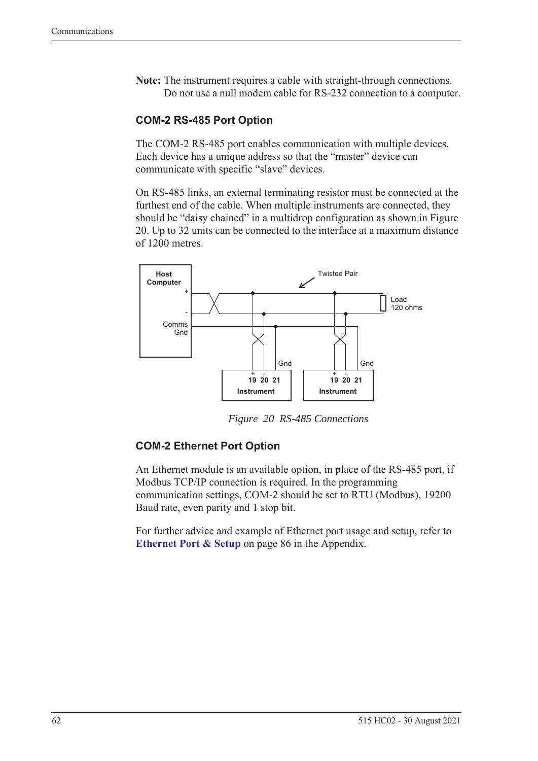**Note:** The instrument requires a cable with straight-through connections. Do not use a null modem cable for RS-232 connection to a computer.

### COM-2 RS-485 Port Option

The COM-2 RS-485 port enables communication with multiple devices. Each device has a unique address so that the "master" device can communicate with specific "slave" devices.

On RS-485 links, an external terminating resistor must be connected at the furthest end of the cable. When multiple instruments are connected, they should be "daisy chained" in a multidrop configuration as shown in Figure 20. Up to 32 units can be connected to the interface at a maximum distance of 1200 metres.

*Figure 20 RS-485 Connections*

### COM-2 Ethernet Port Option

An Ethernet module is an available option, in place of the RS-485 port, if Modbus TCP/IP connection is required. In the programming communication settings, COM-2 should be set to RTU (Modbus), 19200 Baud rate, even parity and 1 stop bit.

For further advice and example of Ethernet port usage and setup, refer to **Ethernet Port & Setup** on page 86 in the Appendix.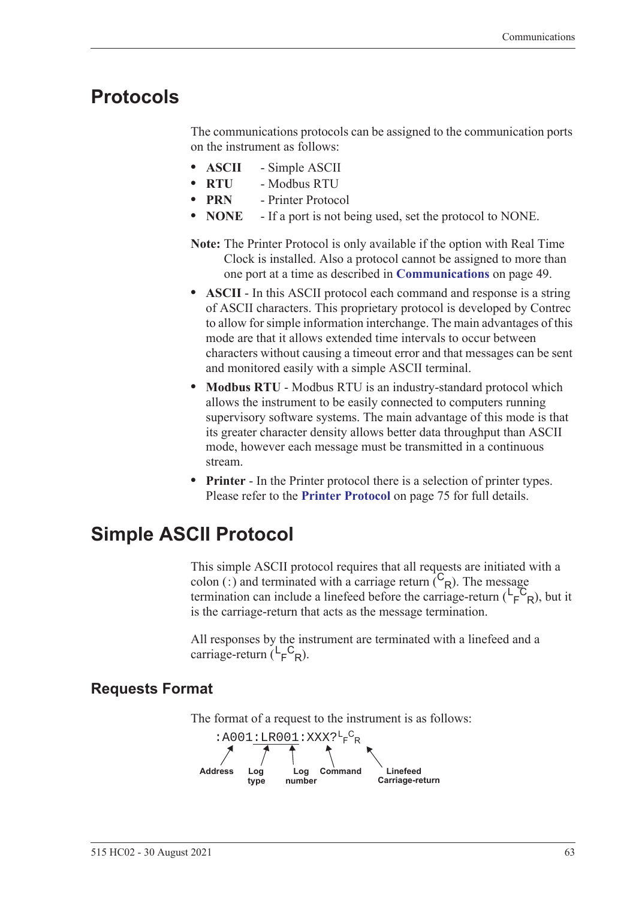# Protocols

The communications protocols can be assigned to the communication ports on the instrument as follows:

- **ASCII** - Simple ASCII
- **RTU** - Modbus RTU
- **PRN** - Printer Protocol
- **NONE** - If a port is not being used, set the protocol to NONE.

**Note:** The Printer Protocol is only available if the option with Real Time Clock is installed. Also a protocol cannot be assigned to more than one port at a time as described in **Communications** on page 49.

- **ASCII** - In this ASCII protocol each command and response is a string of ASCII characters. This proprietary protocol is developed by Contrec to allow for simple information interchange. The main advantages of this mode are that it allows extended time intervals to occur between characters without causing a timeout error and that messages can be sent and monitored easily with a simple ASCII terminal.
- **Modbus RTU** - Modbus RTU is an industry-standard protocol which allows the instrument to be easily connected to computers running supervisory software systems. The main advantage of this mode is that its greater character density allows better data throughput than ASCII mode, however each message must be transmitted in a continuous stream.
- **Printer** - In the Printer protocol there is a selection of printer types. Please refer to the **Printer Protocol** on page 75 for full details.

# Simple ASCII Protocol

This simple ASCII protocol requires that all requests are initiated with a colon (:) and terminated with a carriage return ($^{C}{}_{R}$). The message termination can include a linefeed before the carriage-return ($^{L}{}_{F}{}^{C}{}_{R}$), but it is the carriage-return that acts as the message termination.

All responses by the instrument are terminated with a linefeed and a carriage-return ($^{L}{}_{F}{}^{C}{}_{R}$).

## Requests Format

The format of a request to the instrument is as follows:

```
:A001:LR001:XXX?LFCR
```

Address — Log type — Log number — Command — Linefeed Carriage-return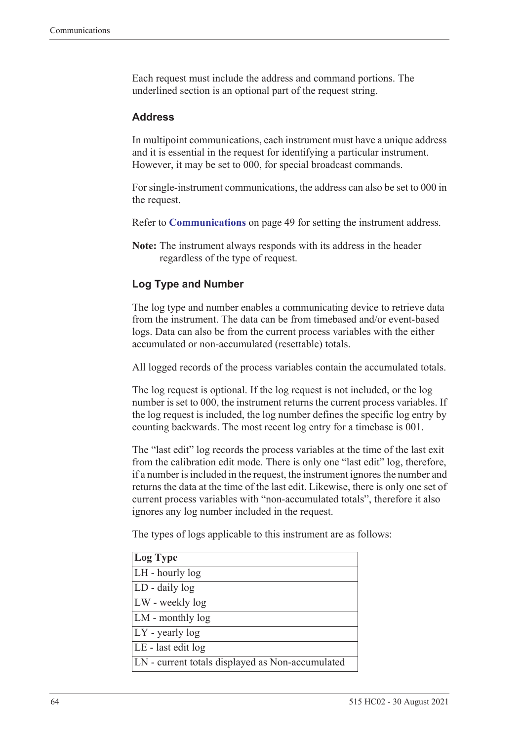Each request must include the address and command portions. The underlined section is an optional part of the request string.

### Address

In multipoint communications, each instrument must have a unique address and it is essential in the request for identifying a particular instrument. However, it may be set to 000, for special broadcast commands.

For single-instrument communications, the address can also be set to 000 in the request.

Refer to **Communications** on page 49 for setting the instrument address.

**Note:** The instrument always responds with its address in the header regardless of the type of request.

### Log Type and Number

The log type and number enables a communicating device to retrieve data from the instrument. The data can be from timebased and/or event-based logs. Data can also be from the current process variables with the either accumulated or non-accumulated (resettable) totals.

All logged records of the process variables contain the accumulated totals.

The log request is optional. If the log request is not included, or the log number is set to 000, the instrument returns the current process variables. If the log request is included, the log number defines the specific log entry by counting backwards. The most recent log entry for a timebase is 001.

The "last edit" log records the process variables at the time of the last exit from the calibration edit mode. There is only one "last edit" log, therefore, if a number is included in the request, the instrument ignores the number and returns the data at the time of the last edit. Likewise, there is only one set of current process variables with "non-accumulated totals", therefore it also ignores any log number included in the request.

The types of logs applicable to this instrument are as follows:

| Log Type |
| --- |
| LH - hourly log |
| LD - daily log |
| LW - weekly log |
| LM - monthly log |
| LY - yearly log |
| LE - last edit log |
| LN - current totals displayed as Non-accumulated |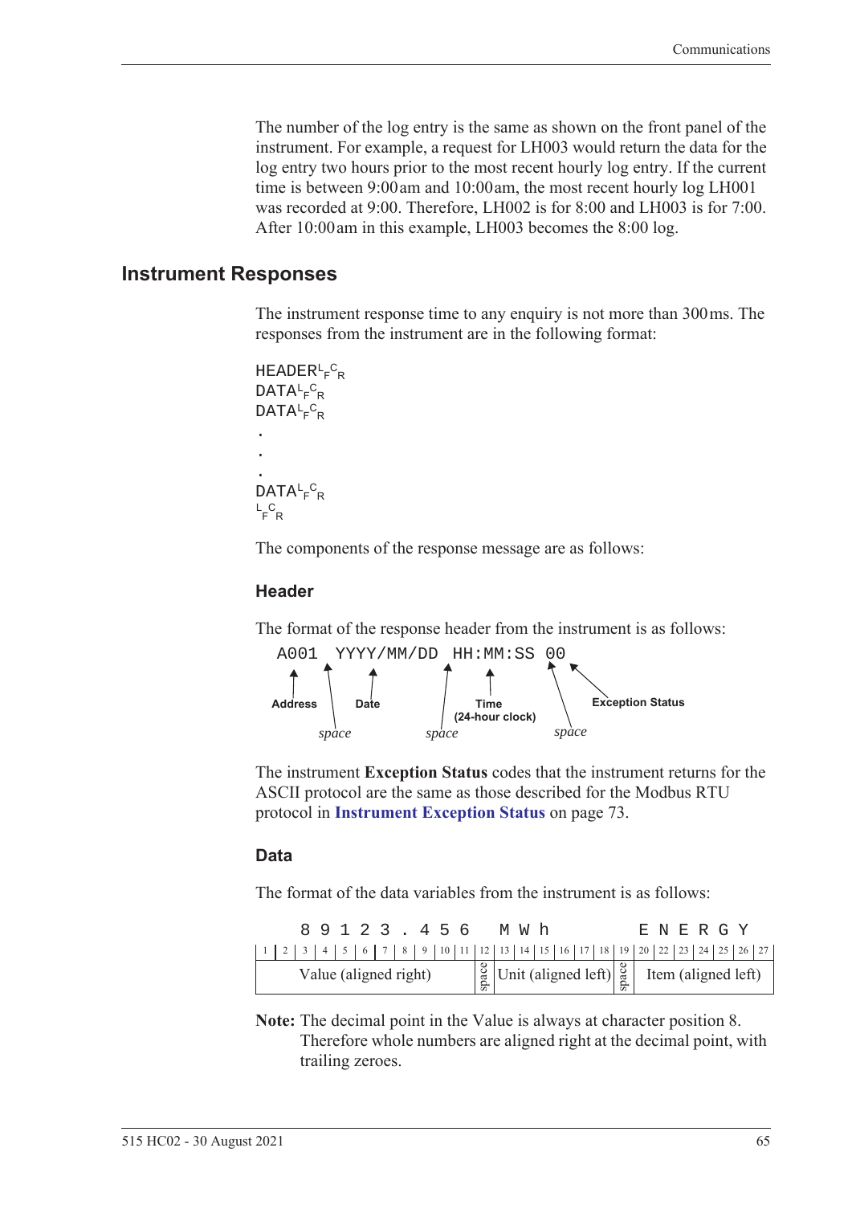The number of the log entry is the same as shown on the front panel of the instrument. For example, a request for LH003 would return the data for the log entry two hours prior to the most recent hourly log entry. If the current time is between 9:00 am and 10:00 am, the most recent hourly log LH001 was recorded at 9:00. Therefore, LH002 is for 8:00 and LH003 is for 7:00. After 10:00 am in this example, LH003 becomes the 8:00 log.

## Instrument Responses

The instrument response time to any enquiry is not more than 300 ms. The responses from the instrument are in the following format:

```
HEADER LF CR
DATA LF CR
DATA LF CR
.
.
.
DATA LF CR
LF CR
```

The components of the response message are as follows:

### Header

The format of the response header from the instrument is as follows:

```
A001 YYYY/MM/DD HH:MM:SS 00
```

- **Address**: A001
- *space*
- **Date**: YYYY/MM/DD
- *space*
- **Time (24-hour clock)**: HH:MM:SS
- *space*
- **Exception Status**: 00

The instrument **Exception Status** codes that the instrument returns for the ASCII protocol are the same as those described for the Modbus RTU protocol in **Instrument Exception Status** on page 73.

### Data

The format of the data variables from the instrument is as follows:

```
  8 9 1 2 3 . 4 5 6   M W h         E N E R G Y
```

| Character positions | 1–11 | 12 | 13–18 | 19 | 20–27 |
|---|---|---|---|---|---|
| Field | Value (aligned right) | space | Unit (aligned left) | space | Item (aligned left) |
| Example | 89123.456 | | MWh | | ENERGY |

**Note:** The decimal point in the Value is always at character position 8. Therefore whole numbers are aligned right at the decimal point, with trailing zeroes.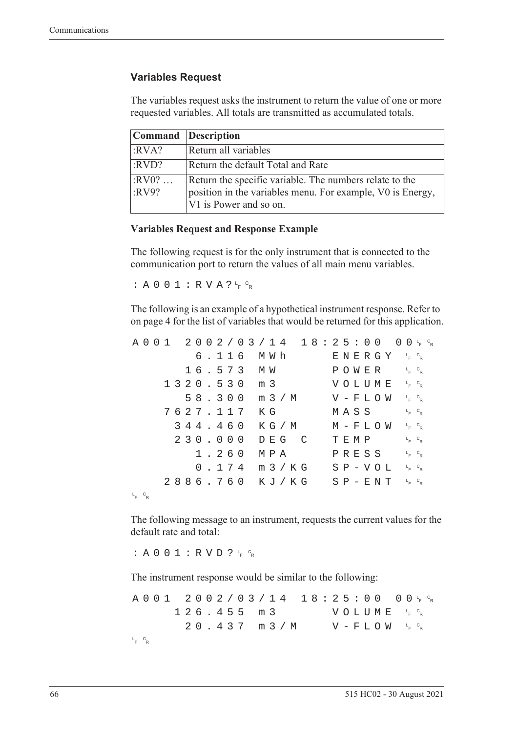### Variables Request

The variables request asks the instrument to return the value of one or more requested variables. All totals are transmitted as accumulated totals.

| Command | Description |
|---|---|
| :RVA? | Return all variables |
| :RVD? | Return the default Total and Rate |
| :RV0? … :RV9? | Return the specific variable. The numbers relate to the position in the variables menu. For example, V0 is Energy, V1 is Power and so on. |

**Variables Request and Response Example**

The following request is for the only instrument that is connected to the communication port to return the values of all main menu variables.

```
:A001:RVA?LFCR
```

The following is an example of a hypothetical instrument response. Refer to on page 4 for the list of variables that would be returned for this application.

```
A001  2002/03/14  18:25:00  00LFCR
        6.116  MWh      ENERGY  LFCR
       16.573  MW       POWER   LFCR
     1320.530  m3       VOLUME  LFCR
       58.300  m3/M     V-FLOW  LFCR
     7627.117  KG       MASS    LFCR
      344.460  KG/M     M-FLOW  LFCR
      230.000  DEG C    TEMP    LFCR
        1.260  MPA      PRESS   LFCR
        0.174  m3/KG    SP-VOL  LFCR
     2886.760  KJ/KG    SP-ENT  LFCR
LFCR
```

The following message to an instrument, requests the current values for the default rate and total:

```
:A001:RVD?LFCR
```

The instrument response would be similar to the following:

```
A001  2002/03/14  18:25:00  00LFCR
      126.455  m3       VOLUME  LFCR
       20.437  m3/M     V-FLOW  LFCR
LFCR
```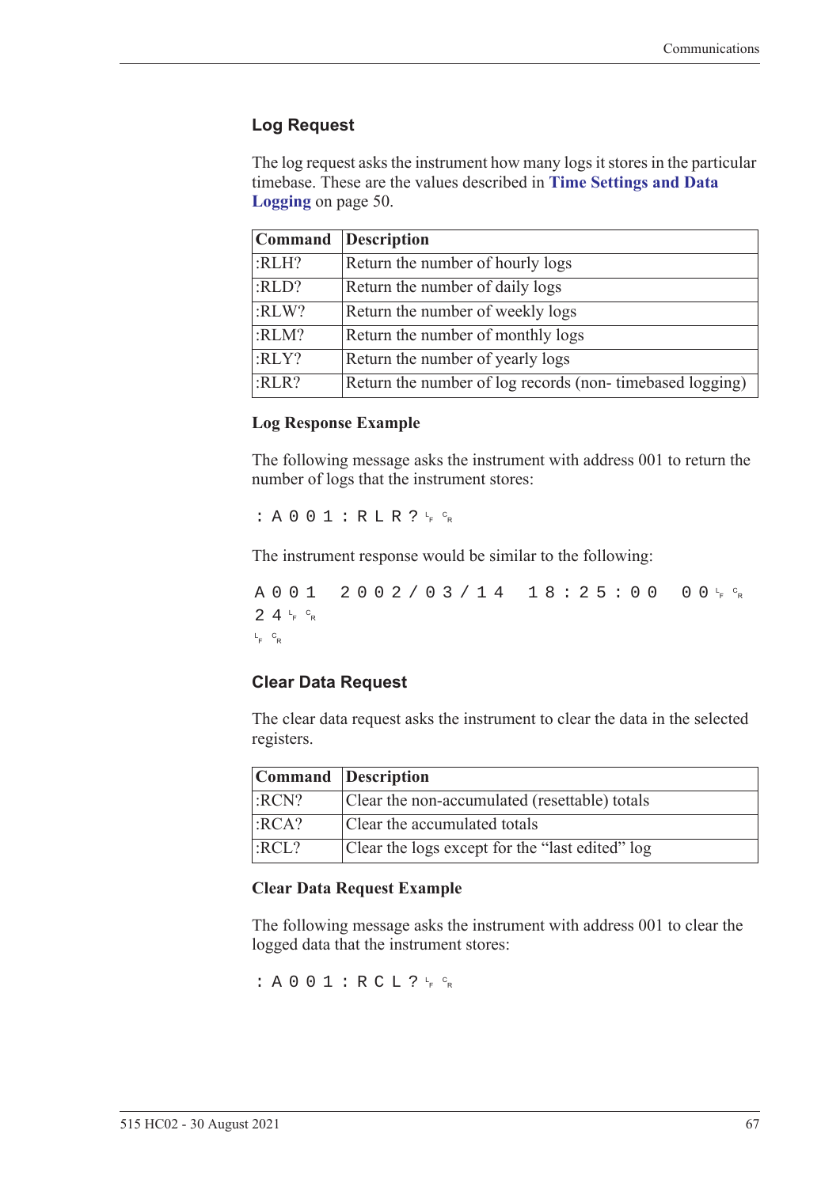### Log Request

The log request asks the instrument how many logs it stores in the particular timebase. These are the values described in **Time Settings and Data Logging** on page 50.

| Command | Description |
|---|---|
| :RLH? | Return the number of hourly logs |
| :RLD? | Return the number of daily logs |
| :RLW? | Return the number of weekly logs |
| :RLM? | Return the number of monthly logs |
| :RLY? | Return the number of yearly logs |
| :RLR? | Return the number of log records (non- timebased logging) |

#### Log Response Example

The following message asks the instrument with address 001 to return the number of logs that the instrument stores:

```
:A001:RLR?␊␍
```

The instrument response would be similar to the following:

```
A001 2002/03/14 18:25:00 00␊␍
24␊␍
␊␍
```

### Clear Data Request

The clear data request asks the instrument to clear the data in the selected registers.

| Command | Description |
|---|---|
| :RCN? | Clear the non-accumulated (resettable) totals |
| :RCA? | Clear the accumulated totals |
| :RCL? | Clear the logs except for the “last edited” log |

#### Clear Data Request Example

The following message asks the instrument with address 001 to clear the logged data that the instrument stores:

```
:A001:RCL?␊␍
```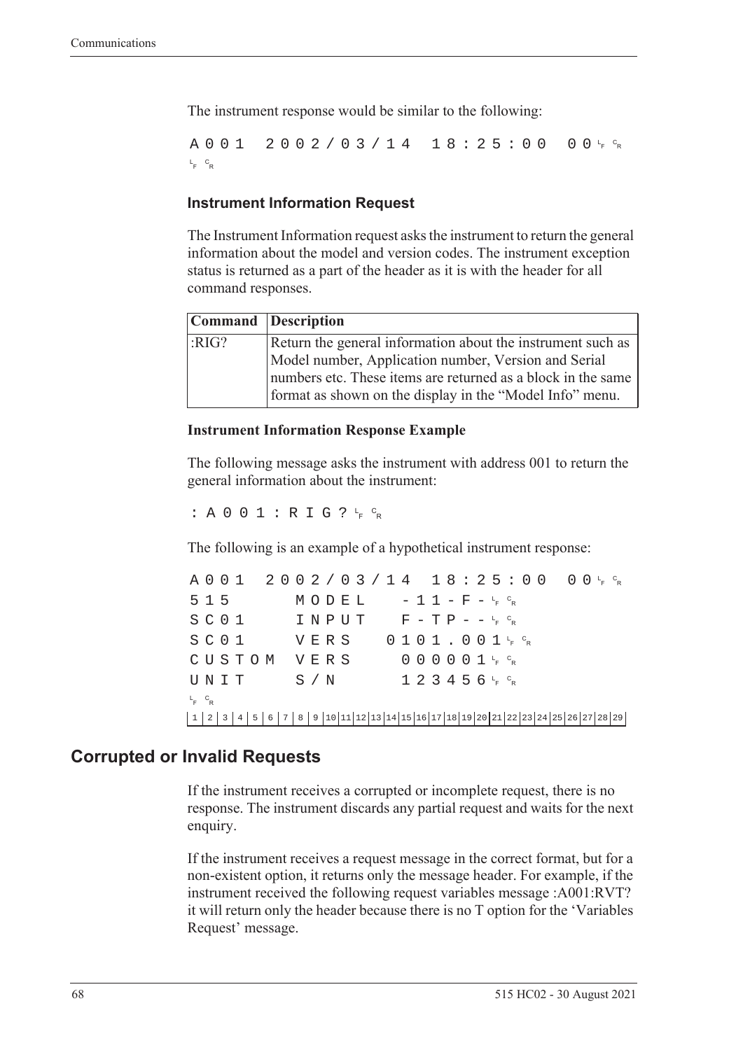The instrument response would be similar to the following:

```
A001 2002/03/14 18:25:00 00 LF CR
LF CR
```

### Instrument Information Request

The Instrument Information request asks the instrument to return the general information about the model and version codes. The instrument exception status is returned as a part of the header as it is with the header for all command responses.

| Command | Description |
|---|---|
| :RIG? | Return the general information about the instrument such as Model number, Application number, Version and Serial numbers etc. These items are returned as a block in the same format as shown on the display in the “Model Info” menu. |

**Instrument Information Response Example**

The following message asks the instrument with address 001 to return the general information about the instrument:

```
:A001:RIG? LF CR
```

The following is an example of a hypothetical instrument response:

```
A001 2002/03/14 18:25:00 00 LF CR
515     MODEL    -11-F- LF CR
SC01    INPUT    F-TP-- LF CR
SC01    VERS   0101.001 LF CR
CUSTOM  VERS     000001 LF CR
UNIT    S/N      123456 LF CR
LF CR
1 2 3 4 5 6 7 8 9 10 11 12 13 14 15 16 17 18 19 20 21 22 23 24 25 26 27 28 29
```

## Corrupted or Invalid Requests

If the instrument receives a corrupted or incomplete request, there is no response. The instrument discards any partial request and waits for the next enquiry.

If the instrument receives a request message in the correct format, but for a non-existent option, it returns only the message header. For example, if the instrument received the following request variables message :A001:RVT? it will return only the header because there is no T option for the ‘Variables Request’ message.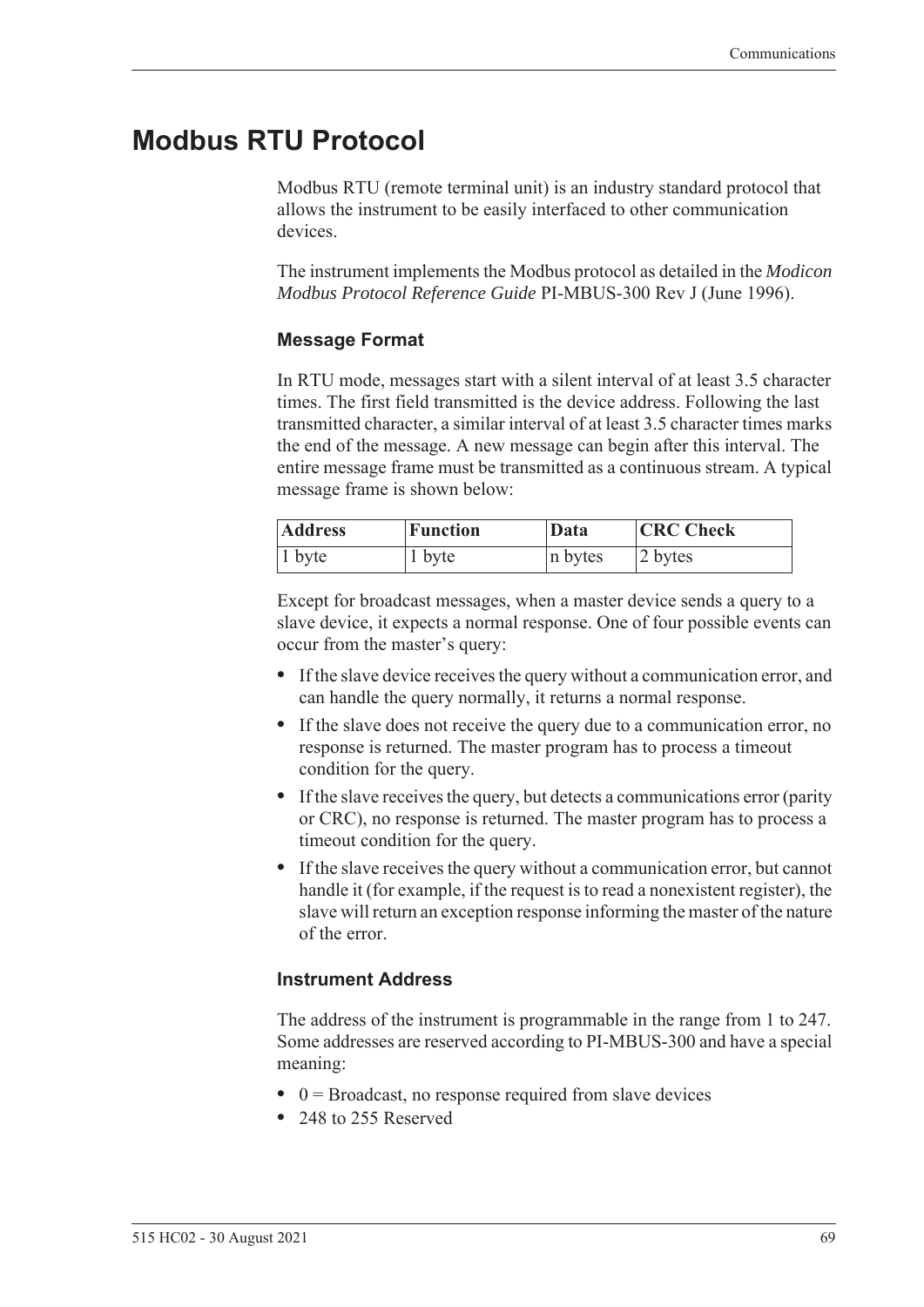# Modbus RTU Protocol

Modbus RTU (remote terminal unit) is an industry standard protocol that allows the instrument to be easily interfaced to other communication devices.

The instrument implements the Modbus protocol as detailed in the *Modicon Modbus Protocol Reference Guide* PI-MBUS-300 Rev J (June 1996).

### Message Format

In RTU mode, messages start with a silent interval of at least 3.5 character times. The first field transmitted is the device address. Following the last transmitted character, a similar interval of at least 3.5 character times marks the end of the message. A new message can begin after this interval. The entire message frame must be transmitted as a continuous stream. A typical message frame is shown below:

| Address | Function | Data | CRC Check |
|---|---|---|---|
| 1 byte | 1 byte | n bytes | 2 bytes |

Except for broadcast messages, when a master device sends a query to a slave device, it expects a normal response. One of four possible events can occur from the master's query:

- If the slave device receives the query without a communication error, and can handle the query normally, it returns a normal response.
- If the slave does not receive the query due to a communication error, no response is returned. The master program has to process a timeout condition for the query.
- If the slave receives the query, but detects a communications error (parity or CRC), no response is returned. The master program has to process a timeout condition for the query.
- If the slave receives the query without a communication error, but cannot handle it (for example, if the request is to read a nonexistent register), the slave will return an exception response informing the master of the nature of the error.

### Instrument Address

The address of the instrument is programmable in the range from 1 to 247. Some addresses are reserved according to PI-MBUS-300 and have a special meaning:

- 0 = Broadcast, no response required from slave devices
- 248 to 255 Reserved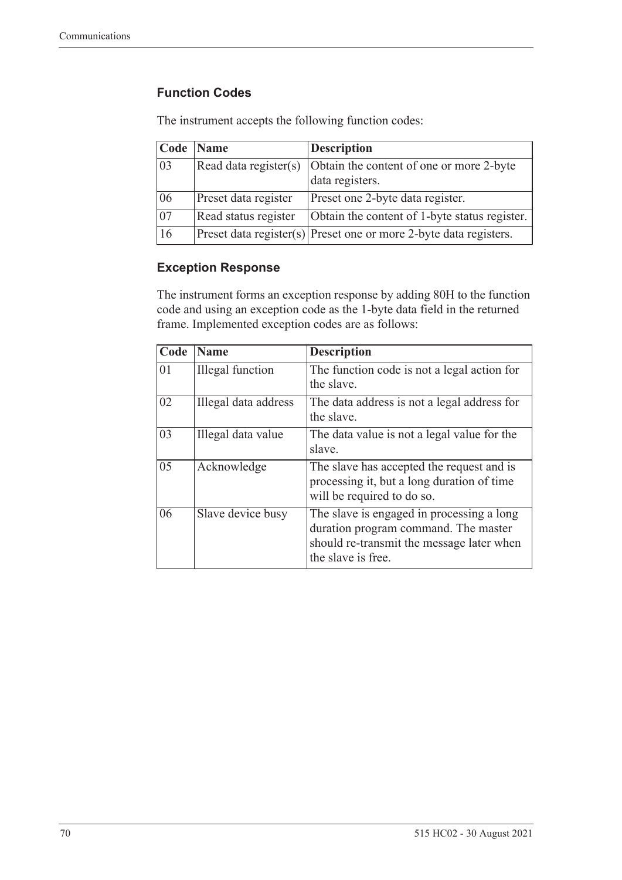### Function Codes

The instrument accepts the following function codes:

| Code | Name | Description |
|---|---|---|
| 03 | Read data register(s) | Obtain the content of one or more 2-byte data registers. |
| 06 | Preset data register | Preset one 2-byte data register. |
| 07 | Read status register | Obtain the content of 1-byte status register. |
| 16 | Preset data register(s) | Preset one or more 2-byte data registers. |

### Exception Response

The instrument forms an exception response by adding 80H to the function code and using an exception code as the 1-byte data field in the returned frame. Implemented exception codes are as follows:

| Code | Name | Description |
|---|---|---|
| 01 | Illegal function | The function code is not a legal action for the slave. |
| 02 | Illegal data address | The data address is not a legal address for the slave. |
| 03 | Illegal data value | The data value is not a legal value for the slave. |
| 05 | Acknowledge | The slave has accepted the request and is processing it, but a long duration of time will be required to do so. |
| 06 | Slave device busy | The slave is engaged in processing a long duration program command. The master should re-transmit the message later when the slave is free. |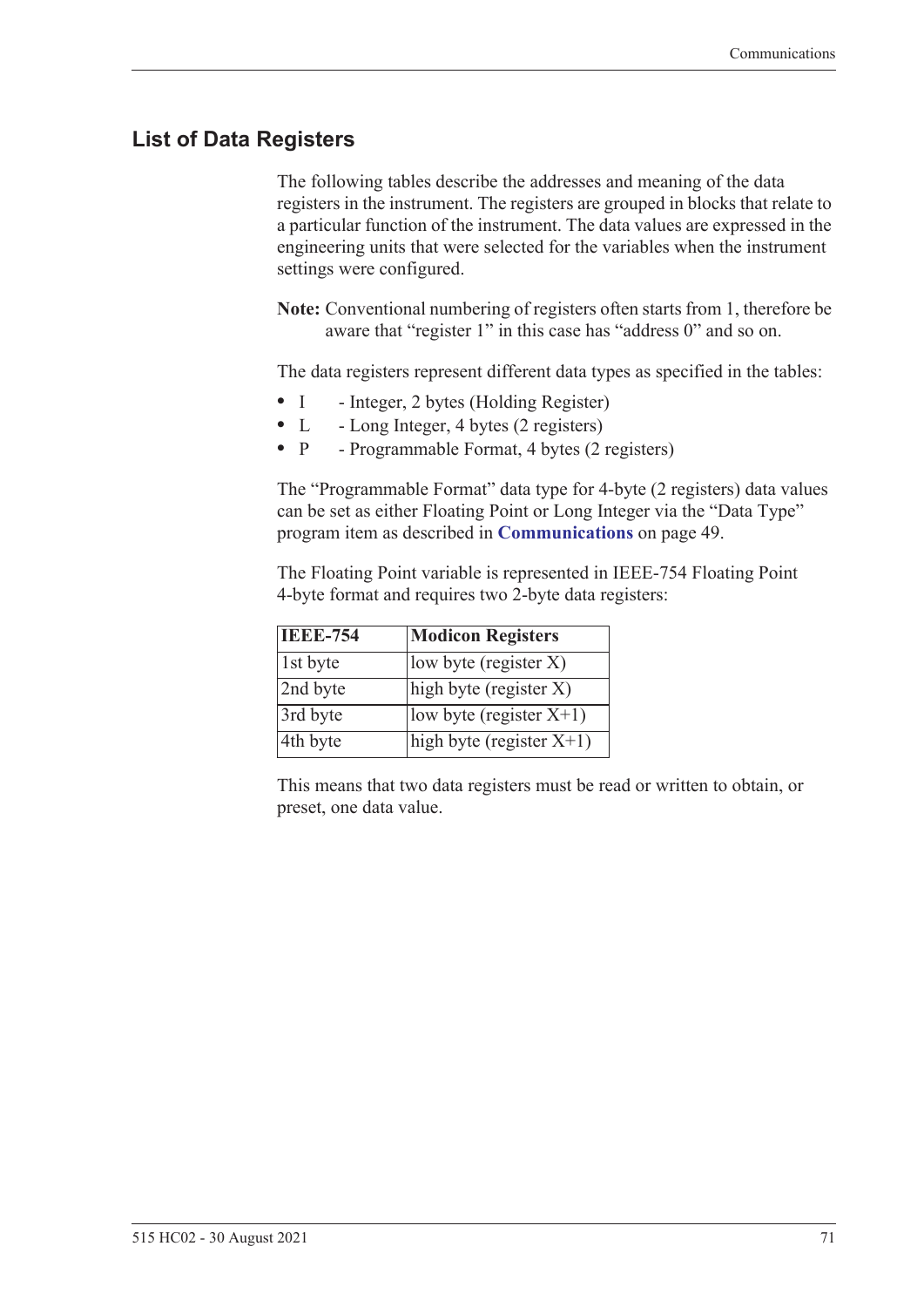## List of Data Registers

The following tables describe the addresses and meaning of the data registers in the instrument. The registers are grouped in blocks that relate to a particular function of the instrument. The data values are expressed in the engineering units that were selected for the variables when the instrument settings were configured.

**Note:** Conventional numbering of registers often starts from 1, therefore be aware that "register 1" in this case has "address 0" and so on.

The data registers represent different data types as specified in the tables:

- I - Integer, 2 bytes (Holding Register)
- L - Long Integer, 4 bytes (2 registers)
- P - Programmable Format, 4 bytes (2 registers)

The "Programmable Format" data type for 4-byte (2 registers) data values can be set as either Floating Point or Long Integer via the "Data Type" program item as described in **Communications** on page 49.

The Floating Point variable is represented in IEEE-754 Floating Point 4-byte format and requires two 2-byte data registers:

| IEEE-754 | Modicon Registers |
|---|---|
| 1st byte | low byte (register X) |
| 2nd byte | high byte (register X) |
| 3rd byte | low byte (register X+1) |
| 4th byte | high byte (register X+1) |

This means that two data registers must be read or written to obtain, or preset, one data value.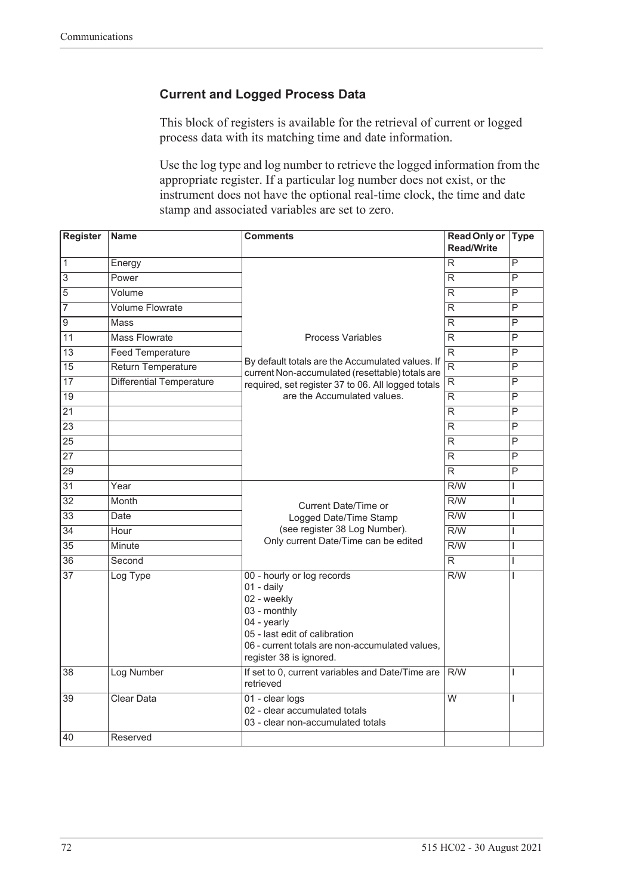### Current and Logged Process Data

This block of registers is available for the retrieval of current or logged process data with its matching time and date information.

Use the log type and log number to retrieve the logged information from the appropriate register. If a particular log number does not exist, or the instrument does not have the optional real-time clock, the time and date stamp and associated variables are set to zero.

| Register | Name | Comments | Read Only or Read/Write | Type |
|---|---|---|---|---|
| 1 | Energy | Process Variables<br><br>By default totals are the Accumulated values. If current Non-accumulated (resettable) totals are required, set register 37 to 06. All logged totals are the Accumulated values. | R | P |
| 3 | Power | | R | P |
| 5 | Volume | | R | P |
| 7 | Volume Flowrate | | R | P |
| 9 | Mass | | R | P |
| 11 | Mass Flowrate | | R | P |
| 13 | Feed Temperature | | R | P |
| 15 | Return Temperature | | R | P |
| 17 | Differential Temperature | | R | P |
| 19 | | | R | P |
| 21 | | | R | P |
| 23 | | | R | P |
| 25 | | | R | P |
| 27 | | | R | P |
| 29 | | | R | P |
| 31 | Year | Current Date/Time or Logged Date/Time Stamp (see register 38 Log Number). Only current Date/Time can be edited | R/W | I |
| 32 | Month | | R/W | I |
| 33 | Date | | R/W | I |
| 34 | Hour | | R/W | I |
| 35 | Minute | | R/W | I |
| 36 | Second | | R | I |
| 37 | Log Type | 00 - hourly or log records<br>01 - daily<br>02 - weekly<br>03 - monthly<br>04 - yearly<br>05 - last edit of calibration<br>06 - current totals are non-accumulated values, register 38 is ignored. | R/W | I |
| 38 | Log Number | If set to 0, current variables and Date/Time are retrieved | R/W | I |
| 39 | Clear Data | 01 - clear logs<br>02 - clear accumulated totals<br>03 - clear non-accumulated totals | W | I |
| 40 | Reserved | | | |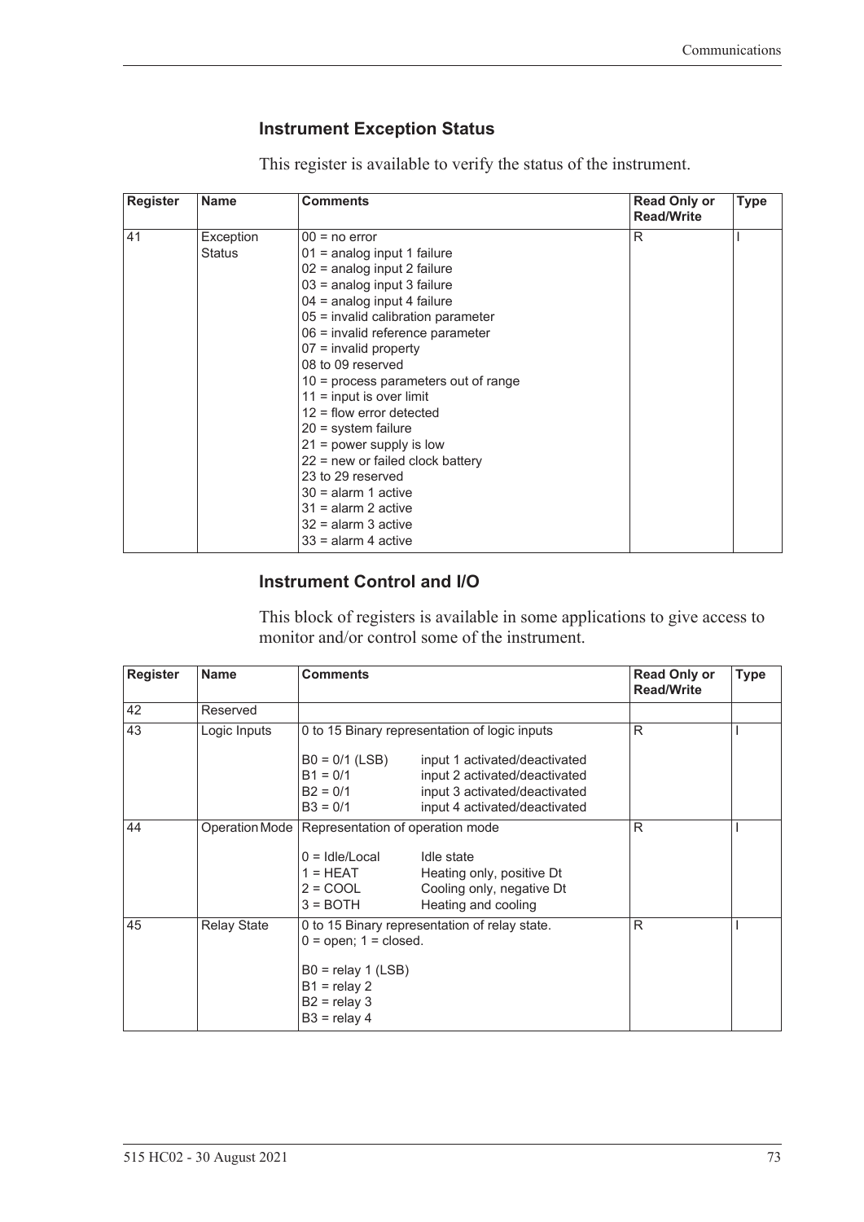### Instrument Exception Status

This register is available to verify the status of the instrument.

| Register | Name | Comments | Read Only or Read/Write | Type |
|---|---|---|---|---|
| 41 | Exception Status | 00 = no error<br>01 = analog input 1 failure<br>02 = analog input 2 failure<br>03 = analog input 3 failure<br>04 = analog input 4 failure<br>05 = invalid calibration parameter<br>06 = invalid reference parameter<br>07 = invalid property<br>08 to 09 reserved<br>10 = process parameters out of range<br>11 = input is over limit<br>12 = flow error detected<br>20 = system failure<br>21 = power supply is low<br>22 = new or failed clock battery<br>23 to 29 reserved<br>30 = alarm 1 active<br>31 = alarm 2 active<br>32 = alarm 3 active<br>33 = alarm 4 active | R | I |

### Instrument Control and I/O

This block of registers is available in some applications to give access to monitor and/or control some of the instrument.

| Register | Name | Comments | Read Only or Read/Write | Type |
|---|---|---|---|---|
| 42 | Reserved | | | |
| 43 | Logic Inputs | 0 to 15 Binary representation of logic inputs<br><br>B0 = 0/1 (LSB) input 1 activated/deactivated<br>B1 = 0/1 input 2 activated/deactivated<br>B2 = 0/1 input 3 activated/deactivated<br>B3 = 0/1 input 4 activated/deactivated | R | I |
| 44 | Operation Mode | Representation of operation mode<br><br>0 = Idle/Local Idle state<br>1 = HEAT Heating only, positive Dt<br>2 = COOL Cooling only, negative Dt<br>3 = BOTH Heating and cooling | R | I |
| 45 | Relay State | 0 to 15 Binary representation of relay state.<br>0 = open; 1 = closed.<br><br>B0 = relay 1 (LSB)<br>B1 = relay 2<br>B2 = relay 3<br>B3 = relay 4 | R | I |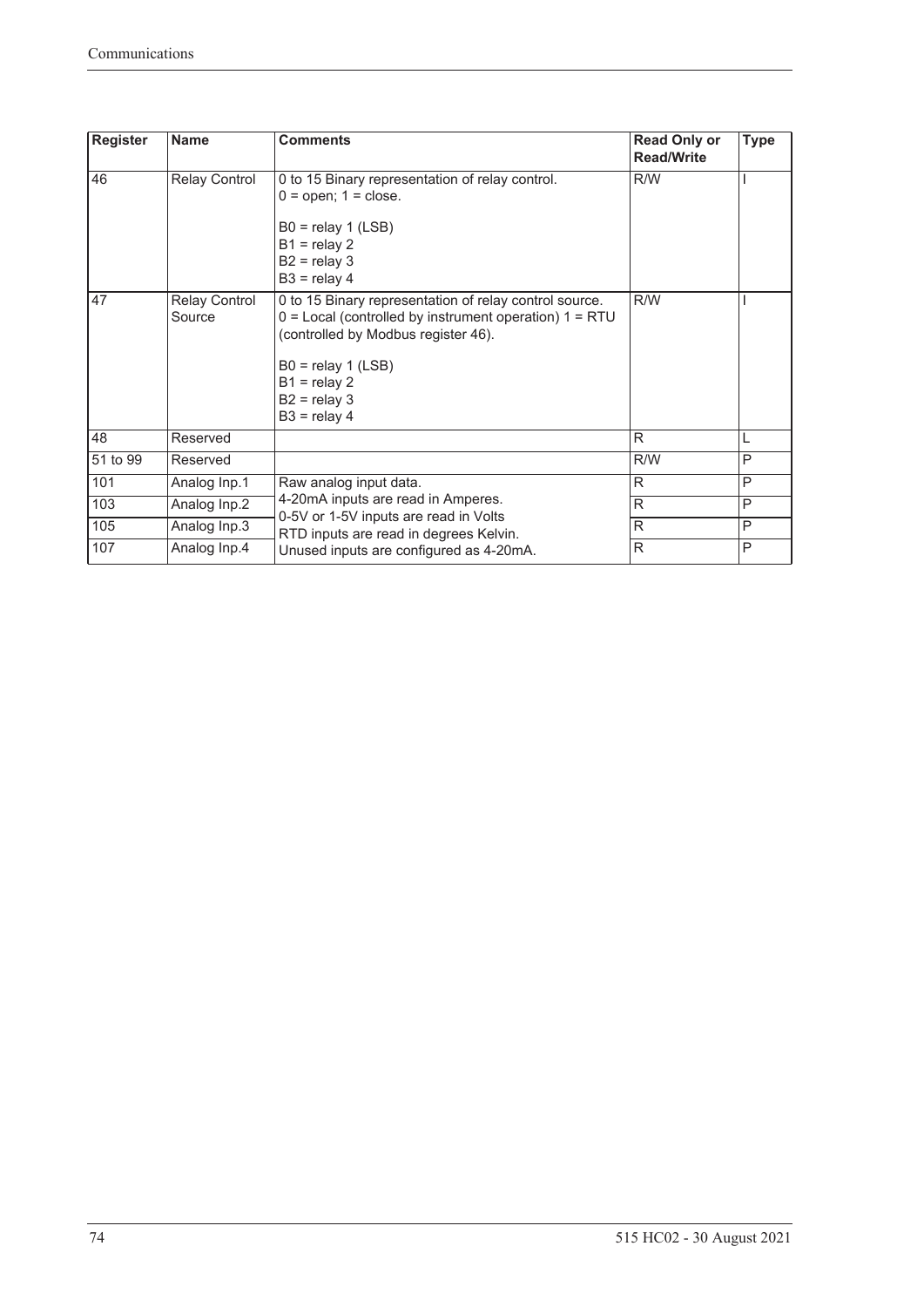| Register | Name | Comments | Read Only or Read/Write | Type |
|---|---|---|---|---|
| 46 | Relay Control | 0 to 15 Binary representation of relay control.<br>0 = open; 1 = close.<br><br>B0 = relay 1 (LSB)<br>B1 = relay 2<br>B2 = relay 3<br>B3 = relay 4 | R/W | I |
| 47 | Relay Control Source | 0 to 15 Binary representation of relay control source.<br>0 = Local (controlled by instrument operation) 1 = RTU (controlled by Modbus register 46).<br><br>B0 = relay 1 (LSB)<br>B1 = relay 2<br>B2 = relay 3<br>B3 = relay 4 | R/W | I |
| 48 | Reserved | | R | L |
| 51 to 99 | Reserved | | R/W | P |
| 101 | Analog Inp.1 | Raw analog input data.<br>4-20mA inputs are read in Amperes.<br>0-5V or 1-5V inputs are read in Volts<br>RTD inputs are read in degrees Kelvin.<br>Unused inputs are configured as 4-20mA. | R | P |
| 103 | Analog Inp.2 | | R | P |
| 105 | Analog Inp.3 | | R | P |
| 107 | Analog Inp.4 | | R | P |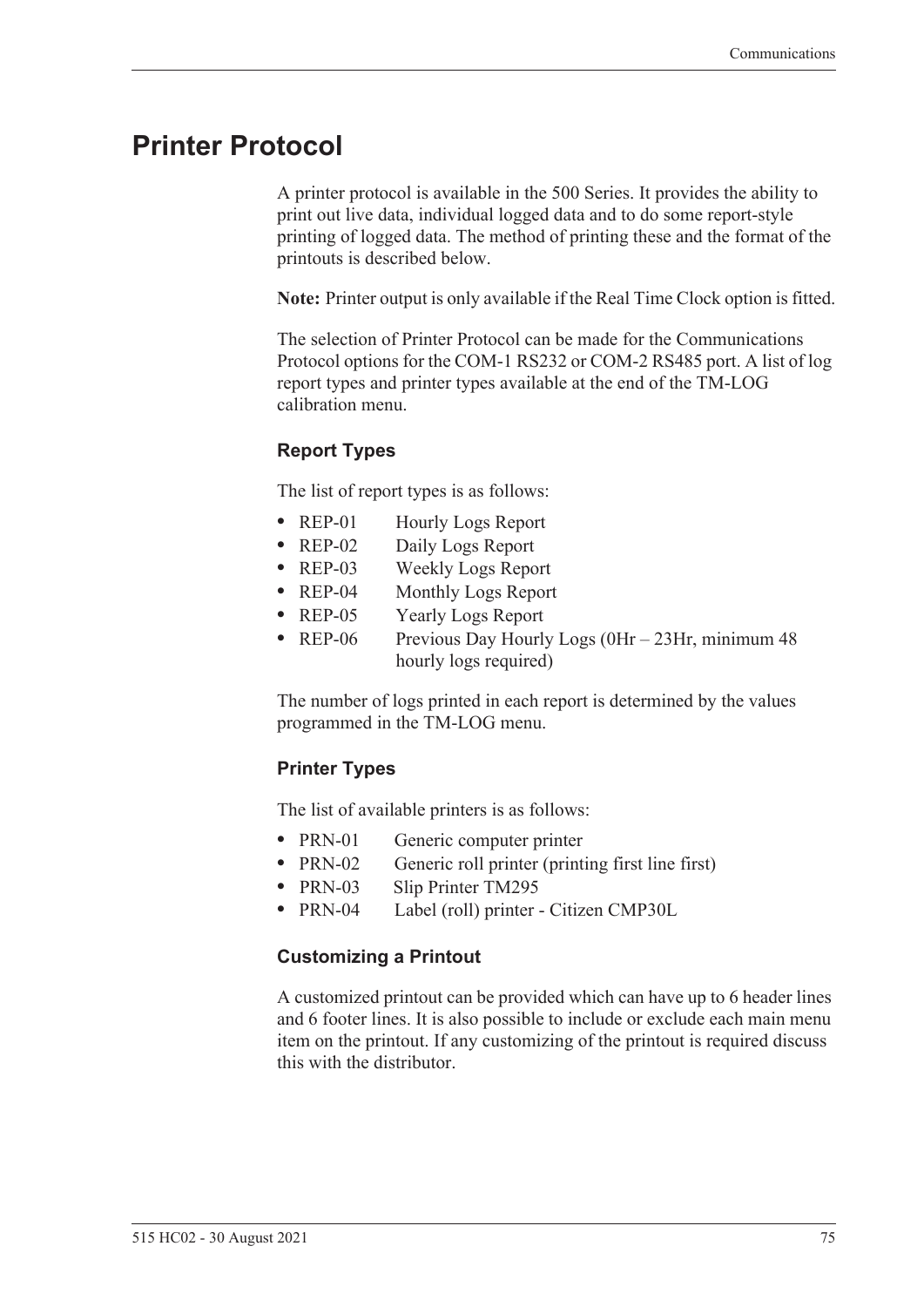# Printer Protocol

A printer protocol is available in the 500 Series. It provides the ability to print out live data, individual logged data and to do some report-style printing of logged data. The method of printing these and the format of the printouts is described below.

**Note:** Printer output is only available if the Real Time Clock option is fitted.

The selection of Printer Protocol can be made for the Communications Protocol options for the COM-1 RS232 or COM-2 RS485 port. A list of log report types and printer types available at the end of the TM-LOG calibration menu.

### Report Types

The list of report types is as follows:

- REP-01 Hourly Logs Report
- REP-02 Daily Logs Report
- REP-03 Weekly Logs Report
- REP-04 Monthly Logs Report
- REP-05 Yearly Logs Report
- REP-06 Previous Day Hourly Logs (0Hr – 23Hr, minimum 48 hourly logs required)

The number of logs printed in each report is determined by the values programmed in the TM-LOG menu.

### Printer Types

The list of available printers is as follows:

- PRN-01 Generic computer printer
- PRN-02 Generic roll printer (printing first line first)
- PRN-03 Slip Printer TM295
- PRN-04 Label (roll) printer - Citizen CMP30L

### Customizing a Printout

A customized printout can be provided which can have up to 6 header lines and 6 footer lines. It is also possible to include or exclude each main menu item on the printout. If any customizing of the printout is required discuss this with the distributor.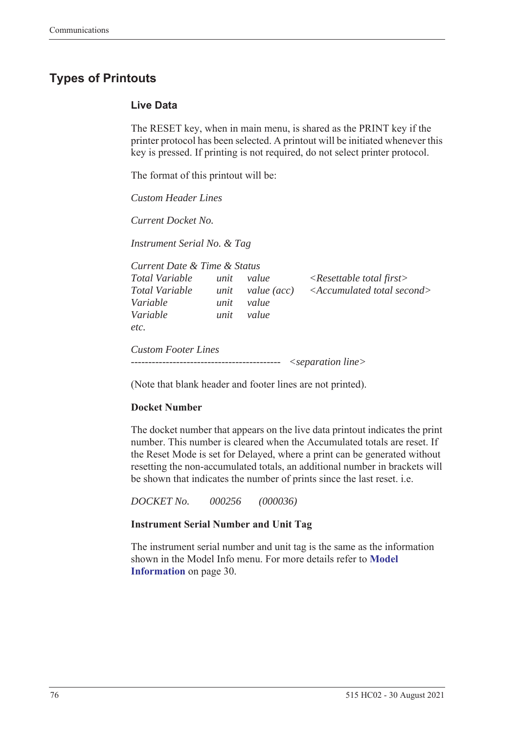## Types of Printouts

### Live Data

The RESET key, when in main menu, is shared as the PRINT key if the printer protocol has been selected. A printout will be initiated whenever this key is pressed. If printing is not required, do not select printer protocol.

The format of this printout will be:

*Custom Header Lines*

*Current Docket No.*

*Instrument Serial No. & Tag*

*Current Date & Time & Status*

| | | | |
|---|---|---|---|
| *Total Variable* | *unit* | *value* | *<Resettable total first>* |
| *Total Variable* | *unit* | *value (acc)* | *<Accumulated total second>* |
| *Variable* | *unit* | *value* | |
| *Variable* | *unit* | *value* | |
| *etc.* | | | |

*Custom Footer Lines*

------------------------------------------- *<separation line>*

(Note that blank header and footer lines are not printed).

**Docket Number**

The docket number that appears on the live data printout indicates the print number. This number is cleared when the Accumulated totals are reset. If the Reset Mode is set for Delayed, where a print can be generated without resetting the non-accumulated totals, an additional number in brackets will be shown that indicates the number of prints since the last reset. i.e.

*DOCKET No.* *000256* *(000036)*

**Instrument Serial Number and Unit Tag**

The instrument serial number and unit tag is the same as the information shown in the Model Info menu. For more details refer to **Model Information** on page 30.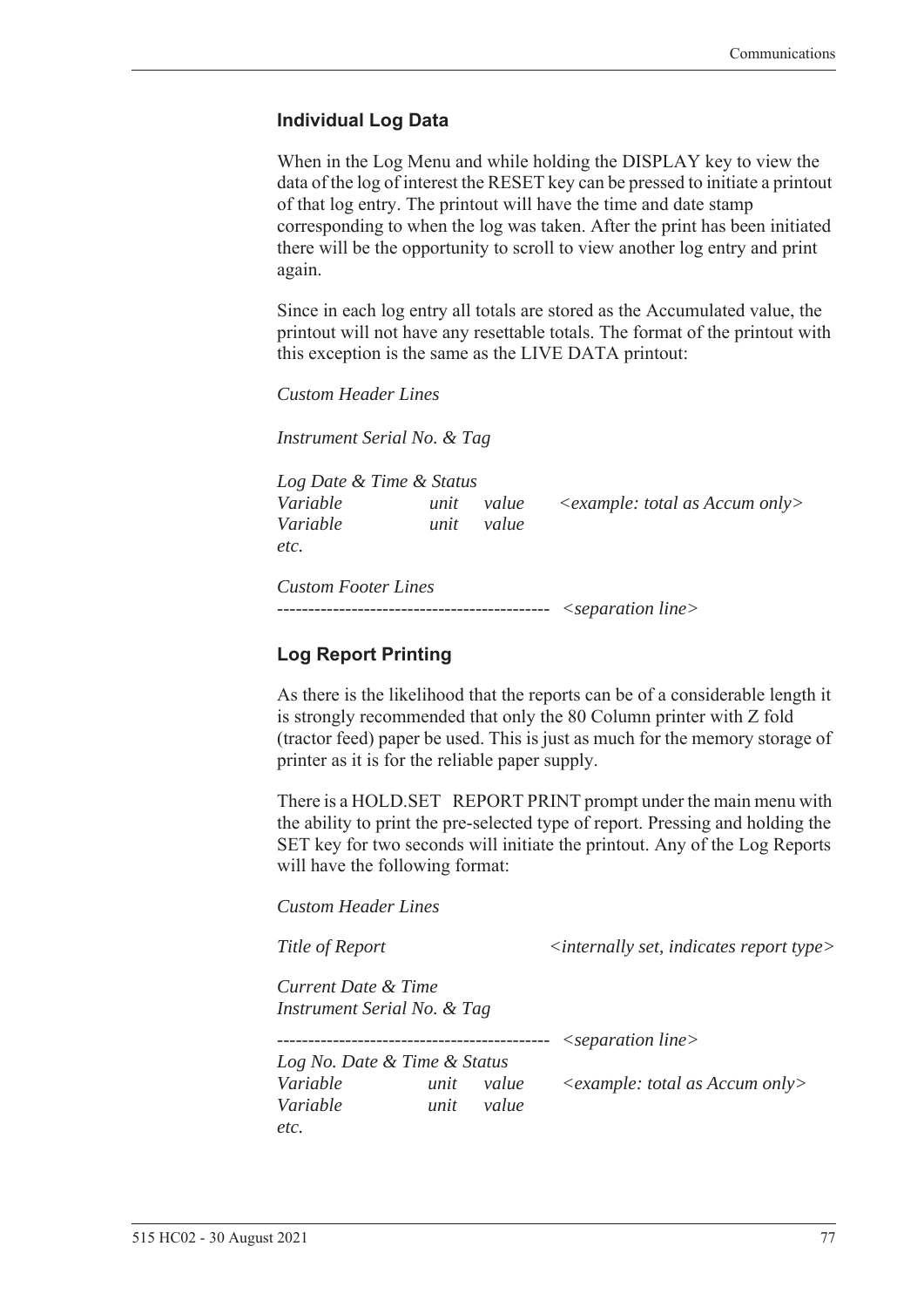### Individual Log Data

When in the Log Menu and while holding the DISPLAY key to view the data of the log of interest the RESET key can be pressed to initiate a printout of that log entry. The printout will have the time and date stamp corresponding to when the log was taken. After the print has been initiated there will be the opportunity to scroll to view another log entry and print again.

Since in each log entry all totals are stored as the Accumulated value, the printout will not have any resettable totals. The format of the printout with this exception is the same as the LIVE DATA printout:

*Custom Header Lines*

*Instrument Serial No. & Tag*

*Log Date & Time & Status*
*Variable unit value <example: total as Accum only>*
*Variable unit value*
*etc.*

*Custom Footer Lines*
*-------------------------------------------- <separation line>*

### Log Report Printing

As there is the likelihood that the reports can be of a considerable length it is strongly recommended that only the 80 Column printer with Z fold (tractor feed) paper be used. This is just as much for the memory storage of printer as it is for the reliable paper supply.

There is a HOLD.SET REPORT PRINT prompt under the main menu with the ability to print the pre-selected type of report. Pressing and holding the SET key for two seconds will initiate the printout. Any of the Log Reports will have the following format:

*Custom Header Lines*

*Title of Report <internally set, indicates report type>*

*Current Date & Time*
*Instrument Serial No. & Tag*

*-------------------------------------------- <separation line>*
*Log No. Date & Time & Status*
*Variable unit value <example: total as Accum only>*
*Variable unit value*
*etc.*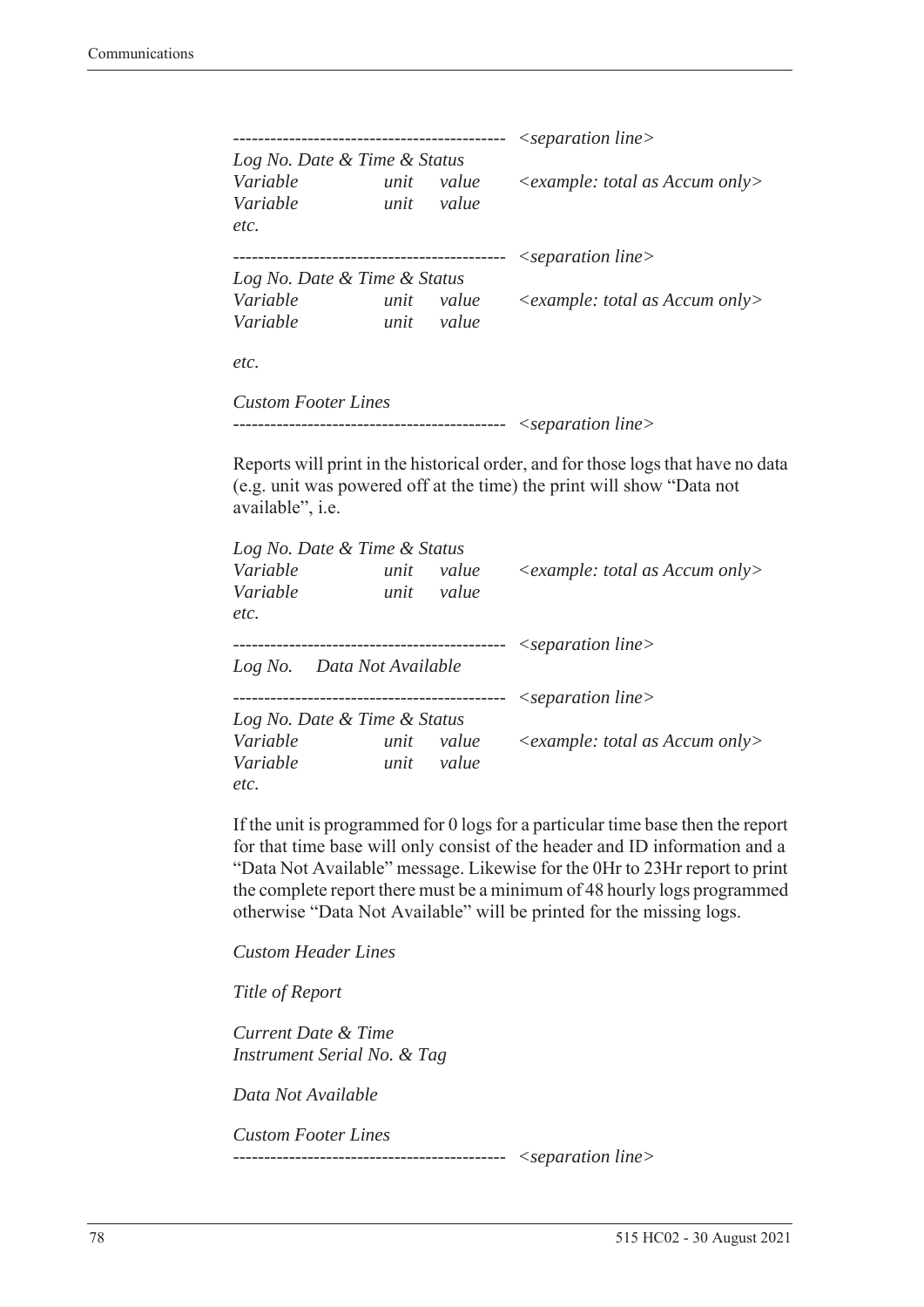```
-------------------------------------------  <separation line>
Log No. Date & Time & Status
Variable          unit    value      <example: total as Accum only>
Variable          unit    value
etc.
-------------------------------------------  <separation line>
Log No. Date & Time & Status
Variable          unit    value      <example: total as Accum only>
Variable          unit    value

etc.

Custom Footer Lines
-------------------------------------------  <separation line>
```

Reports will print in the historical order, and for those logs that have no data (e.g. unit was powered off at the time) the print will show "Data not available", i.e.

```
Log No. Date & Time & Status
Variable          unit    value      <example: total as Accum only>
Variable          unit    value
etc.
-------------------------------------------  <separation line>
Log No.    Data Not Available
-------------------------------------------  <separation line>
Log No. Date & Time & Status
Variable          unit    value      <example: total as Accum only>
Variable          unit    value
etc.
```

If the unit is programmed for 0 logs for a particular time base then the report for that time base will only consist of the header and ID information and a "Data Not Available" message. Likewise for the 0Hr to 23Hr report to print the complete report there must be a minimum of 48 hourly logs programmed otherwise "Data Not Available" will be printed for the missing logs.

```
Custom Header Lines

Title of Report

Current Date & Time
Instrument Serial No. & Tag

Data Not Available

Custom Footer Lines
-------------------------------------------  <separation line>
```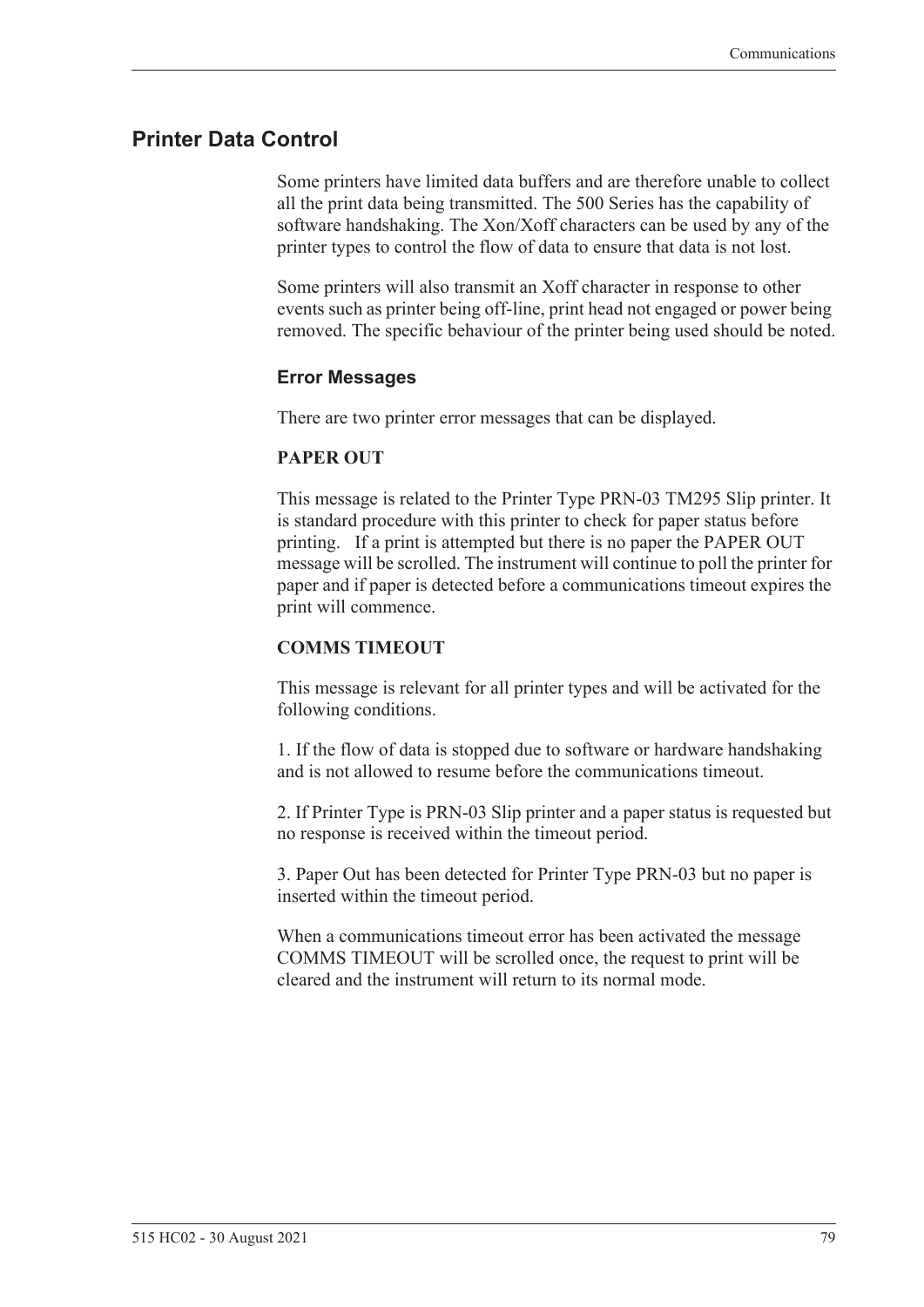## Printer Data Control

Some printers have limited data buffers and are therefore unable to collect all the print data being transmitted. The 500 Series has the capability of software handshaking. The Xon/Xoff characters can be used by any of the printer types to control the flow of data to ensure that data is not lost.

Some printers will also transmit an Xoff character in response to other events such as printer being off-line, print head not engaged or power being removed. The specific behaviour of the printer being used should be noted.

### Error Messages

There are two printer error messages that can be displayed.

**PAPER OUT**

This message is related to the Printer Type PRN-03 TM295 Slip printer. It is standard procedure with this printer to check for paper status before printing. If a print is attempted but there is no paper the PAPER OUT message will be scrolled. The instrument will continue to poll the printer for paper and if paper is detected before a communications timeout expires the print will commence.

**COMMS TIMEOUT**

This message is relevant for all printer types and will be activated for the following conditions.

1. If the flow of data is stopped due to software or hardware handshaking and is not allowed to resume before the communications timeout.

2. If Printer Type is PRN-03 Slip printer and a paper status is requested but no response is received within the timeout period.

3. Paper Out has been detected for Printer Type PRN-03 but no paper is inserted within the timeout period.

When a communications timeout error has been activated the message COMMS TIMEOUT will be scrolled once, the request to print will be cleared and the instrument will return to its normal mode.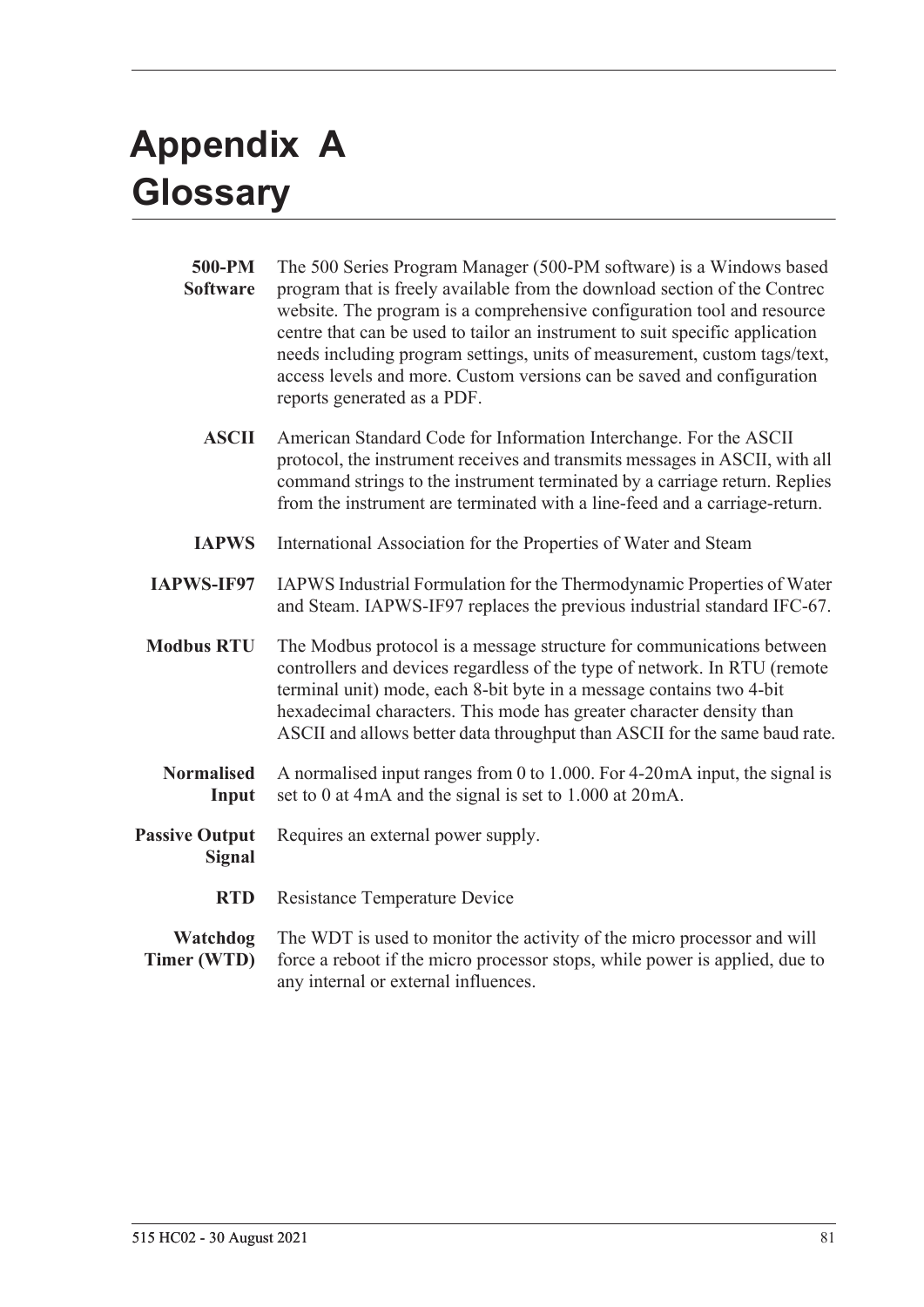# Appendix A Glossary

**500-PM Software** The 500 Series Program Manager (500-PM software) is a Windows based program that is freely available from the download section of the Contrec website. The program is a comprehensive configuration tool and resource centre that can be used to tailor an instrument to suit specific application needs including program settings, units of measurement, custom tags/text, access levels and more. Custom versions can be saved and configuration reports generated as a PDF.

**ASCII** American Standard Code for Information Interchange. For the ASCII protocol, the instrument receives and transmits messages in ASCII, with all command strings to the instrument terminated by a carriage return. Replies from the instrument are terminated with a line-feed and a carriage-return.

**IAPWS** International Association for the Properties of Water and Steam

**IAPWS-IF97** IAPWS Industrial Formulation for the Thermodynamic Properties of Water and Steam. IAPWS-IF97 replaces the previous industrial standard IFC-67.

**Modbus RTU** The Modbus protocol is a message structure for communications between controllers and devices regardless of the type of network. In RTU (remote terminal unit) mode, each 8-bit byte in a message contains two 4-bit hexadecimal characters. This mode has greater character density than ASCII and allows better data throughput than ASCII for the same baud rate.

**Normalised Input** A normalised input ranges from 0 to 1.000. For 4-20 mA input, the signal is set to 0 at 4 mA and the signal is set to 1.000 at 20 mA.

**Passive Output Signal** Requires an external power supply.

**RTD** Resistance Temperature Device

**Watchdog Timer (WTD)** The WDT is used to monitor the activity of the micro processor and will force a reboot if the micro processor stops, while power is applied, due to any internal or external influences.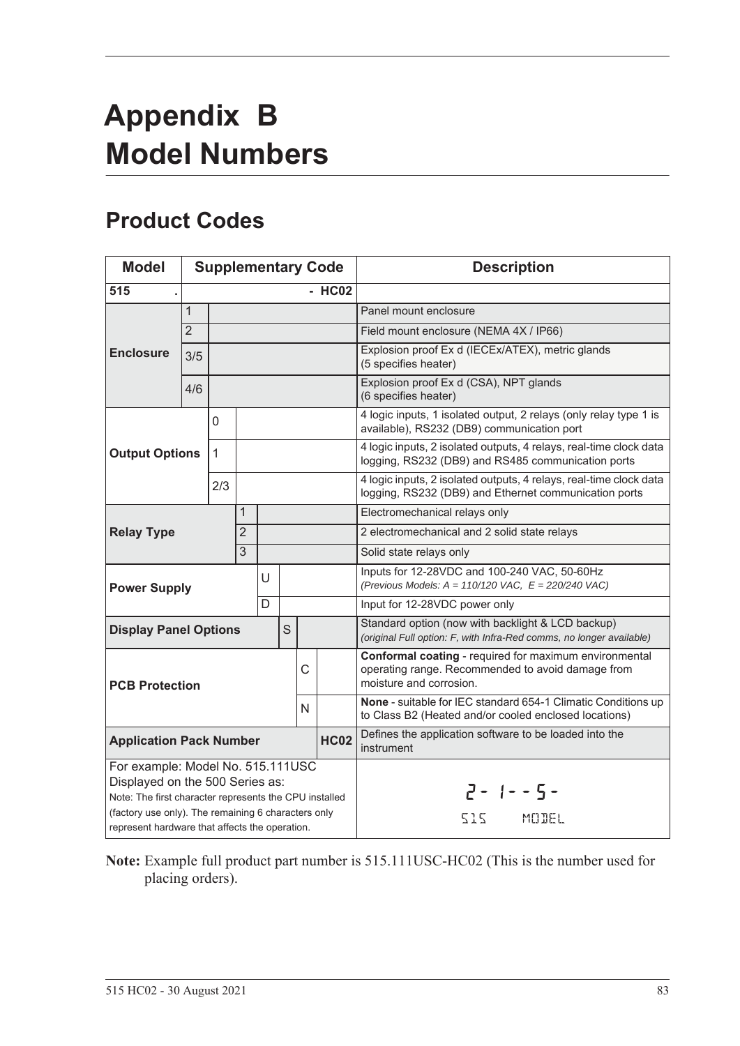# Appendix B Model Numbers

## Product Codes

| Model | Supplementary Code | | | | | | | Description |
|---|---|---|---|---|---|---|---|---|
| 515 . | | | | | | | - HC02 | |
| Enclosure | 1 | | | | | | | Panel mount enclosure |
| | 2 | | | | | | | Field mount enclosure (NEMA 4X / IP66) |
| | 3/5 | | | | | | | Explosion proof Ex d (IECEx/ATEX), metric glands (5 specifies heater) |
| | 4/6 | | | | | | | Explosion proof Ex d (CSA), NPT glands (6 specifies heater) |
| Output Options | | 0 | | | | | | 4 logic inputs, 1 isolated output, 2 relays (only relay type 1 is available), RS232 (DB9) communication port |
| | | 1 | | | | | | 4 logic inputs, 2 isolated outputs, 4 relays, real-time clock data logging, RS232 (DB9) and RS485 communication ports |
| | | 2/3 | | | | | | 4 logic inputs, 2 isolated outputs, 4 relays, real-time clock data logging, RS232 (DB9) and Ethernet communication ports |
| Relay Type | | | 1 | | | | | Electromechanical relays only |
| | | | 2 | | | | | 2 electromechanical and 2 solid state relays |
| | | | 3 | | | | | Solid state relays only |
| Power Supply | | | | U | | | | Inputs for 12-28VDC and 100-240 VAC, 50-60Hz *(Previous Models: A = 110/120 VAC, E = 220/240 VAC)* |
| | | | | D | | | | Input for 12-28VDC power only |
| Display Panel Options | | | | | S | | | Standard option (now with backlight & LCD backup) *(original Full option: F, with Infra-Red comms, no longer available)* |
| PCB Protection | | | | | | C | | **Conformal coating** - required for maximum environmental operating range. Recommended to avoid damage from moisture and corrosion. |
| | | | | | | N | | **None** - suitable for IEC standard 654-1 Climatic Conditions up to Class B2 (Heated and/or cooled enclosed locations) |
| Application Pack Number | | | | | | | HC02 | Defines the application software to be loaded into the instrument |
| For example: Model No. 515.111USC Displayed on the 500 Series as: Note: The first character represents the CPU installed (factory use only). The remaining 6 characters only represent hardware that affects the operation. | | | | | | | | 2- 1--5- 515 MODEL |

**Note:** Example full product part number is 515.111USC-HC02 (This is the number used for placing orders).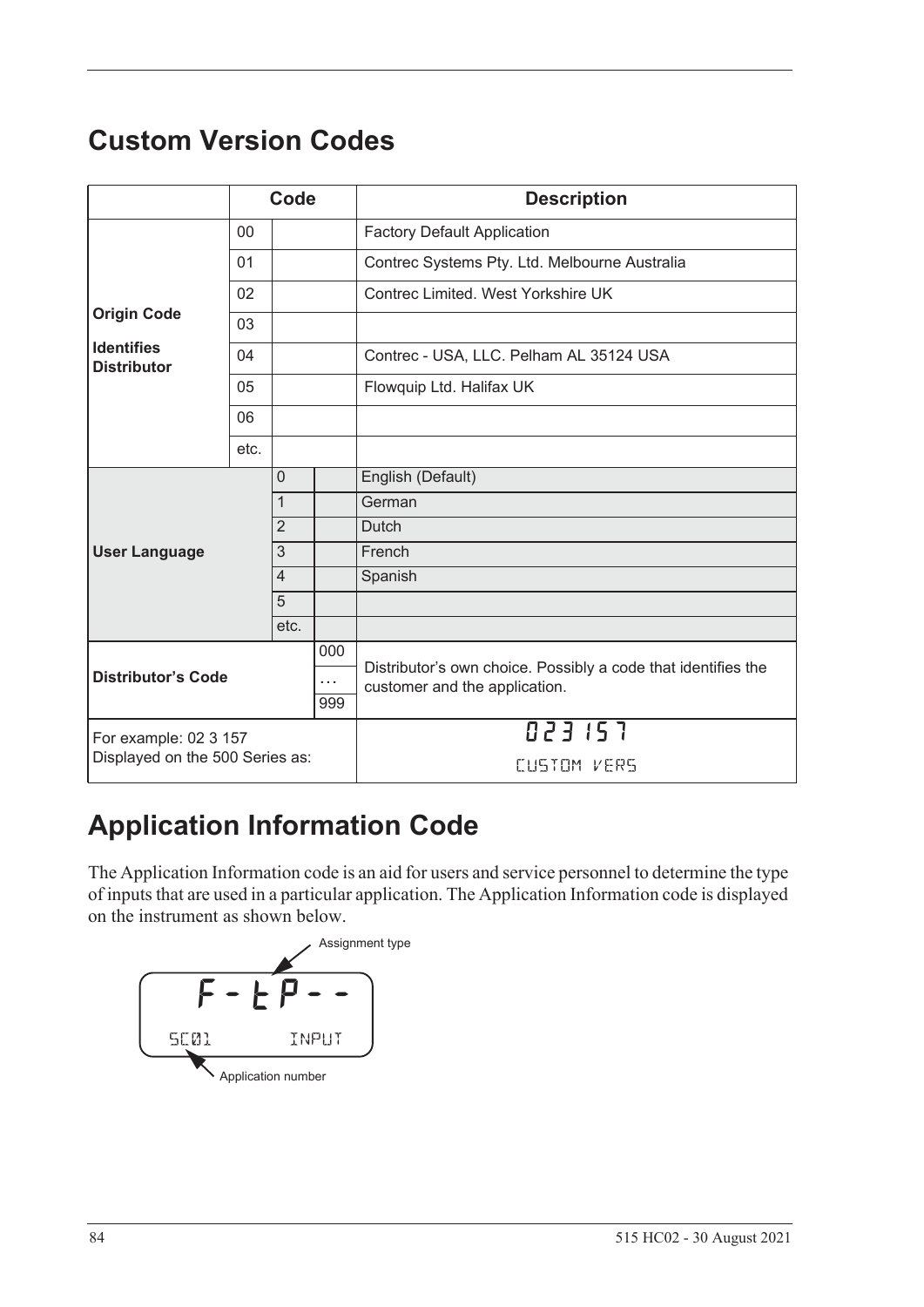## Custom Version Codes

| | Code | | | Description |
|---|---|---|---|---|
| **Origin Code** **Identifies Distributor** | 00 | | | Factory Default Application |
| | 01 | | | Contrec Systems Pty. Ltd. Melbourne Australia |
| | 02 | | | Contrec Limited. West Yorkshire UK |
| | 03 | | | |
| | 04 | | | Contrec - USA, LLC. Pelham AL 35124 USA |
| | 05 | | | Flowquip Ltd. Halifax UK |
| | 06 | | | |
| | etc. | | | |
| **User Language** | | 0 | | English (Default) |
| | | 1 | | German |
| | | 2 | | Dutch |
| | | 3 | | French |
| | | 4 | | Spanish |
| | | 5 | | |
| | | etc. | | |
| **Distributor's Code** | | | 000 | Distributor's own choice. Possibly a code that identifies the customer and the application. |
| | | | … | |
| | | | 999 | |
| For example: 02 3 157 Displayed on the 500 Series as: | | | | 023 157 CUSTOM VERS |

## Application Information Code

The Application Information code is an aid for users and service personnel to determine the type of inputs that are used in a particular application. The Application Information code is displayed on the instrument as shown below.

```
F - t P - -
SC01        INPUT
```

Assignment type

Application number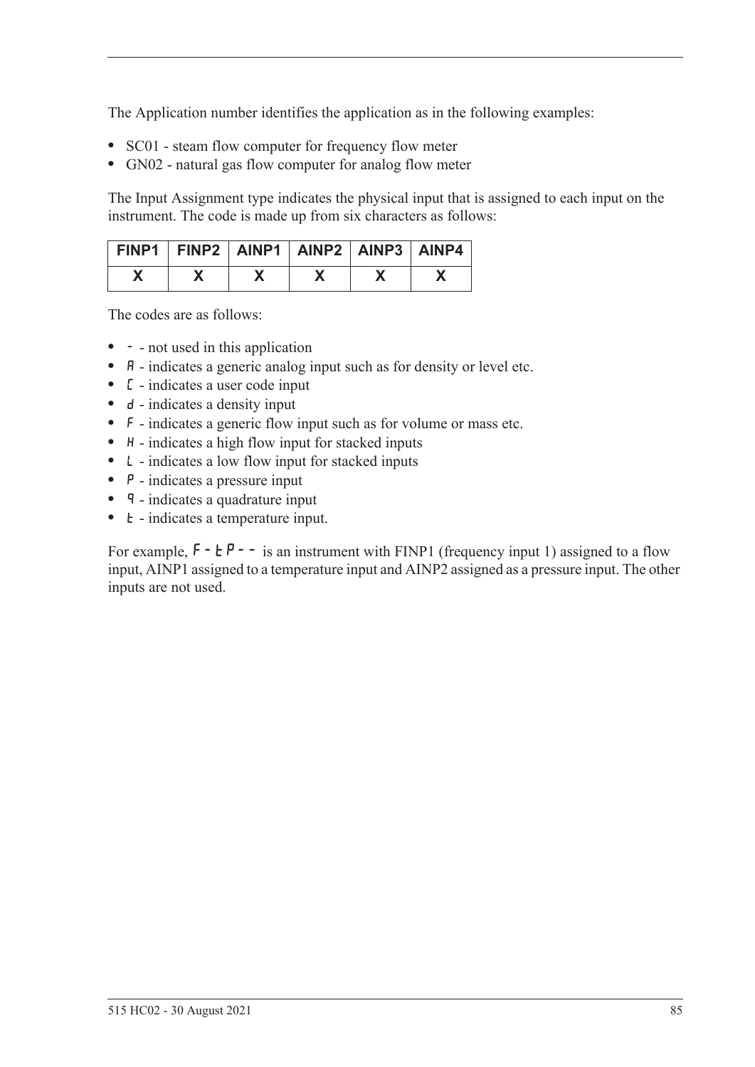The Application number identifies the application as in the following examples:

- SC01 - steam flow computer for frequency flow meter
- GN02 - natural gas flow computer for analog flow meter

The Input Assignment type indicates the physical input that is assigned to each input on the instrument. The code is made up from six characters as follows:

| FINP1 | FINP2 | AINP1 | AINP2 | AINP3 | AINP4 |
|---|---|---|---|---|---|
| X | X | X | X | X | X |

The codes are as follows:

- `-` - not used in this application
- `A` - indicates a generic analog input such as for density or level etc.
- `C` - indicates a user code input
- `d` - indicates a density input
- `F` - indicates a generic flow input such as for volume or mass etc.
- `H` - indicates a high flow input for stacked inputs
- `L` - indicates a low flow input for stacked inputs
- `P` - indicates a pressure input
- `q` - indicates a quadrature input
- `t` - indicates a temperature input.

For example, `F-tP--` is an instrument with FINP1 (frequency input 1) assigned to a flow input, AINP1 assigned to a temperature input and AINP2 assigned as a pressure input. The other inputs are not used.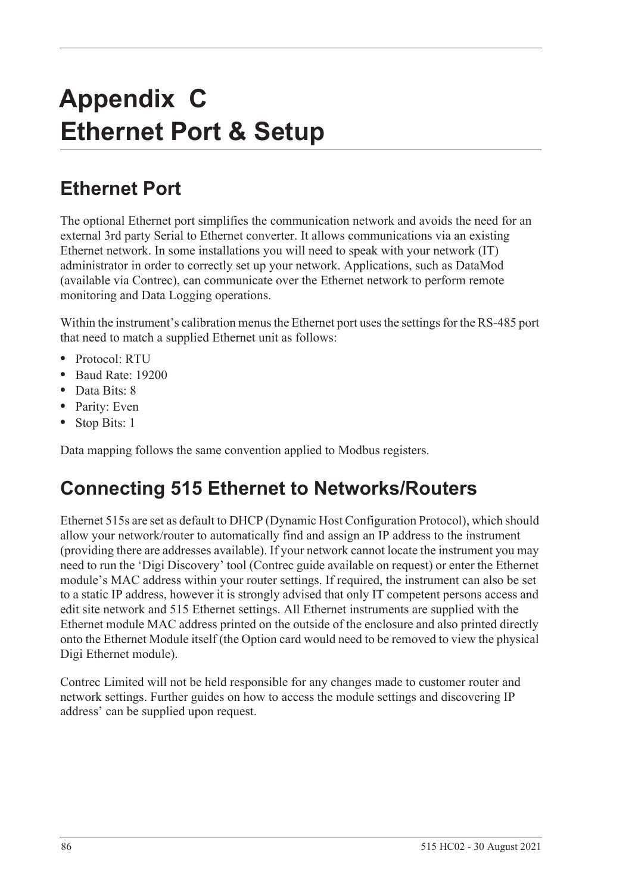# Appendix C
# Ethernet Port & Setup

## Ethernet Port

The optional Ethernet port simplifies the communication network and avoids the need for an external 3rd party Serial to Ethernet converter. It allows communications via an existing Ethernet network. In some installations you will need to speak with your network (IT) administrator in order to correctly set up your network. Applications, such as DataMod (available via Contrec), can communicate over the Ethernet network to perform remote monitoring and Data Logging operations.

Within the instrument's calibration menus the Ethernet port uses the settings for the RS-485 port that need to match a supplied Ethernet unit as follows:

- Protocol: RTU
- Baud Rate: 19200
- Data Bits: 8
- Parity: Even
- Stop Bits: 1

Data mapping follows the same convention applied to Modbus registers.

## Connecting 515 Ethernet to Networks/Routers

Ethernet 515s are set as default to DHCP (Dynamic Host Configuration Protocol), which should allow your network/router to automatically find and assign an IP address to the instrument (providing there are addresses available). If your network cannot locate the instrument you may need to run the 'Digi Discovery' tool (Contrec guide available on request) or enter the Ethernet module's MAC address within your router settings. If required, the instrument can also be set to a static IP address, however it is strongly advised that only IT competent persons access and edit site network and 515 Ethernet settings. All Ethernet instruments are supplied with the Ethernet module MAC address printed on the outside of the enclosure and also printed directly onto the Ethernet Module itself (the Option card would need to be removed to view the physical Digi Ethernet module).

Contrec Limited will not be held responsible for any changes made to customer router and network settings. Further guides on how to access the module settings and discovering IP address' can be supplied upon request.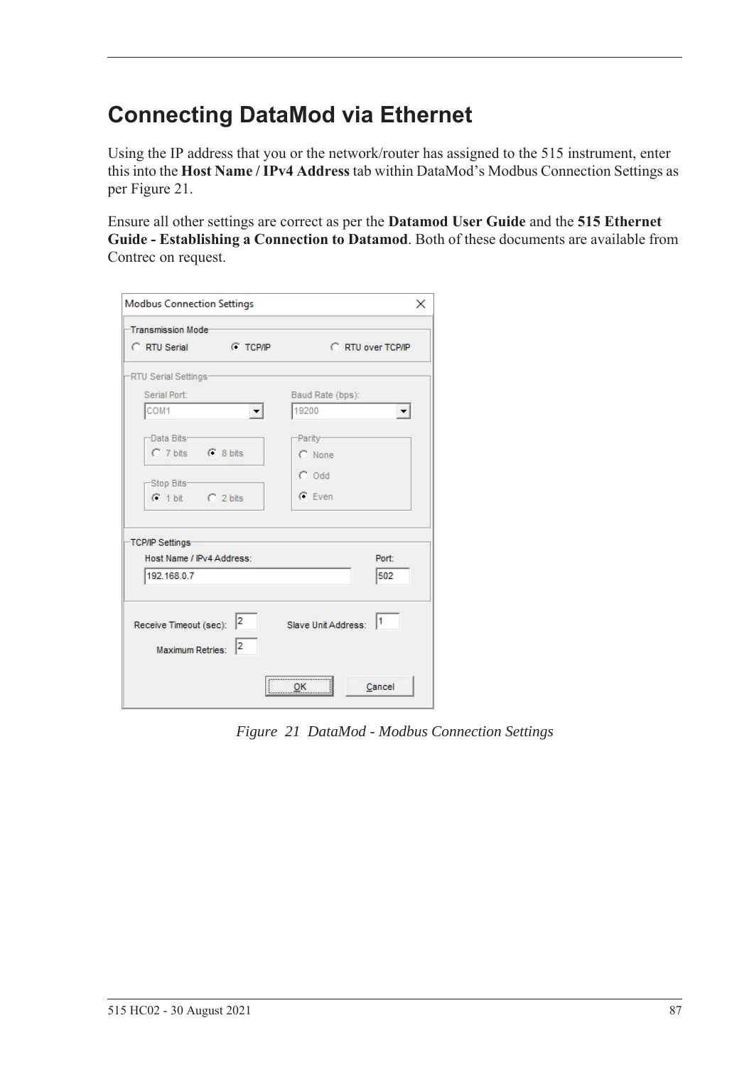# Connecting DataMod via Ethernet

Using the IP address that you or the network/router has assigned to the 515 instrument, enter this into the **Host Name / IPv4 Address** tab within DataMod's Modbus Connection Settings as per Figure 21.

Ensure all other settings are correct as per the **Datamod User Guide** and the **515 Ethernet Guide - Establishing a Connection to Datamod**. Both of these documents are available from Contrec on request.

*Figure 21 DataMod - Modbus Connection Settings*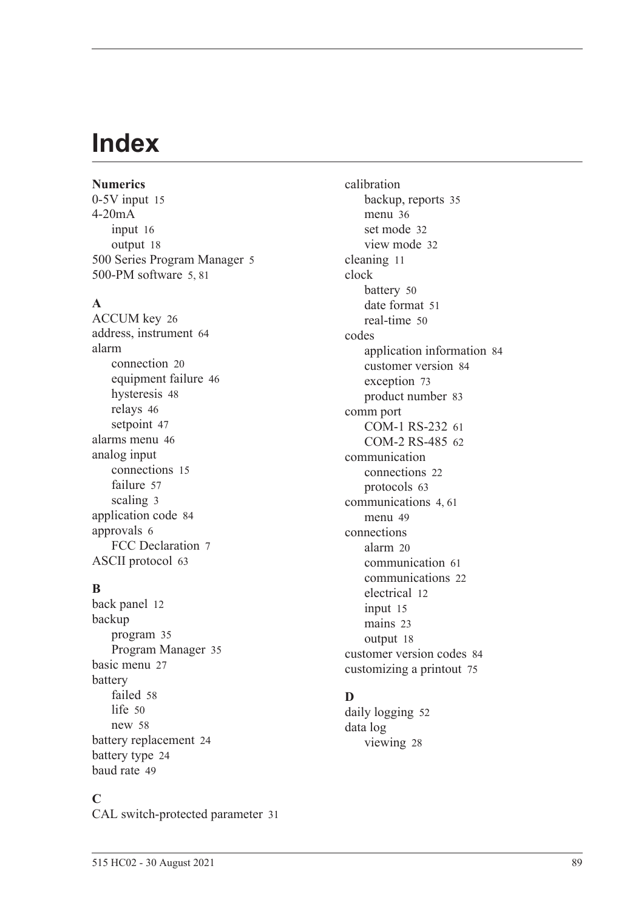# Index

**Numerics**

0-5V input 15
4-20mA
- input 16
- output 18

500 Series Program Manager 5
500-PM software 5, 81

**A**

ACCUM key 26
address, instrument 64
alarm
- connection 20
- equipment failure 46
- hysteresis 48
- relays 46
- setpoint 47

alarms menu 46
analog input
- connections 15
- failure 57
- scaling 3

application code 84
approvals 6
- FCC Declaration 7

ASCII protocol 63

**B**

back panel 12
backup
- program 35
- Program Manager 35

basic menu 27
battery
- failed 58
- life 50
- new 58

battery replacement 24
battery type 24
baud rate 49

**C**

CAL switch-protected parameter 31
calibration
- backup, reports 35
- menu 36
- set mode 32
- view mode 32

cleaning 11
clock
- battery 50
- date format 51
- real-time 50

codes
- application information 84
- customer version 84
- exception 73
- product number 83

comm port
- COM-1 RS-232 61
- COM-2 RS-485 62

communication
- connections 22
- protocols 63

communications 4, 61
- menu 49

connections
- alarm 20
- communication 61
- communications 22
- electrical 12
- input 15
- mains 23
- output 18

customer version codes 84
customizing a printout 75

**D**

daily logging 52
data log
- viewing 28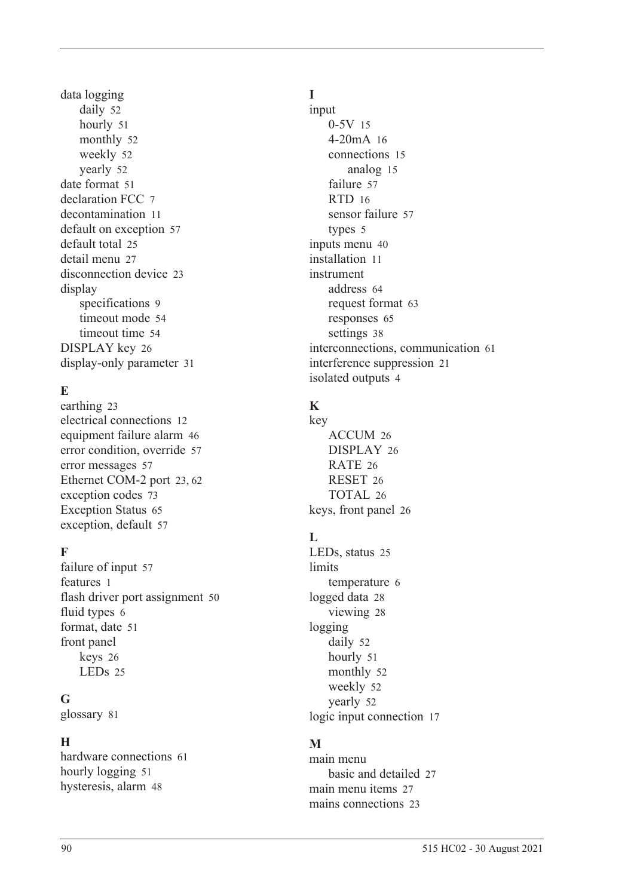data logging
- daily 52
- hourly 51
- monthly 52
- weekly 52
- yearly 52

date format 51
declaration FCC 7
decontamination 11
default on exception 57
default total 25
detail menu 27
disconnection device 23
display
- specifications 9
- timeout mode 54
- timeout time 54

DISPLAY key 26
display-only parameter 31

**E**

earthing 23
electrical connections 12
equipment failure alarm 46
error condition, override 57
error messages 57
Ethernet COM-2 port 23, 62
exception codes 73
Exception Status 65
exception, default 57

**F**

failure of input 57
features 1
flash driver port assignment 50
fluid types 6
format, date 51
front panel
- keys 26
- LEDs 25

**G**

glossary 81

**H**

hardware connections 61
hourly logging 51
hysteresis, alarm 48

**I**

input
- 0-5V 15
- 4-20mA 16
- connections 15
  - analog 15
- failure 57
- RTD 16
- sensor failure 57
- types 5

inputs menu 40
installation 11
instrument
- address 64
- request format 63
- responses 65
- settings 38

interconnections, communication 61
interference suppression 21
isolated outputs 4

**K**

key
- ACCUM 26
- DISPLAY 26
- RATE 26
- RESET 26
- TOTAL 26

keys, front panel 26

**L**

LEDs, status 25
limits
- temperature 6

logged data 28
- viewing 28

logging
- daily 52
- hourly 51
- monthly 52
- weekly 52
- yearly 52

logic input connection 17

**M**

main menu
- basic and detailed 27

main menu items 27
mains connections 23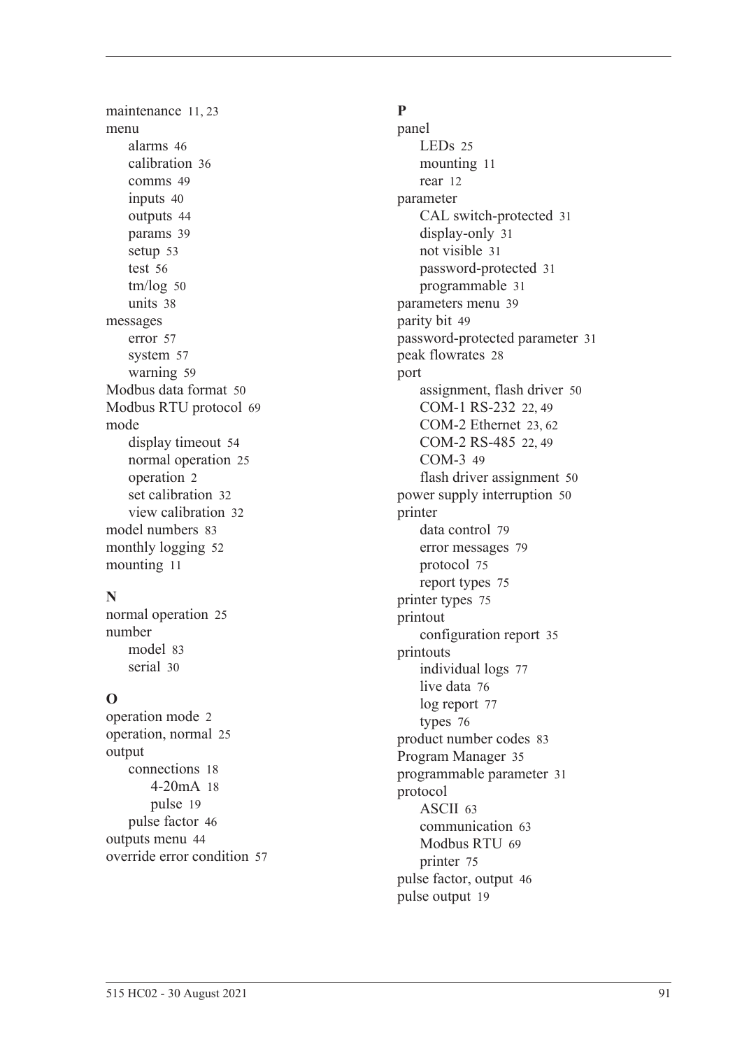maintenance 11, 23
menu
- alarms 46
- calibration 36
- comms 49
- inputs 40
- outputs 44
- params 39
- setup 53
- test 56
- tm/log 50
- units 38

messages
- error 57
- system 57
- warning 59

Modbus data format 50
Modbus RTU protocol 69
mode
- display timeout 54
- normal operation 25
- operation 2
- set calibration 32
- view calibration 32

model numbers 83
monthly logging 52
mounting 11

**N**

normal operation 25
number
- model 83
- serial 30

**O**

operation mode 2
operation, normal 25
output
- connections 18
  - 4-20mA 18
  - pulse 19
- pulse factor 46

outputs menu 44
override error condition 57

**P**

panel
- LEDs 25
- mounting 11
- rear 12

parameter
- CAL switch-protected 31
- display-only 31
- not visible 31
- password-protected 31
- programmable 31

parameters menu 39
parity bit 49
password-protected parameter 31
peak flowrates 28
port
- assignment, flash driver 50
- COM-1 RS-232 22, 49
- COM-2 Ethernet 23, 62
- COM-2 RS-485 22, 49
- COM-3 49
- flash driver assignment 50

power supply interruption 50
printer
- data control 79
- error messages 79
- protocol 75
- report types 75

printer types 75
printout
- configuration report 35

printouts
- individual logs 77
- live data 76
- log report 77
- types 76

product number codes 83
Program Manager 35
programmable parameter 31
protocol
- ASCII 63
- communication 63
- Modbus RTU 69
- printer 75

pulse factor, output 46
pulse output 19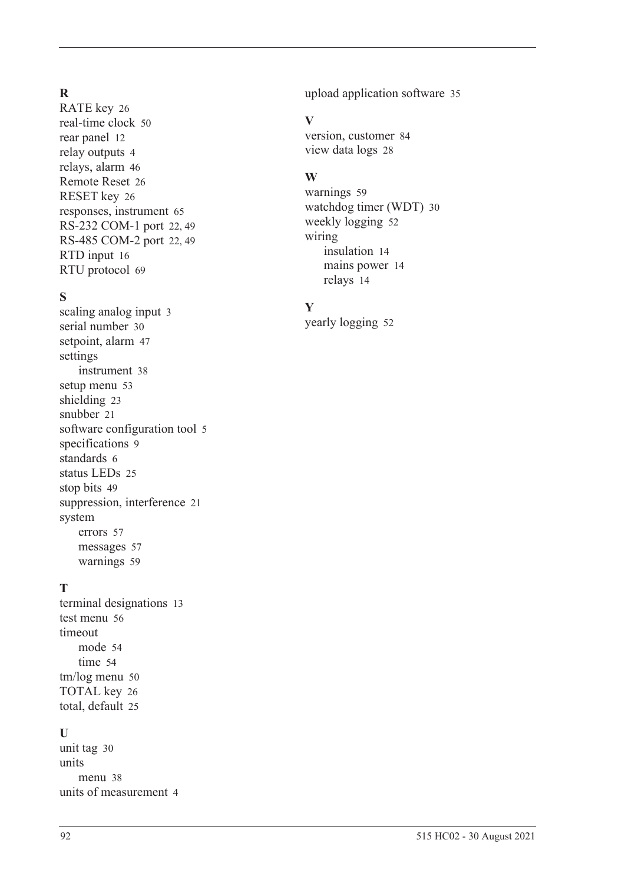**R**

RATE key 26
real-time clock 50
rear panel 12
relay outputs 4
relays, alarm 46
Remote Reset 26
RESET key 26
responses, instrument 65
RS-232 COM-1 port 22, 49
RS-485 COM-2 port 22, 49
RTD input 16
RTU protocol 69

**S**

scaling analog input 3
serial number 30
setpoint, alarm 47
settings
  instrument 38
setup menu 53
shielding 23
snubber 21
software configuration tool 5
specifications 9
standards 6
status LEDs 25
stop bits 49
suppression, interference 21
system
  errors 57
  messages 57
  warnings 59

**T**

terminal designations 13
test menu 56
timeout
  mode 54
  time 54
tm/log menu 50
TOTAL key 26
total, default 25

**U**

unit tag 30
units
  menu 38
units of measurement 4
upload application software 35

**V**

version, customer 84
view data logs 28

**W**

warnings 59
watchdog timer (WDT) 30
weekly logging 52
wiring
  insulation 14
  mains power 14
  relays 14

**Y**

yearly logging 52